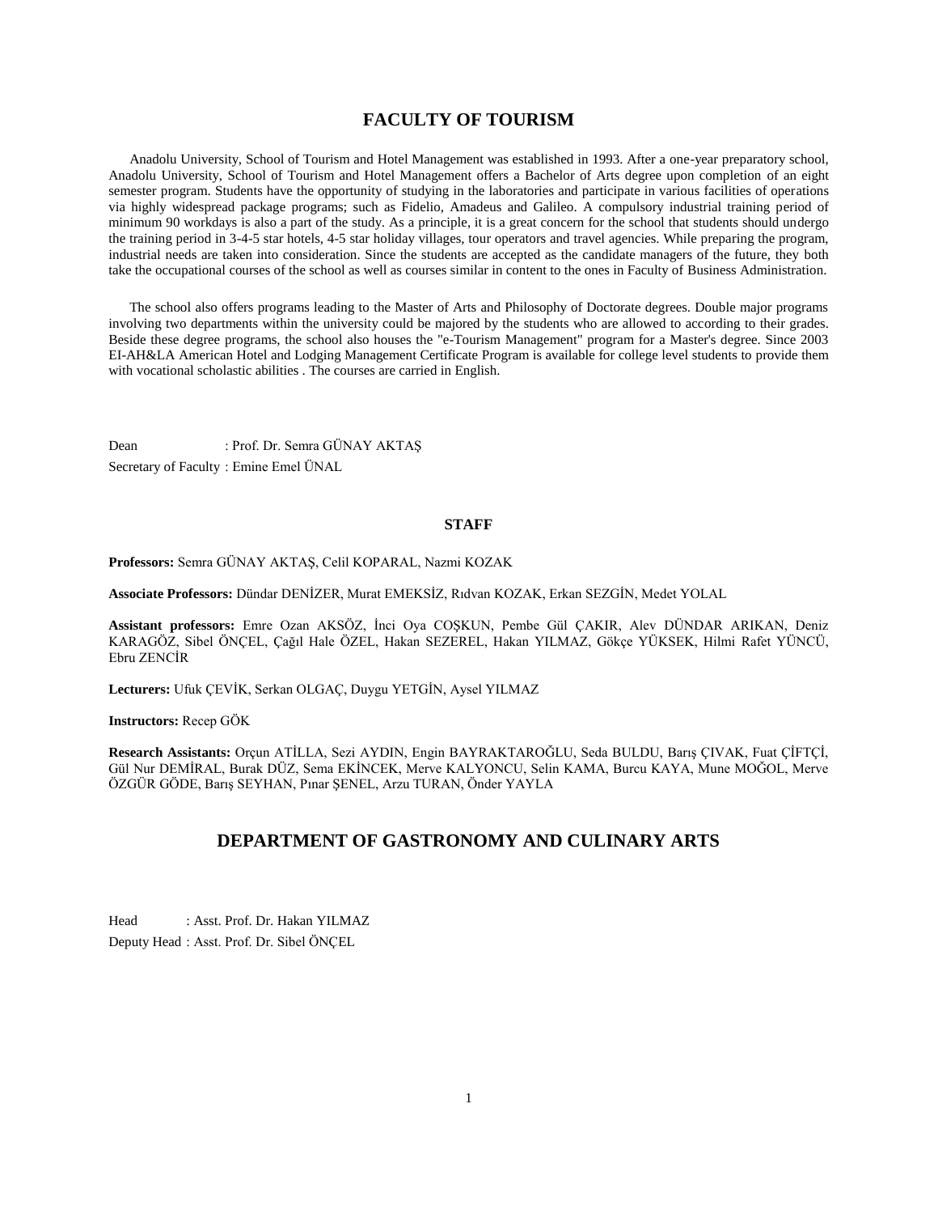# FACULTY OF TOURISM

Anadolu University, School of Tourism and Hotel Management was established in 1993. After a one-year preparatory school, Anadolu University, School of Tourism and Hotel Management offers a Bachelor of Arts degree upon completion of an eight semester program. Students have the opportunity of studying in the laboratories and participate in various facilities of operations via highly widespread package programs; such as Fidelio, Amadeus and Galileo. A compulsory industrial training period of minimum 90 workdays is also a part of the study. As a principle, it is a great concern for the school that students should undergo the training period in 3-4-5 star hotels, 4-5 star holiday villages, tour operators and travel agencies. While preparing the program, industrial needs are taken into consideration. Since the students are accepted as the candidate managers of the future, they both take the occupational courses of the school as well as courses similar in content to the ones in Faculty of Business Administration.

The school also offers programs leading to the Master of Arts and Philosophy of Doctorate degrees. Double major programs involving two departments within the university could be majored by the students who are allowed to according to their grades. Beside these degree programs, the school also houses the "e-Tourism Management" program for a Master's degree. Since 2003 EI-AH&LA American Hotel and Lodging Management Certificate Program is available for college level students to provide them with vocational scholastic abilities . The courses are carried in English.

Dean : Prof. Dr. Semra GÜNAY AKTAŞ

Secretary of Faculty : Emine Emel ÜNAL

## STAFF

**Professors:** Semra GÜNAY AKTAŞ, Celil KOPARAL, Nazmi KOZAK

**Associate Professors:** Dündar DENİZER, Murat EMEKSİZ, Rıdvan KOZAK, Erkan SEZGİN, Medet YOLAL

**Assistant professors:** Emre Ozan AKSÖZ, İnci Oya COŞKUN, Pembe Gül ÇAKIR, Alev DÜNDAR ARIKAN, Deniz KARAGÖZ, Sibel ÖNÇEL, Çağıl Hale ÖZEL, Hakan SEZEREL, Hakan YILMAZ, Gökçe YÜKSEK, Hilmi Rafet YÜNCÜ, Ebru ZENCİR

**Lecturers:** Ufuk ÇEVİK, Serkan OLGAÇ, Duygu YETGİN, Aysel YILMAZ

**Instructors:** Recep GÖK

**Research Assistants:** Orçun ATİLLA, Sezi AYDIN, Engin BAYRAKTAROĞLU, Seda BULDU, Barış ÇIVAK, Fuat ÇİFTÇİ, Gül Nur DEMİRAL, Burak DÜZ, Sema EKİNCEK, Merve KALYONCU, Selin KAMA, Burcu KAYA, Mune MOĞOL, Merve ÖZGÜR GÖDE, Barış SEYHAN, Pınar ŞENEL, Arzu TURAN, Önder YAYLA

# DEPARTMENT OF GASTRONOMY AND CULINARY ARTS

Head : Asst. Prof. Dr. Hakan YILMAZ

Deputy Head : Asst. Prof. Dr. Sibel ÖNÇEL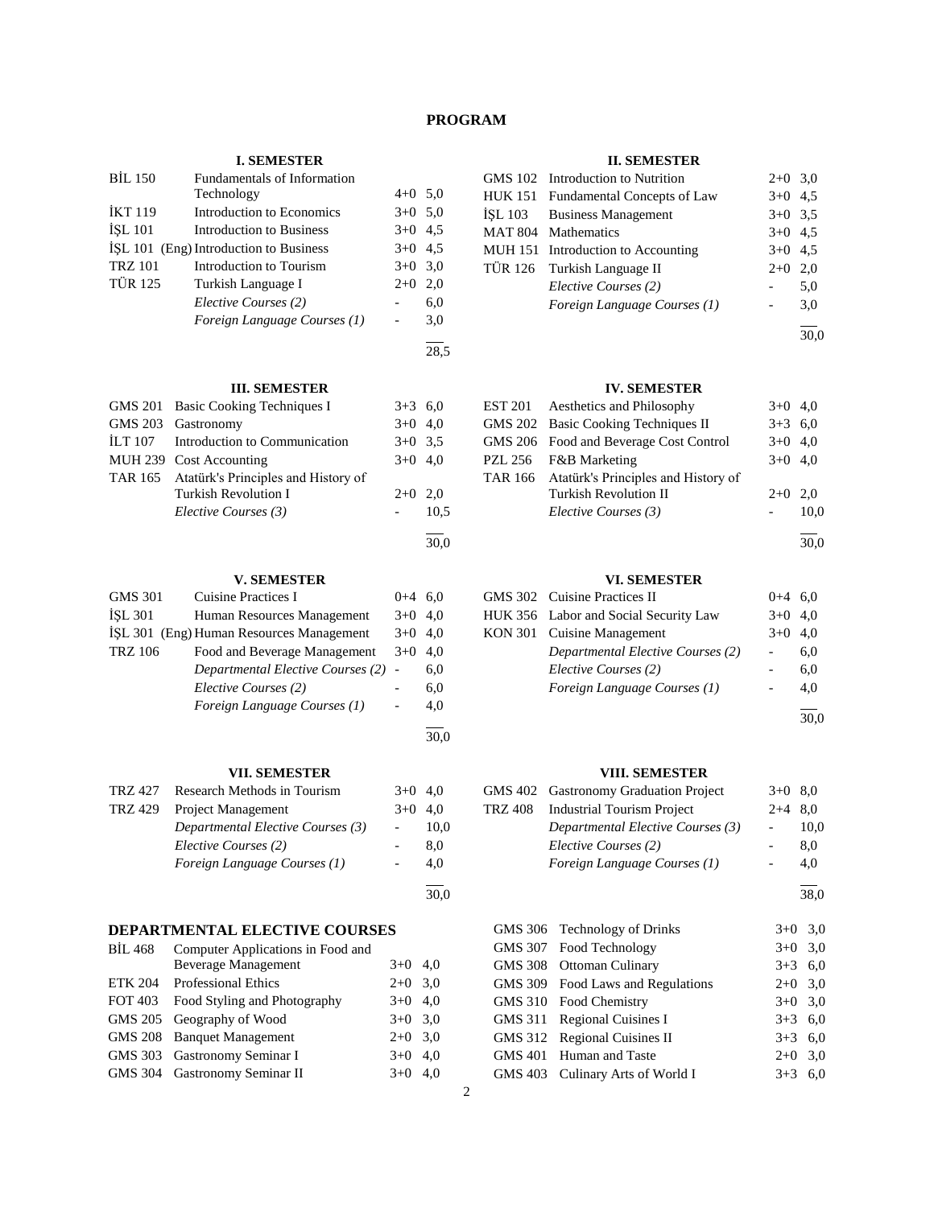# PROGRAM

### I. SEMESTER

| Code | Course | Hours | Credit |
|---|---|---|---|
| BİL 150 | Fundamentals of Information Technology | 4+0 | 5,0 |
| İKT 119 | Introduction to Economics | 3+0 | 5,0 |
| İŞL 101 | Introduction to Business | 3+0 | 4,5 |
| İŞL 101 (Eng) | Introduction to Business | 3+0 | 4,5 |
| TRZ 101 | Introduction to Tourism | 3+0 | 3,0 |
| TÜR 125 | Turkish Language I | 2+0 | 2,0 |
| | *Elective Courses (2)* | - | 6,0 |
| | *Foreign Language Courses (1)* | - | 3,0 |
| | | | 28,5 |

### II. SEMESTER

| Code | Course | Hours | Credit |
|---|---|---|---|
| GMS 102 | Introduction to Nutrition | 2+0 | 3,0 |
| HUK 151 | Fundamental Concepts of Law | 3+0 | 4,5 |
| İŞL 103 | Business Management | 3+0 | 3,5 |
| MAT 804 | Mathematics | 3+0 | 4,5 |
| MUH 151 | Introduction to Accounting | 3+0 | 4,5 |
| TÜR 126 | Turkish Language II | 2+0 | 2,0 |
| | *Elective Courses (2)* | - | 5,0 |
| | *Foreign Language Courses (1)* | - | 3,0 |
| | | | 30,0 |

### III. SEMESTER

| Code | Course | Hours | Credit |
|---|---|---|---|
| GMS 201 | Basic Cooking Techniques I | 3+3 | 6,0 |
| GMS 203 | Gastronomy | 3+0 | 4,0 |
| İLT 107 | Introduction to Communication | 3+0 | 3,5 |
| MUH 239 | Cost Accounting | 3+0 | 4,0 |
| TAR 165 | Atatürk's Principles and History of Turkish Revolution I | 2+0 | 2,0 |
| | *Elective Courses (3)* | - | 10,5 |
| | | | 30,0 |

### IV. SEMESTER

| Code | Course | Hours | Credit |
|---|---|---|---|
| EST 201 | Aesthetics and Philosophy | 3+0 | 4,0 |
| GMS 202 | Basic Cooking Techniques II | 3+3 | 6,0 |
| GMS 206 | Food and Beverage Cost Control | 3+0 | 4,0 |
| PZL 256 | F&B Marketing | 3+0 | 4,0 |
| TAR 166 | Atatürk's Principles and History of Turkish Revolution II | 2+0 | 2,0 |
| | *Elective Courses (3)* | - | 10,0 |
| | | | 30,0 |

### V. SEMESTER

| Code | Course | Hours | Credit |
|---|---|---|---|
| GMS 301 | Cuisine Practices I | 0+4 | 6,0 |
| İŞL 301 | Human Resources Management | 3+0 | 4,0 |
| İŞL 301 (Eng) | Human Resources Management | 3+0 | 4,0 |
| TRZ 106 | Food and Beverage Management | 3+0 | 4,0 |
| | *Departmental Elective Courses (2)* | - | 6,0 |
| | *Elective Courses (2)* | - | 6,0 |
| | *Foreign Language Courses (1)* | - | 4,0 |
| | | | 30,0 |

### VI. SEMESTER

| Code | Course | Hours | Credit |
|---|---|---|---|
| GMS 302 | Cuisine Practices II | 0+4 | 6,0 |
| HUK 356 | Labor and Social Security Law | 3+0 | 4,0 |
| KON 301 | Cuisine Management | 3+0 | 4,0 |
| | *Departmental Elective Courses (2)* | - | 6,0 |
| | *Elective Courses (2)* | - | 6,0 |
| | *Foreign Language Courses (1)* | - | 4,0 |
| | | | 30,0 |

### VII. SEMESTER

| Code | Course | Hours | Credit |
|---|---|---|---|
| TRZ 427 | Research Methods in Tourism | 3+0 | 4,0 |
| TRZ 429 | Project Management | 3+0 | 4,0 |
| | *Departmental Elective Courses (3)* | - | 10,0 |
| | *Elective Courses (2)* | - | 8,0 |
| | *Foreign Language Courses (1)* | - | 4,0 |
| | | | 30,0 |

### VIII. SEMESTER

| Code | Course | Hours | Credit |
|---|---|---|---|
| GMS 402 | Gastronomy Graduation Project | 3+0 | 8,0 |
| TRZ 408 | Industrial Tourism Project | 2+4 | 8,0 |
| | *Departmental Elective Courses (3)* | - | 10,0 |
| | *Elective Courses (2)* | - | 8,0 |
| | *Foreign Language Courses (1)* | - | 4,0 |
| | | | 38,0 |

## DEPARTMENTAL ELECTIVE COURSES

| Code | Course | Hours | Credit |
|---|---|---|---|
| BİL 468 | Computer Applications in Food and Beverage Management | 3+0 | 4,0 |
| ETK 204 | Professional Ethics | 2+0 | 3,0 |
| FOT 403 | Food Styling and Photography | 3+0 | 4,0 |
| GMS 205 | Geography of Wood | 3+0 | 3,0 |
| GMS 208 | Banquet Management | 2+0 | 3,0 |
| GMS 303 | Gastronomy Seminar I | 3+0 | 4,0 |
| GMS 304 | Gastronomy Seminar II | 3+0 | 4,0 |
| GMS 306 | Technology of Drinks | 3+0 | 3,0 |
| GMS 307 | Food Technology | 3+0 | 3,0 |
| GMS 308 | Ottoman Culinary | 3+3 | 6,0 |
| GMS 309 | Food Laws and Regulations | 2+0 | 3,0 |
| GMS 310 | Food Chemistry | 3+0 | 3,0 |
| GMS 311 | Regional Cuisines I | 3+3 | 6,0 |
| GMS 312 | Regional Cuisines II | 3+3 | 6,0 |
| GMS 401 | Human and Taste | 2+0 | 3,0 |
| GMS 403 | Culinary Arts of World I | 3+3 | 6,0 |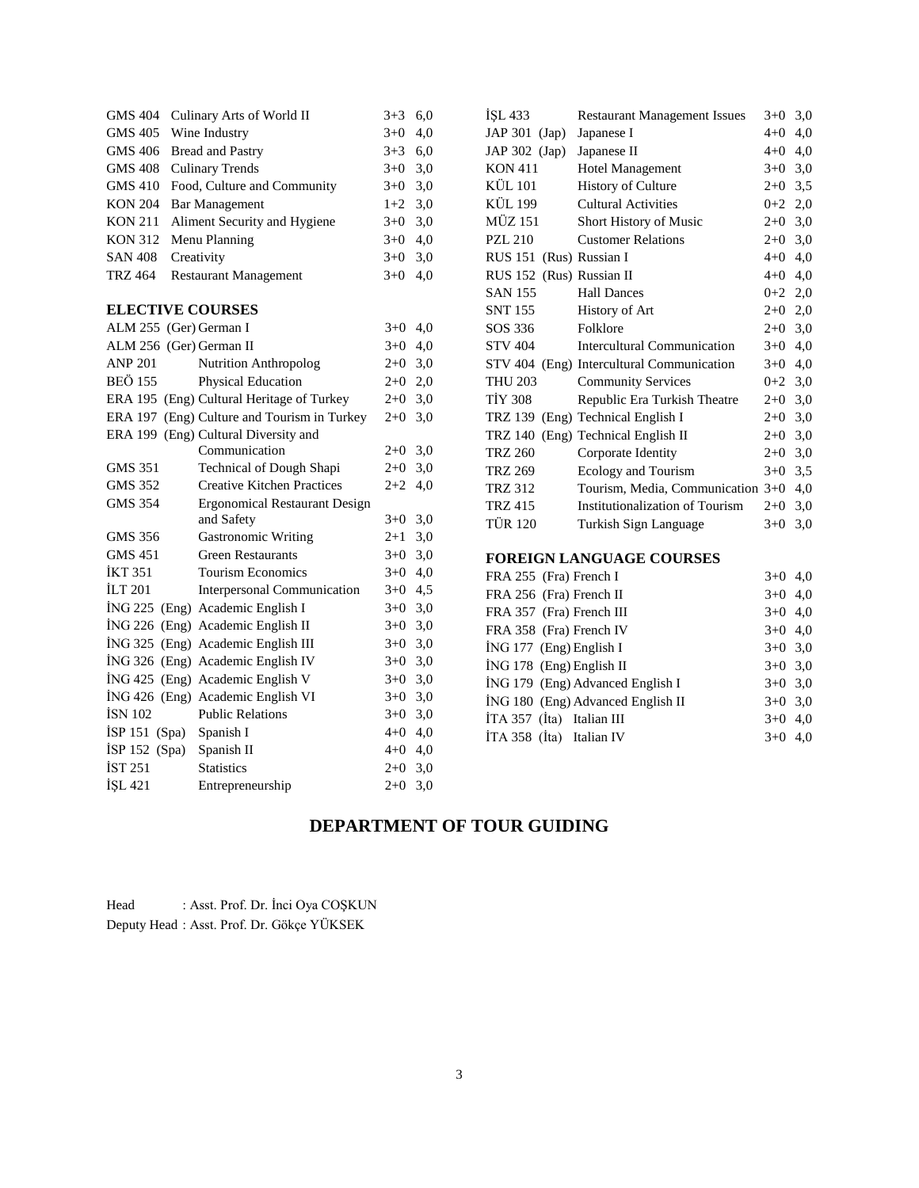| | | | |
|---|---|---|---|
| GMS 404 | Culinary Arts of World II | 3+3 | 6,0 |
| GMS 405 | Wine Industry | 3+0 | 4,0 |
| GMS 406 | Bread and Pastry | 3+3 | 6,0 |
| GMS 408 | Culinary Trends | 3+0 | 3,0 |
| GMS 410 | Food, Culture and Community | 3+0 | 3,0 |
| KON 204 | Bar Management | 1+2 | 3,0 |
| KON 211 | Aliment Security and Hygiene | 3+0 | 3,0 |
| KON 312 | Menu Planning | 3+0 | 4,0 |
| SAN 408 | Creativity | 3+0 | 3,0 |
| TRZ 464 | Restaurant Management | 3+0 | 4,0 |

## ELECTIVE COURSES

| | | | |
|---|---|---|---|
| ALM 255 (Ger) | German I | 3+0 | 4,0 |
| ALM 256 (Ger) | German II | 3+0 | 4,0 |
| ANP 201 | Nutrition Anthropolog | 2+0 | 3,0 |
| BEÖ 155 | Physical Education | 2+0 | 2,0 |
| ERA 195 (Eng) | Cultural Heritage of Turkey | 2+0 | 3,0 |
| ERA 197 (Eng) | Culture and Tourism in Turkey | 2+0 | 3,0 |
| ERA 199 (Eng) | Cultural Diversity and Communication | 2+0 | 3,0 |
| GMS 351 | Technical of Dough Shapi | 2+0 | 3,0 |
| GMS 352 | Creative Kitchen Practices | 2+2 | 4,0 |
| GMS 354 | Ergonomical Restaurant Design and Safety | 3+0 | 3,0 |
| GMS 356 | Gastronomic Writing | 2+1 | 3,0 |
| GMS 451 | Green Restaurants | 3+0 | 3,0 |
| İKT 351 | Tourism Economics | 3+0 | 4,0 |
| İLT 201 | Interpersonal Communication | 3+0 | 4,5 |
| İNG 225 (Eng) | Academic English I | 3+0 | 3,0 |
| İNG 226 (Eng) | Academic English II | 3+0 | 3,0 |
| İNG 325 (Eng) | Academic English III | 3+0 | 3,0 |
| İNG 326 (Eng) | Academic English IV | 3+0 | 3,0 |
| İNG 425 (Eng) | Academic English V | 3+0 | 3,0 |
| İNG 426 (Eng) | Academic English VI | 3+0 | 3,0 |
| İSN 102 | Public Relations | 3+0 | 3,0 |
| İSP 151 (Spa) | Spanish I | 4+0 | 4,0 |
| İSP 152 (Spa) | Spanish II | 4+0 | 4,0 |
| İST 251 | Statistics | 2+0 | 3,0 |
| İŞL 421 | Entrepreneurship | 2+0 | 3,0 |
| İŞL 433 | Restaurant Management Issues | 3+0 | 3,0 |
| JAP 301 (Jap) | Japanese I | 4+0 | 4,0 |
| JAP 302 (Jap) | Japanese II | 4+0 | 4,0 |
| KON 411 | Hotel Management | 3+0 | 3,0 |
| KÜL 101 | History of Culture | 2+0 | 3,5 |
| KÜL 199 | Cultural Activities | 0+2 | 2,0 |
| MÜZ 151 | Short History of Music | 2+0 | 3,0 |
| PZL 210 | Customer Relations | 2+0 | 3,0 |
| RUS 151 (Rus) | Russian I | 4+0 | 4,0 |
| RUS 152 (Rus) | Russian II | 4+0 | 4,0 |
| SAN 155 | Hall Dances | 0+2 | 2,0 |
| SNT 155 | History of Art | 2+0 | 2,0 |
| SOS 336 | Folklore | 2+0 | 3,0 |
| STV 404 | Intercultural Communication | 3+0 | 4,0 |
| STV 404 (Eng) | Intercultural Communication | 3+0 | 4,0 |
| THU 203 | Community Services | 0+2 | 3,0 |
| TİY 308 | Republic Era Turkish Theatre | 2+0 | 3,0 |
| TRZ 139 (Eng) | Technical English I | 2+0 | 3,0 |
| TRZ 140 (Eng) | Technical English II | 2+0 | 3,0 |
| TRZ 260 | Corporate Identity | 2+0 | 3,0 |
| TRZ 269 | Ecology and Tourism | 3+0 | 3,5 |
| TRZ 312 | Tourism, Media, Communication | 3+0 | 4,0 |
| TRZ 415 | Institutionalization of Tourism | 2+0 | 3,0 |
| TÜR 120 | Turkish Sign Language | 3+0 | 3,0 |

## FOREIGN LANGUAGE COURSES

| | | | |
|---|---|---|---|
| FRA 255 (Fra) | French I | 3+0 | 4,0 |
| FRA 256 (Fra) | French II | 3+0 | 4,0 |
| FRA 357 (Fra) | French III | 3+0 | 4,0 |
| FRA 358 (Fra) | French IV | 3+0 | 4,0 |
| İNG 177 (Eng) | English I | 3+0 | 3,0 |
| İNG 178 (Eng) | English II | 3+0 | 3,0 |
| İNG 179 (Eng) | Advanced English I | 3+0 | 3,0 |
| İNG 180 (Eng) | Advanced English II | 3+0 | 3,0 |
| İTA 357 (İta) | Italian III | 3+0 | 4,0 |
| İTA 358 (İta) | Italian IV | 3+0 | 4,0 |

# DEPARTMENT OF TOUR GUIDING

Head : Asst. Prof. Dr. İnci Oya COŞKUN

Deputy Head : Asst. Prof. Dr. Gökçe YÜKSEK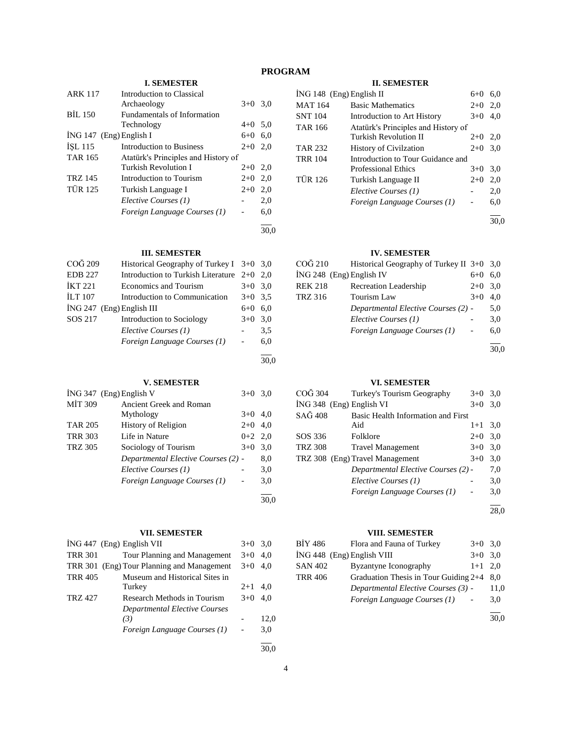# PROGRAM

### I. SEMESTER

| Code | Course | Hours | Credit |
|---|---|---|---|
| ARK 117 | Introduction to Classical Archaeology | 3+0 | 3,0 |
| BİL 150 | Fundamentals of Information Technology | 4+0 | 5,0 |
| İNG 147 (Eng) | English I | 6+0 | 6,0 |
| İŞL 115 | Introduction to Business | 2+0 | 2,0 |
| TAR 165 | Atatürk's Principles and History of Turkish Revolution I | 2+0 | 2,0 |
| TRZ 145 | Introduction to Tourism | 2+0 | 2,0 |
| TÜR 125 | Turkish Language I | 2+0 | 2,0 |
| | *Elective Courses (1)* | - | 2,0 |
| | *Foreign Language Courses (1)* | - | 6,0 |
| | | | 30,0 |

### II. SEMESTER

| Code | Course | Hours | Credit |
|---|---|---|---|
| İNG 148 (Eng) | English II | 6+0 | 6,0 |
| MAT 164 | Basic Mathematics | 2+0 | 2,0 |
| SNT 104 | Introduction to Art History | 3+0 | 4,0 |
| TAR 166 | Atatürk's Principles and History of Turkish Revolution II | 2+0 | 2,0 |
| TAR 232 | History of Civilzation | 2+0 | 3,0 |
| TRR 104 | Introduction to Tour Guidance and Professional Ethics | 3+0 | 3,0 |
| TÜR 126 | Turkish Language II | 2+0 | 2,0 |
| | *Elective Courses (1)* | - | 2,0 |
| | *Foreign Language Courses (1)* | - | 6,0 |
| | | | 30,0 |

### III. SEMESTER

| Code | Course | Hours | Credit |
|---|---|---|---|
| COĞ 209 | Historical Geography of Turkey I | 3+0 | 3,0 |
| EDB 227 | Introduction to Turkish Literature | 2+0 | 2,0 |
| İKT 221 | Economics and Tourism | 3+0 | 3,0 |
| İLT 107 | Introduction to Communication | 3+0 | 3,5 |
| İNG 247 (Eng) | English III | 6+0 | 6,0 |
| SOS 217 | Introduction to Sociology | 3+0 | 3,0 |
| | *Elective Courses (1)* | - | 3,5 |
| | *Foreign Language Courses (1)* | - | 6,0 |
| | | | 30,0 |

### IV. SEMESTER

| Code | Course | Hours | Credit |
|---|---|---|---|
| COĞ 210 | Historical Geography of Turkey II | 3+0 | 3,0 |
| İNG 248 (Eng) | English IV | 6+0 | 6,0 |
| REK 218 | Recreation Leadership | 2+0 | 3,0 |
| TRZ 316 | Tourism Law | 3+0 | 4,0 |
| | *Departmental Elective Courses (2)* | - | 5,0 |
| | *Elective Courses (1)* | - | 3,0 |
| | *Foreign Language Courses (1)* | - | 6,0 |
| | | | 30,0 |

### V. SEMESTER

| Code | Course | Hours | Credit |
|---|---|---|---|
| İNG 347 (Eng) | English V | 3+0 | 3,0 |
| MİT 309 | Ancient Greek and Roman Mythology | 3+0 | 4,0 |
| TAR 205 | History of Religion | 2+0 | 4,0 |
| TRR 303 | Life in Nature | 0+2 | 2,0 |
| TRZ 305 | Sociology of Tourism | 3+0 | 3,0 |
| | *Departmental Elective Courses (2)* | - | 8,0 |
| | *Elective Courses (1)* | - | 3,0 |
| | *Foreign Language Courses (1)* | - | 3,0 |
| | | | 30,0 |

### VI. SEMESTER

| Code | Course | Hours | Credit |
|---|---|---|---|
| COĞ 304 | Turkey's Tourism Geography | 3+0 | 3,0 |
| İNG 348 (Eng) | English VI | 3+0 | 3,0 |
| SAĞ 408 | Basic Health Information and First Aid | 1+1 | 3,0 |
| SOS 336 | Folklore | 2+0 | 3,0 |
| TRZ 308 | Travel Management | 3+0 | 3,0 |
| TRZ 308 (Eng) | Travel Management | 3+0 | 3,0 |
| | *Departmental Elective Courses (2)* | - | 7,0 |
| | *Elective Courses (1)* | - | 3,0 |
| | *Foreign Language Courses (1)* | - | 3,0 |
| | | | 28,0 |

### VII. SEMESTER

| Code | Course | Hours | Credit |
|---|---|---|---|
| İNG 447 (Eng) | English VII | 3+0 | 3,0 |
| TRR 301 | Tour Planning and Management | 3+0 | 4,0 |
| TRR 301 (Eng) | Tour Planning and Management | 3+0 | 4,0 |
| TRR 405 | Museum and Historical Sites in Turkey | 2+1 | 4,0 |
| TRZ 427 | Research Methods in Tourism | 3+0 | 4,0 |
| | *Departmental Elective Courses (3)* | - | 12,0 |
| | *Foreign Language Courses (1)* | - | 3,0 |
| | | | 30,0 |

### VIII. SEMESTER

| Code | Course | Hours | Credit |
|---|---|---|---|
| BİY 486 | Flora and Fauna of Turkey | 3+0 | 3,0 |
| İNG 448 (Eng) | English VIII | 3+0 | 3,0 |
| SAN 402 | Byzantyne Iconography | 1+1 | 2,0 |
| TRR 406 | Graduation Thesis in Tour Guiding | 2+4 | 8,0 |
| | *Departmental Elective Courses (3)* | - | 11,0 |
| | *Foreign Language Courses (1)* | - | 3,0 |
| | | | 30,0 |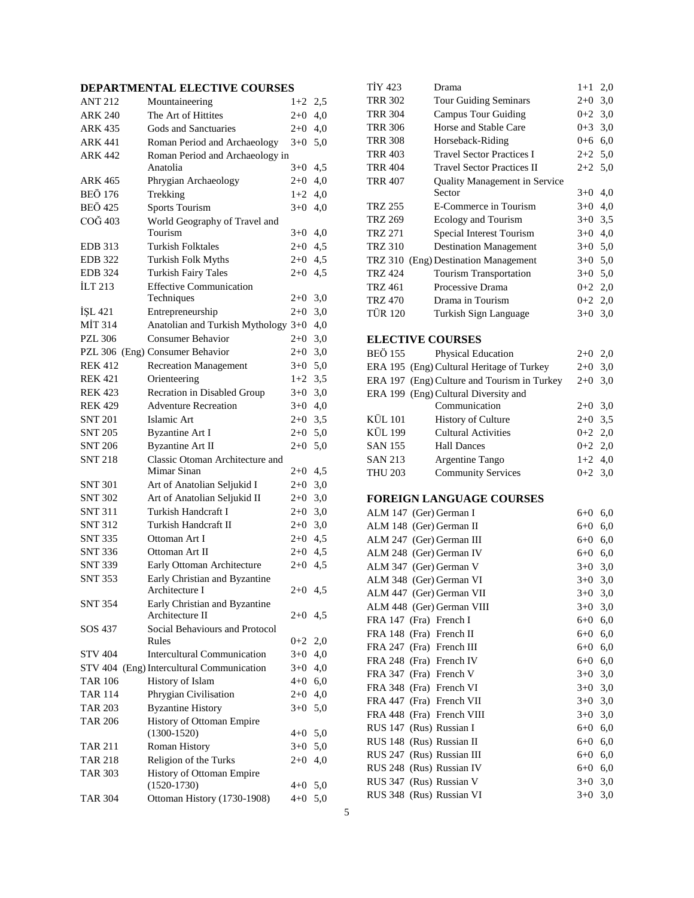## DEPARTMENTAL ELECTIVE COURSES

| Code | Course | Hours | Credits |
|---|---|---|---|
| ANT 212 | Mountaineering | 1+2 | 2,5 |
| ARK 240 | The Art of Hittites | 2+0 | 4,0 |
| ARK 435 | Gods and Sanctuaries | 2+0 | 4,0 |
| ARK 441 | Roman Period and Archaeology | 3+0 | 5,0 |
| ARK 442 | Roman Period and Archaeology in Anatolia | 3+0 | 4,5 |
| ARK 465 | Phrygian Archaeology | 2+0 | 4,0 |
| BEÖ 176 | Trekking | 1+2 | 4,0 |
| BEÖ 425 | Sports Tourism | 3+0 | 4,0 |
| COĞ 403 | World Geography of Travel and Tourism | 3+0 | 4,0 |
| EDB 313 | Turkish Folktales | 2+0 | 4,5 |
| EDB 322 | Turkish Folk Myths | 2+0 | 4,5 |
| EDB 324 | Turkish Fairy Tales | 2+0 | 4,5 |
| İLT 213 | Effective Communication Techniques | 2+0 | 3,0 |
| İŞL 421 | Entrepreneurship | 2+0 | 3,0 |
| MİT 314 | Anatolian and Turkish Mythology | 3+0 | 4,0 |
| PZL 306 | Consumer Behavior | 2+0 | 3,0 |
| PZL 306 (Eng) | Consumer Behavior | 2+0 | 3,0 |
| REK 412 | Recreation Management | 3+0 | 5,0 |
| REK 421 | Orienteering | 1+2 | 3,5 |
| REK 423 | Recration in Disabled Group | 3+0 | 3,0 |
| REK 429 | Adventure Recreation | 3+0 | 4,0 |
| SNT 201 | Islamic Art | 2+0 | 3,5 |
| SNT 205 | Byzantine Art I | 2+0 | 5,0 |
| SNT 206 | Byzantine Art II | 2+0 | 5,0 |
| SNT 218 | Classic Otoman Architecture and Mimar Sinan | 2+0 | 4,5 |
| SNT 301 | Art of Anatolian Seljukid I | 2+0 | 3,0 |
| SNT 302 | Art of Anatolian Seljukid II | 2+0 | 3,0 |
| SNT 311 | Turkish Handcraft I | 2+0 | 3,0 |
| SNT 312 | Turkish Handcraft II | 2+0 | 3,0 |
| SNT 335 | Ottoman Art I | 2+0 | 4,5 |
| SNT 336 | Ottoman Art II | 2+0 | 4,5 |
| SNT 339 | Early Ottoman Architecture | 2+0 | 4,5 |
| SNT 353 | Early Christian and Byzantine Architecture I | 2+0 | 4,5 |
| SNT 354 | Early Christian and Byzantine Architecture II | 2+0 | 4,5 |
| SOS 437 | Social Behaviours and Protocol Rules | 0+2 | 2,0 |
| STV 404 | Intercultural Communication | 3+0 | 4,0 |
| STV 404 (Eng) | Intercultural Communication | 3+0 | 4,0 |
| TAR 106 | History of Islam | 4+0 | 6,0 |
| TAR 114 | Phrygian Civilisation | 2+0 | 4,0 |
| TAR 203 | Byzantine History | 3+0 | 5,0 |
| TAR 206 | History of Ottoman Empire (1300-1520) | 4+0 | 5,0 |
| TAR 211 | Roman History | 3+0 | 5,0 |
| TAR 218 | Religion of the Turks | 2+0 | 4,0 |
| TAR 303 | History of Ottoman Empire (1520-1730) | 4+0 | 5,0 |
| TAR 304 | Ottoman History (1730-1908) | 4+0 | 5,0 |
| TİY 423 | Drama | 1+1 | 2,0 |
| TRR 302 | Tour Guiding Seminars | 2+0 | 3,0 |
| TRR 304 | Campus Tour Guiding | 0+2 | 3,0 |
| TRR 306 | Horse and Stable Care | 0+3 | 3,0 |
| TRR 308 | Horseback-Riding | 0+6 | 6,0 |
| TRR 403 | Travel Sector Practices I | 2+2 | 5,0 |
| TRR 404 | Travel Sector Practices II | 2+2 | 5,0 |
| TRR 407 | Quality Management in Service Sector | 3+0 | 4,0 |
| TRZ 255 | E-Commerce in Tourism | 3+0 | 4,0 |
| TRZ 269 | Ecology and Tourism | 3+0 | 3,5 |
| TRZ 271 | Special Interest Tourism | 3+0 | 4,0 |
| TRZ 310 | Destination Management | 3+0 | 5,0 |
| TRZ 310 (Eng) | Destination Management | 3+0 | 5,0 |
| TRZ 424 | Tourism Transportation | 3+0 | 5,0 |
| TRZ 461 | Processive Drama | 0+2 | 2,0 |
| TRZ 470 | Drama in Tourism | 0+2 | 2,0 |
| TÜR 120 | Turkish Sign Language | 3+0 | 3,0 |

## ELECTIVE COURSES

| Code | Course | Hours | Credits |
|---|---|---|---|
| BEÖ 155 | Physical Education | 2+0 | 2,0 |
| ERA 195 (Eng) | Cultural Heritage of Turkey | 2+0 | 3,0 |
| ERA 197 (Eng) | Culture and Tourism in Turkey | 2+0 | 3,0 |
| ERA 199 (Eng) | Cultural Diversity and Communication | 2+0 | 3,0 |
| KÜL 101 | History of Culture | 2+0 | 3,5 |
| KÜL 199 | Cultural Activities | 0+2 | 2,0 |
| SAN 155 | Hall Dances | 0+2 | 2,0 |
| SAN 213 | Argentine Tango | 1+2 | 4,0 |
| THU 203 | Community Services | 0+2 | 3,0 |

## FOREIGN LANGUAGE COURSES

| Code | Course | Hours | Credits |
|---|---|---|---|
| ALM 147 (Ger) | German I | 6+0 | 6,0 |
| ALM 148 (Ger) | German II | 6+0 | 6,0 |
| ALM 247 (Ger) | German III | 6+0 | 6,0 |
| ALM 248 (Ger) | German IV | 6+0 | 6,0 |
| ALM 347 (Ger) | German V | 3+0 | 3,0 |
| ALM 348 (Ger) | German VI | 3+0 | 3,0 |
| ALM 447 (Ger) | German VII | 3+0 | 3,0 |
| ALM 448 (Ger) | German VIII | 3+0 | 3,0 |
| FRA 147 (Fra) | French I | 6+0 | 6,0 |
| FRA 148 (Fra) | French II | 6+0 | 6,0 |
| FRA 247 (Fra) | French III | 6+0 | 6,0 |
| FRA 248 (Fra) | French IV | 6+0 | 6,0 |
| FRA 347 (Fra) | French V | 3+0 | 3,0 |
| FRA 348 (Fra) | French VI | 3+0 | 3,0 |
| FRA 447 (Fra) | French VII | 3+0 | 3,0 |
| FRA 448 (Fra) | French VIII | 3+0 | 3,0 |
| RUS 147 (Rus) | Russian I | 6+0 | 6,0 |
| RUS 148 (Rus) | Russian II | 6+0 | 6,0 |
| RUS 247 (Rus) | Russian III | 6+0 | 6,0 |
| RUS 248 (Rus) | Russian IV | 6+0 | 6,0 |
| RUS 347 (Rus) | Russian V | 3+0 | 3,0 |
| RUS 348 (Rus) | Russian VI | 3+0 | 3,0 |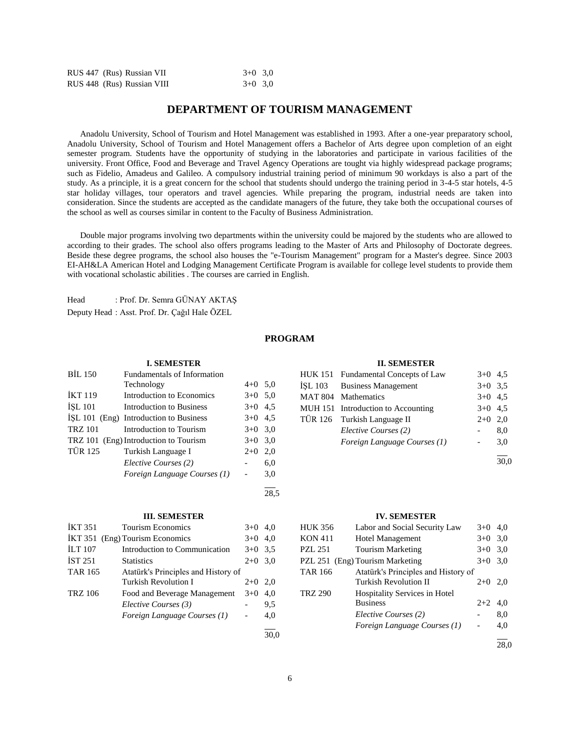| | | | |
|---|---|---|---|
| RUS 447 | (Rus) Russian VII | 3+0 | 3,0 |
| RUS 448 | (Rus) Russian VIII | 3+0 | 3,0 |

## DEPARTMENT OF TOURISM MANAGEMENT

Anadolu University, School of Tourism and Hotel Management was established in 1993. After a one-year preparatory school, Anadolu University, School of Tourism and Hotel Management offers a Bachelor of Arts degree upon completion of an eight semester program. Students have the opportunity of studying in the laboratories and participate in various facilities of the university. Front Office, Food and Beverage and Travel Agency Operations are tought via highly widespread package programs; such as Fidelio, Amadeus and Galileo. A compulsory industrial training period of minimum 90 workdays is also a part of the study. As a principle, it is a great concern for the school that students should undergo the training period in 3-4-5 star hotels, 4-5 star holiday villages, tour operators and travel agencies. While preparing the program, industrial needs are taken into consideration. Since the students are accepted as the candidate managers of the future, they take both the occupational courses of the school as well as courses similar in content to the Faculty of Business Administration.

Double major programs involving two departments within the university could be majored by the students who are allowed to according to their grades. The school also offers programs leading to the Master of Arts and Philosophy of Doctorate degrees. Beside these degree programs, the school also houses the "e-Tourism Management" program for a Master's degree. Since 2003 EI-AH&LA American Hotel and Lodging Management Certificate Program is available for college level students to provide them with vocational scholastic abilities . The courses are carried in English.

Head : Prof. Dr. Semra GÜNAY AKTAŞ

Deputy Head : Asst. Prof. Dr. Çağıl Hale ÖZEL

### PROGRAM

#### I. SEMESTER

| | | | |
|---|---|---|---|
| BİL 150 | Fundamentals of Information Technology | 4+0 | 5,0 |
| İKT 119 | Introduction to Economics | 3+0 | 5,0 |
| İŞL 101 | Introduction to Business | 3+0 | 4,5 |
| İŞL 101 (Eng) | Introduction to Business | 3+0 | 4,5 |
| TRZ 101 | Introduction to Tourism | 3+0 | 3,0 |
| TRZ 101 (Eng) | Introduction to Tourism | 3+0 | 3,0 |
| TÜR 125 | Turkish Language I | 2+0 | 2,0 |
| | *Elective Courses (2)* | - | 6,0 |
| | *Foreign Language Courses (1)* | - | 3,0 |
| | | | 28,5 |

#### II. SEMESTER

| | | | |
|---|---|---|---|
| HUK 151 | Fundamental Concepts of Law | 3+0 | 4,5 |
| İŞL 103 | Business Management | 3+0 | 3,5 |
| MAT 804 | Mathematics | 3+0 | 4,5 |
| MUH 151 | Introduction to Accounting | 3+0 | 4,5 |
| TÜR 126 | Turkish Language II | 2+0 | 2,0 |
| | *Elective Courses (2)* | - | 8,0 |
| | *Foreign Language Courses (1)* | - | 3,0 |
| | | | 30,0 |

#### III. SEMESTER

| | | | |
|---|---|---|---|
| İKT 351 | Tourism Economics | 3+0 | 4,0 |
| İKT 351 (Eng) | Tourism Economics | 3+0 | 4,0 |
| İLT 107 | Introduction to Communication | 3+0 | 3,5 |
| İST 251 | Statistics | 2+0 | 3,0 |
| TAR 165 | Atatürk's Principles and History of Turkish Revolution I | 2+0 | 2,0 |
| TRZ 106 | Food and Beverage Management | 3+0 | 4,0 |
| | *Elective Courses (3)* | - | 9,5 |
| | *Foreign Language Courses (1)* | - | 4,0 |
| | | | 30,0 |

#### IV. SEMESTER

| | | | |
|---|---|---|---|
| HUK 356 | Labor and Social Security Law | 3+0 | 4,0 |
| KON 411 | Hotel Management | 3+0 | 3,0 |
| PZL 251 | Tourism Marketing | 3+0 | 3,0 |
| PZL 251 (Eng) | Tourism Marketing | 3+0 | 3,0 |
| TAR 166 | Atatürk's Principles and History of Turkish Revolution II | 2+0 | 2,0 |
| TRZ 290 | Hospitality Services in Hotel Business | 2+2 | 4,0 |
| | *Elective Courses (2)* | - | 8,0 |
| | *Foreign Language Courses (1)* | - | 4,0 |
| | | | 28,0 |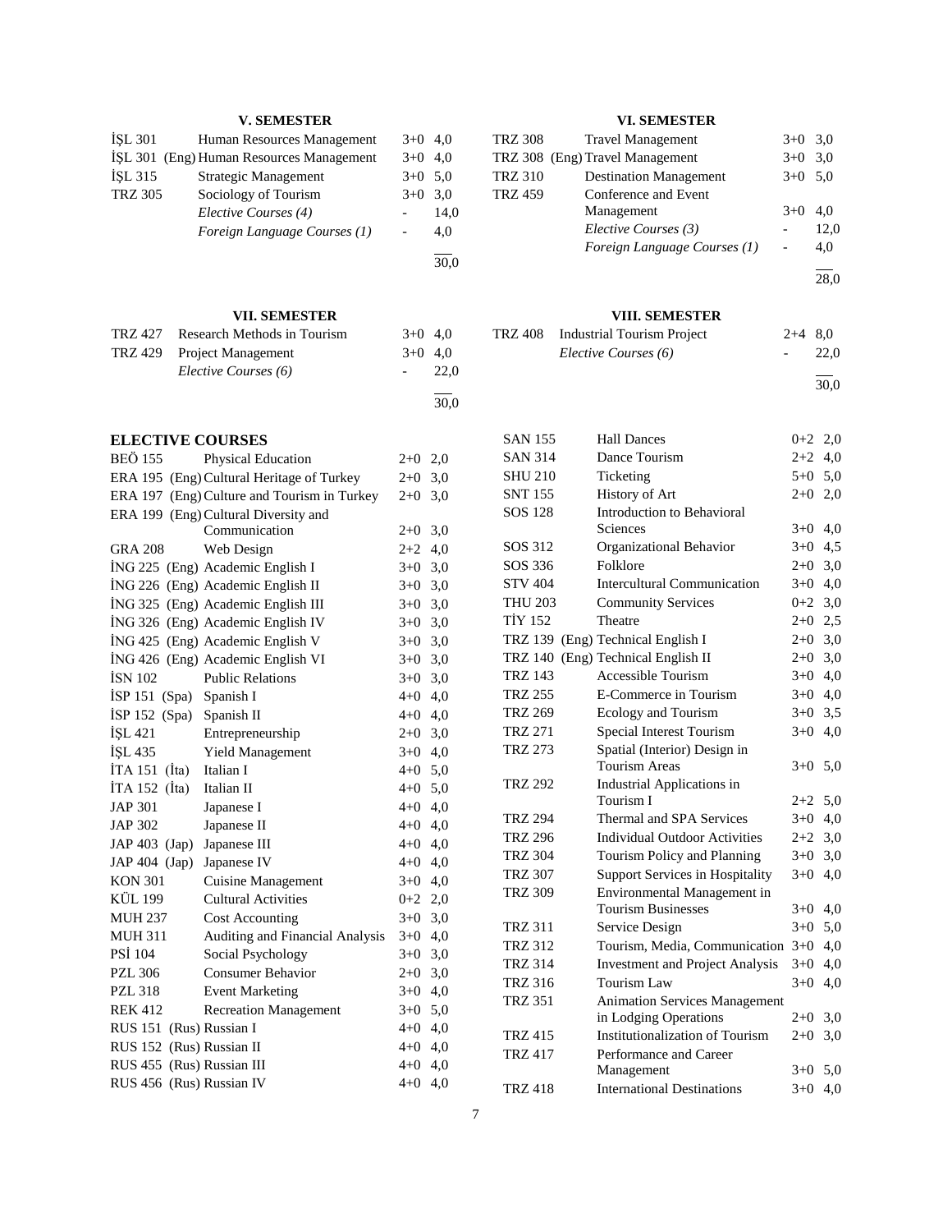### V. SEMESTER

| | | | |
|---|---|---|---|
| İŞL 301 | Human Resources Management | 3+0 | 4,0 |
| İŞL 301 (Eng) | Human Resources Management | 3+0 | 4,0 |
| İŞL 315 | Strategic Management | 3+0 | 5,0 |
| TRZ 305 | Sociology of Tourism | 3+0 | 3,0 |
| | *Elective Courses (4)* | - | 14,0 |
| | *Foreign Language Courses (1)* | - | 4,0 |
| | | | 30,0 |

### VI. SEMESTER

| | | | |
|---|---|---|---|
| TRZ 308 | Travel Management | 3+0 | 3,0 |
| TRZ 308 (Eng) | Travel Management | 3+0 | 3,0 |
| TRZ 310 | Destination Management | 3+0 | 5,0 |
| TRZ 459 | Conference and Event Management | 3+0 | 4,0 |
| | *Elective Courses (3)* | - | 12,0 |
| | *Foreign Language Courses (1)* | - | 4,0 |
| | | | 28,0 |

### VII. SEMESTER

| | | | |
|---|---|---|---|
| TRZ 427 | Research Methods in Tourism | 3+0 | 4,0 |
| TRZ 429 | Project Management | 3+0 | 4,0 |
| | *Elective Courses (6)* | - | 22,0 |
| | | | 30,0 |

### VIII. SEMESTER

| | | | |
|---|---|---|---|
| TRZ 408 | Industrial Tourism Project | 2+4 | 8,0 |
| | *Elective Courses (6)* | - | 22,0 |
| | | | 30,0 |

### ELECTIVE COURSES

| | | | |
|---|---|---|---|
| BEÖ 155 | Physical Education | 2+0 | 2,0 |
| ERA 195 (Eng) | Cultural Heritage of Turkey | 2+0 | 3,0 |
| ERA 197 (Eng) | Culture and Tourism in Turkey | 2+0 | 3,0 |
| ERA 199 (Eng) | Cultural Diversity and Communication | 2+0 | 3,0 |
| GRA 208 | Web Design | 2+2 | 4,0 |
| İNG 225 (Eng) | Academic English I | 3+0 | 3,0 |
| İNG 226 (Eng) | Academic English II | 3+0 | 3,0 |
| İNG 325 (Eng) | Academic English III | 3+0 | 3,0 |
| İNG 326 (Eng) | Academic English IV | 3+0 | 3,0 |
| İNG 425 (Eng) | Academic English V | 3+0 | 3,0 |
| İNG 426 (Eng) | Academic English VI | 3+0 | 3,0 |
| İSN 102 | Public Relations | 3+0 | 3,0 |
| İSP 151 (Spa) | Spanish I | 4+0 | 4,0 |
| İSP 152 (Spa) | Spanish II | 4+0 | 4,0 |
| İŞL 421 | Entrepreneurship | 2+0 | 3,0 |
| İŞL 435 | Yield Management | 3+0 | 4,0 |
| İTA 151 (İta) | Italian I | 4+0 | 5,0 |
| İTA 152 (İta) | Italian II | 4+0 | 5,0 |
| JAP 301 | Japanese I | 4+0 | 4,0 |
| JAP 302 | Japanese II | 4+0 | 4,0 |
| JAP 403 (Jap) | Japanese III | 4+0 | 4,0 |
| JAP 404 (Jap) | Japanese IV | 4+0 | 4,0 |
| KON 301 | Cuisine Management | 3+0 | 4,0 |
| KÜL 199 | Cultural Activities | 0+2 | 2,0 |
| MUH 237 | Cost Accounting | 3+0 | 3,0 |
| MUH 311 | Auditing and Financial Analysis | 3+0 | 4,0 |
| PSİ 104 | Social Psychology | 3+0 | 3,0 |
| PZL 306 | Consumer Behavior | 2+0 | 3,0 |
| PZL 318 | Event Marketing | 3+0 | 4,0 |
| REK 412 | Recreation Management | 3+0 | 5,0 |
| RUS 151 (Rus) | Russian I | 4+0 | 4,0 |
| RUS 152 (Rus) | Russian II | 4+0 | 4,0 |
| RUS 455 (Rus) | Russian III | 4+0 | 4,0 |
| RUS 456 (Rus) | Russian IV | 4+0 | 4,0 |
| SAN 155 | Hall Dances | 0+2 | 2,0 |
| SAN 314 | Dance Tourism | 2+2 | 4,0 |
| SHU 210 | Ticketing | 5+0 | 5,0 |
| SNT 155 | History of Art | 2+0 | 2,0 |
| SOS 128 | Introduction to Behavioral Sciences | 3+0 | 4,0 |
| SOS 312 | Organizational Behavior | 3+0 | 4,5 |
| SOS 336 | Folklore | 2+0 | 3,0 |
| STV 404 | Intercultural Communication | 3+0 | 4,0 |
| THU 203 | Community Services | 0+2 | 3,0 |
| TİY 152 | Theatre | 2+0 | 2,5 |
| TRZ 139 (Eng) | Technical English I | 2+0 | 3,0 |
| TRZ 140 (Eng) | Technical English II | 2+0 | 3,0 |
| TRZ 143 | Accessible Tourism | 3+0 | 4,0 |
| TRZ 255 | E-Commerce in Tourism | 3+0 | 4,0 |
| TRZ 269 | Ecology and Tourism | 3+0 | 3,5 |
| TRZ 271 | Special Interest Tourism | 3+0 | 4,0 |
| TRZ 273 | Spatial (Interior) Design in Tourism Areas | 3+0 | 5,0 |
| TRZ 292 | Industrial Applications in Tourism I | 2+2 | 5,0 |
| TRZ 294 | Thermal and SPA Services | 3+0 | 4,0 |
| TRZ 296 | Individual Outdoor Activities | 2+2 | 3,0 |
| TRZ 304 | Tourism Policy and Planning | 3+0 | 3,0 |
| TRZ 307 | Support Services in Hospitality | 3+0 | 4,0 |
| TRZ 309 | Environmental Management in Tourism Businesses | 3+0 | 4,0 |
| TRZ 311 | Service Design | 3+0 | 5,0 |
| TRZ 312 | Tourism, Media, Communication | 3+0 | 4,0 |
| TRZ 314 | Investment and Project Analysis | 3+0 | 4,0 |
| TRZ 316 | Tourism Law | 3+0 | 4,0 |
| TRZ 351 | Animation Services Management in Lodging Operations | 2+0 | 3,0 |
| TRZ 415 | Institutionalization of Tourism | 2+0 | 3,0 |
| TRZ 417 | Performance and Career Management | 3+0 | 5,0 |
| TRZ 418 | International Destinations | 3+0 | 4,0 |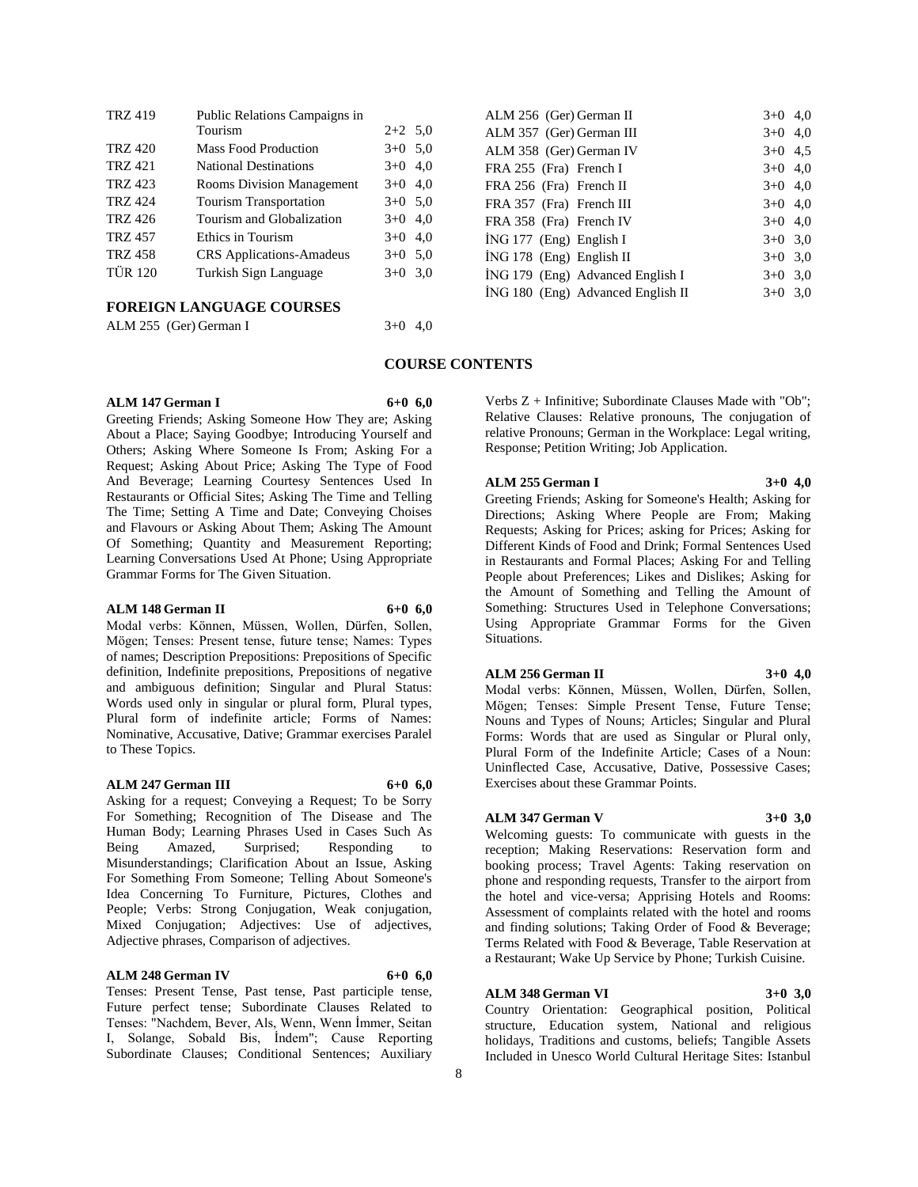| | | |
|---|---|---|
| TRZ 419 | Public Relations Campaigns in Tourism | 2+2 5,0 |
| TRZ 420 | Mass Food Production | 3+0 5,0 |
| TRZ 421 | National Destinations | 3+0 4,0 |
| TRZ 423 | Rooms Division Management | 3+0 4,0 |
| TRZ 424 | Tourism Transportation | 3+0 5,0 |
| TRZ 426 | Tourism and Globalization | 3+0 4,0 |
| TRZ 457 | Ethics in Tourism | 3+0 4,0 |
| TRZ 458 | CRS Applications-Amadeus | 3+0 5,0 |
| TÜR 120 | Turkish Sign Language | 3+0 3,0 |

## FOREIGN LANGUAGE COURSES

| | | |
|---|---|---|
| ALM 255 (Ger) | German I | 3+0 4,0 |
| ALM 256 (Ger) | German II | 3+0 4,0 |
| ALM 357 (Ger) | German III | 3+0 4,0 |
| ALM 358 (Ger) | German IV | 3+0 4,5 |
| FRA 255 (Fra) | French I | 3+0 4,0 |
| FRA 256 (Fra) | French II | 3+0 4,0 |
| FRA 357 (Fra) | French III | 3+0 4,0 |
| FRA 358 (Fra) | French IV | 3+0 4,0 |
| İNG 177 (Eng) | English I | 3+0 3,0 |
| İNG 178 (Eng) | English II | 3+0 3,0 |
| İNG 179 (Eng) | Advanced English I | 3+0 3,0 |
| İNG 180 (Eng) | Advanced English II | 3+0 3,0 |

## COURSE CONTENTS

**ALM 147 German I 6+0 6,0**

Greeting Friends; Asking Someone How They are; Asking About a Place; Saying Goodbye; Introducing Yourself and Others; Asking Where Someone Is From; Asking For a Request; Asking About Price; Asking The Type of Food And Beverage; Learning Courtesy Sentences Used In Restaurants or Official Sites; Asking The Time and Telling The Time; Setting A Time and Date; Conveying Choises and Flavours or Asking About Them; Asking The Amount Of Something; Quantity and Measurement Reporting; Learning Conversations Used At Phone; Using Appropriate Grammar Forms for The Given Situation.

**ALM 148 German II 6+0 6,0**

Modal verbs: Können, Müssen, Wollen, Dürfen, Sollen, Mögen; Tenses: Present tense, future tense; Names: Types of names; Description Prepositions: Prepositions of Specific definition, Indefinite prepositions, Prepositions of negative and ambiguous definition; Singular and Plural Status: Words used only in singular or plural form, Plural types, Plural form of indefinite article; Forms of Names: Nominative, Accusative, Dative; Grammar exercises Paralel to These Topics.

**ALM 247 German III 6+0 6,0**

Asking for a request; Conveying a Request; To be Sorry For Something; Recognition of The Disease and The Human Body; Learning Phrases Used in Cases Such As Being Amazed, Surprised; Responding to Misunderstandings; Clarification About an Issue, Asking For Something From Someone; Telling About Someone's Idea Concerning To Furniture, Pictures, Clothes and People; Verbs: Strong Conjugation, Weak conjugation, Mixed Conjugation; Adjectives: Use of adjectives, Adjective phrases, Comparison of adjectives.

**ALM 248 German IV 6+0 6,0**

Tenses: Present Tense, Past tense, Past participle tense, Future perfect tense; Subordinate Clauses Related to Tenses: "Nachdem, Bever, Als, Wenn, Wenn İmmer, Seitan I, Solange, Sobald Bis, İndem"; Cause Reporting Subordinate Clauses; Conditional Sentences; Auxiliary Verbs Z + Infinitive; Subordinate Clauses Made with "Ob"; Relative Clauses: Relative pronouns, The conjugation of relative Pronouns; German in the Workplace: Legal writing, Response; Petition Writing; Job Application.

**ALM 255 German I 3+0 4,0**

Greeting Friends; Asking for Someone's Health; Asking for Directions; Asking Where People are From; Making Requests; Asking for Prices; asking for Prices; Asking for Different Kinds of Food and Drink; Formal Sentences Used in Restaurants and Formal Places; Asking For and Telling People about Preferences; Likes and Dislikes; Asking for the Amount of Something and Telling the Amount of Something: Structures Used in Telephone Conversations; Using Appropriate Grammar Forms for the Given Situations.

**ALM 256 German II 3+0 4,0**

Modal verbs: Können, Müssen, Wollen, Dürfen, Sollen, Mögen; Tenses: Simple Present Tense, Future Tense; Nouns and Types of Nouns; Articles; Singular and Plural Forms: Words that are used as Singular or Plural only, Plural Form of the Indefinite Article; Cases of a Noun: Uninflected Case, Accusative, Dative, Possessive Cases; Exercises about these Grammar Points.

**ALM 347 German V 3+0 3,0**

Welcoming guests: To communicate with guests in the reception; Making Reservations: Reservation form and booking process; Travel Agents: Taking reservation on phone and responding requests, Transfer to the airport from the hotel and vice-versa; Apprising Hotels and Rooms: Assessment of complaints related with the hotel and rooms and finding solutions; Taking Order of Food & Beverage; Terms Related with Food & Beverage, Table Reservation at a Restaurant; Wake Up Service by Phone; Turkish Cuisine.

**ALM 348 German VI 3+0 3,0**

Country Orientation: Geographical position, Political structure, Education system, National and religious holidays, Traditions and customs, beliefs; Tangible Assets Included in Unesco World Cultural Heritage Sites: Istanbul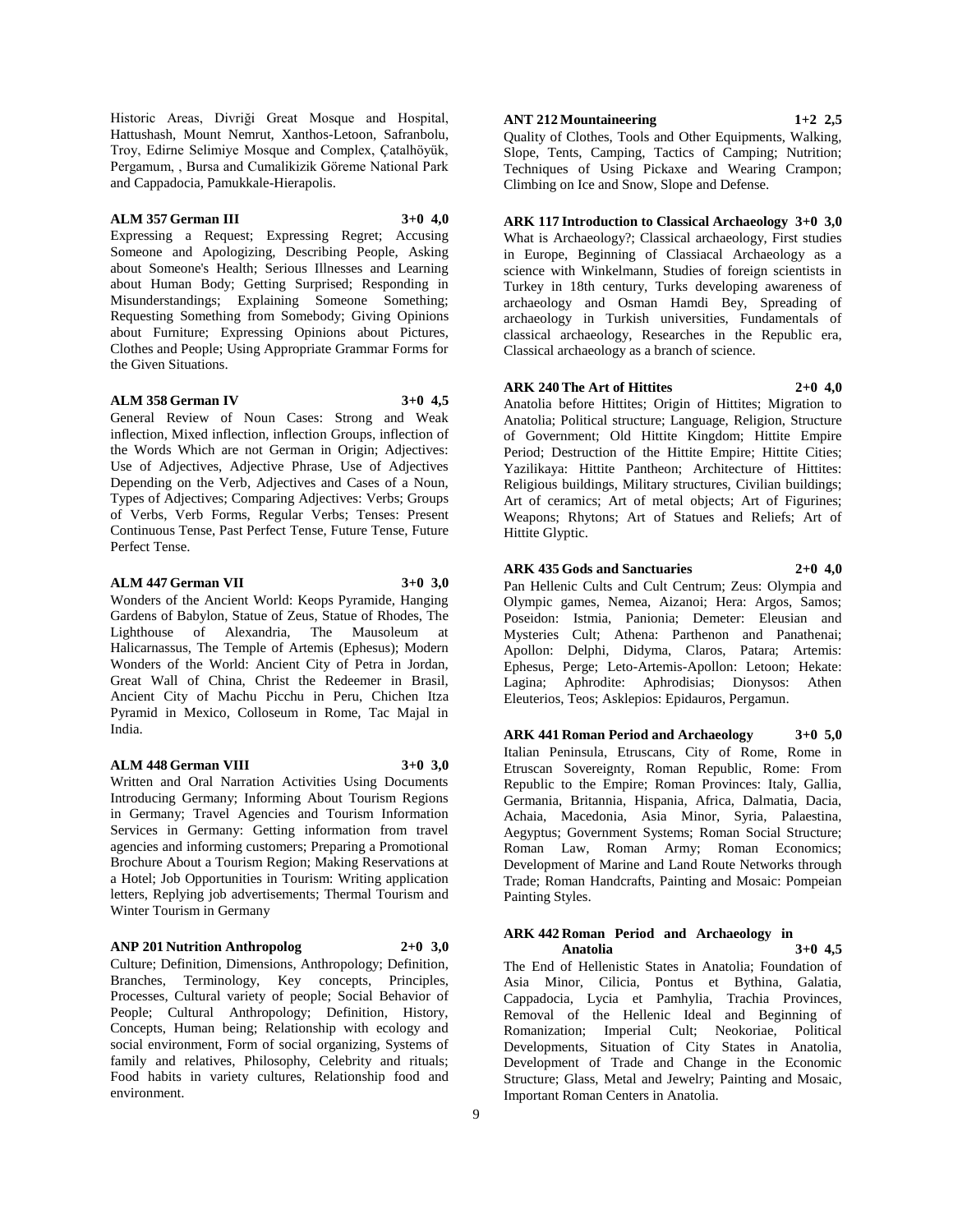Historic Areas, Divriği Great Mosque and Hospital, Hattushash, Mount Nemrut, Xanthos-Letoon, Safranbolu, Troy, Edirne Selimiye Mosque and Complex, Çatalhöyük, Pergamum, , Bursa and Cumalikizik Göreme National Park and Cappadocia, Pamukkale-Hierapolis.

**ALM 357 German III 3+0 4,0**

Expressing a Request; Expressing Regret; Accusing Someone and Apologizing, Describing People, Asking about Someone's Health; Serious Illnesses and Learning about Human Body; Getting Surprised; Responding in Misunderstandings; Explaining Someone Something; Requesting Something from Somebody; Giving Opinions about Furniture; Expressing Opinions about Pictures, Clothes and People; Using Appropriate Grammar Forms for the Given Situations.

**ALM 358 German IV 3+0 4,5**

General Review of Noun Cases: Strong and Weak inflection, Mixed inflection, inflection Groups, inflection of the Words Which are not German in Origin; Adjectives: Use of Adjectives, Adjective Phrase, Use of Adjectives Depending on the Verb, Adjectives and Cases of a Noun, Types of Adjectives; Comparing Adjectives: Verbs; Groups of Verbs, Verb Forms, Regular Verbs; Tenses: Present Continuous Tense, Past Perfect Tense, Future Tense, Future Perfect Tense.

**ALM 447 German VII 3+0 3,0**

Wonders of the Ancient World: Keops Pyramide, Hanging Gardens of Babylon, Statue of Zeus, Statue of Rhodes, The Lighthouse of Alexandria, The Mausoleum at Halicarnassus, The Temple of Artemis (Ephesus); Modern Wonders of the World: Ancient City of Petra in Jordan, Great Wall of China, Christ the Redeemer in Brasil, Ancient City of Machu Picchu in Peru, Chichen Itza Pyramid in Mexico, Colloseum in Rome, Tac Majal in India.

**ALM 448 German VIII 3+0 3,0**

Written and Oral Narration Activities Using Documents Introducing Germany; Informing About Tourism Regions in Germany; Travel Agencies and Tourism Information Services in Germany: Getting information from travel agencies and informing customers; Preparing a Promotional Brochure About a Tourism Region; Making Reservations at a Hotel; Job Opportunities in Tourism: Writing application letters, Replying job advertisements; Thermal Tourism and Winter Tourism in Germany

**ANP 201 Nutrition Anthropolog 2+0 3,0**

Culture; Definition, Dimensions, Anthropology; Definition, Branches, Terminology, Key concepts, Principles, Processes, Cultural variety of people; Social Behavior of People; Cultural Anthropology; Definition, History, Concepts, Human being; Relationship with ecology and social environment, Form of social organizing, Systems of family and relatives, Philosophy, Celebrity and rituals; Food habits in variety cultures, Relationship food and environment.

**ANT 212 Mountaineering 1+2 2,5**

Quality of Clothes, Tools and Other Equipments, Walking, Slope, Tents, Camping, Tactics of Camping; Nutrition; Techniques of Using Pickaxe and Wearing Crampon; Climbing on Ice and Snow, Slope and Defense.

**ARK 117 Introduction to Classical Archaeology 3+0 3,0**

What is Archaeology?; Classical archaeology, First studies in Europe, Beginning of Classiacal Archaeology as a science with Winkelmann, Studies of foreign scientists in Turkey in 18th century, Turks developing awareness of archaeology and Osman Hamdi Bey, Spreading of archaeology in Turkish universities, Fundamentals of classical archaeology, Researches in the Republic era, Classical archaeology as a branch of science.

**ARK 240 The Art of Hittites 2+0 4,0**

Anatolia before Hittites; Origin of Hittites; Migration to Anatolia; Political structure; Language, Religion, Structure of Government; Old Hittite Kingdom; Hittite Empire Period; Destruction of the Hittite Empire; Hittite Cities; Yazilikaya: Hittite Pantheon; Architecture of Hittites: Religious buildings, Military structures, Civilian buildings; Art of ceramics; Art of metal objects; Art of Figurines; Weapons; Rhytons; Art of Statues and Reliefs; Art of Hittite Glyptic.

**ARK 435 Gods and Sanctuaries 2+0 4,0**

Pan Hellenic Cults and Cult Centrum; Zeus: Olympia and Olympic games, Nemea, Aizanoi; Hera: Argos, Samos; Poseidon: Istmia, Panionia; Demeter: Eleusian and Mysteries Cult; Athena: Parthenon and Panathenai; Apollon: Delphi, Didyma, Claros, Patara; Artemis: Ephesus, Perge; Leto-Artemis-Apollon: Letoon; Hekate: Lagina; Aphrodite: Aphrodisias; Dionysos: Athen Eleuterios, Teos; Asklepios: Epidauros, Pergamun.

**ARK 441 Roman Period and Archaeology 3+0 5,0**

Italian Peninsula, Etruscans, City of Rome, Rome in Etruscan Sovereignty, Roman Republic, Rome: From Republic to the Empire; Roman Provinces: Italy, Gallia, Germania, Britannia, Hispania, Africa, Dalmatia, Dacia, Achaia, Macedonia, Asia Minor, Syria, Palaestina, Aegyptus; Government Systems; Roman Social Structure; Roman Law, Roman Army; Roman Economics; Development of Marine and Land Route Networks through Trade; Roman Handcrafts, Painting and Mosaic: Pompeian Painting Styles.

**ARK 442 Roman Period and Archaeology in Anatolia 3+0 4,5**

The End of Hellenistic States in Anatolia; Foundation of Asia Minor, Cilicia, Pontus et Bythina, Galatia, Cappadocia, Lycia et Pamhylia, Trachia Provinces, Removal of the Hellenic Ideal and Beginning of Romanization; Imperial Cult; Neokoriae, Political Developments, Situation of City States in Anatolia, Development of Trade and Change in the Economic Structure; Glass, Metal and Jewelry; Painting and Mosaic, Important Roman Centers in Anatolia.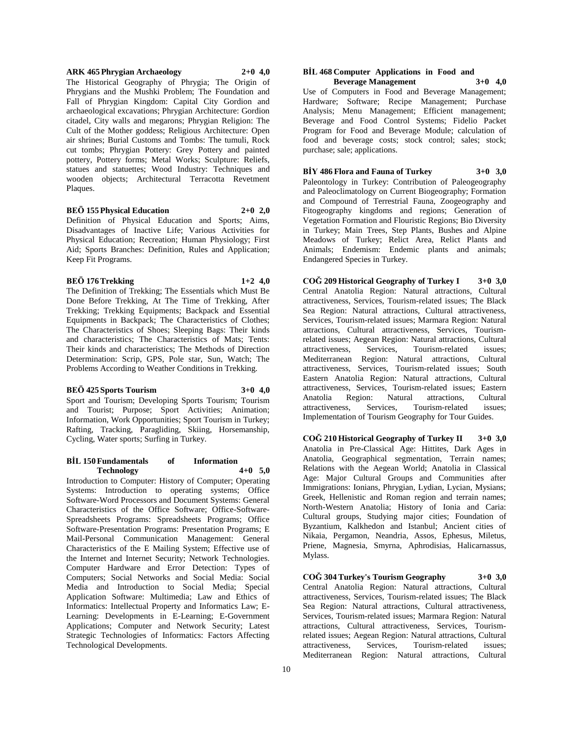**ARK 465 Phrygian Archaeology 2+0 4,0**

The Historical Geography of Phrygia; The Origin of Phrygians and the Mushki Problem; The Foundation and Fall of Phrygian Kingdom: Capital City Gordion and archaeological excavations; Phrygian Architecture: Gordion citadel, City walls and megarons; Phrygian Religion: The Cult of the Mother goddess; Religious Architecture: Open air shrines; Burial Customs and Tombs: The tumuli, Rock cut tombs; Phrygian Pottery: Grey Pottery and painted pottery, Pottery forms; Metal Works; Sculpture: Reliefs, statues and statuettes; Wood Industry: Techniques and wooden objects; Architectural Terracotta Revetment Plaques.

**BEÖ 155 Physical Education 2+0 2,0**

Definition of Physical Education and Sports; Aims, Disadvantages of Inactive Life; Various Activities for Physical Education; Recreation; Human Physiology; First Aid; Sports Branches: Definition, Rules and Application; Keep Fit Programs.

**BEÖ 176 Trekking 1+2 4,0**

The Definition of Trekking; The Essentials which Must Be Done Before Trekking, At The Time of Trekking, After Trekking; Trekking Equipments; Backpack and Essential Equipments in Backpack; The Characteristics of Clothes; The Characteristics of Shoes; Sleeping Bags: Their kinds and characteristics; The Characteristics of Mats; Tents: Their kinds and characteristics; The Methods of Direction Determination: Scrip, GPS, Pole star, Sun, Watch; The Problems According to Weather Conditions in Trekking.

**BEÖ 425 Sports Tourism 3+0 4,0**

Sport and Tourism; Developing Sports Tourism; Tourism and Tourist; Purpose; Sport Activities; Animation; Information, Work Opportunities; Sport Tourism in Turkey; Rafting, Tracking, Paragliding, Skiing, Horsemanship, Cycling, Water sports; Surfing in Turkey.

**BİL 150 Fundamentals of Information Technology 4+0 5,0**

Introduction to Computer: History of Computer; Operating Systems: Introduction to operating systems; Office Software-Word Processors and Document Systems: General Characteristics of the Office Software; Office-Software-Spreadsheets Programs: Spreadsheets Programs; Office Software-Presentation Programs: Presentation Programs; E Mail-Personal Communication Management: General Characteristics of the E Mailing System; Effective use of the Internet and Internet Security; Network Technologies. Computer Hardware and Error Detection: Types of Computers; Social Networks and Social Media: Social Media and Introduction to Social Media; Special Application Software: Multimedia; Law and Ethics of Informatics: Intellectual Property and Informatics Law; E-Learning: Developments in E-Learning; E-Government Applications; Computer and Network Security; Latest Strategic Technologies of Informatics: Factors Affecting Technological Developments.

**BİL 468 Computer Applications in Food and Beverage Management 3+0 4,0**

Use of Computers in Food and Beverage Management; Hardware; Software; Recipe Management; Purchase Analysis; Menu Management; Efficient management; Beverage and Food Control Systems; Fidelio Packet Program for Food and Beverage Module; calculation of food and beverage costs; stock control; sales; stock; purchase; sale; applications.

**BİY 486 Flora and Fauna of Turkey 3+0 3,0**

Paleontology in Turkey: Contribution of Paleogeography and Paleoclimatology on Current Biogeography; Formation and Compound of Terrestrial Fauna, Zoogeography and Fitogeography kingdoms and regions; Generation of Vegetation Formation and Flouristic Regions; Bio Diversity in Turkey; Main Trees, Step Plants, Bushes and Alpine Meadows of Turkey; Relict Area, Relict Plants and Animals; Endemism: Endemic plants and animals; Endangered Species in Turkey.

**COĞ 209 Historical Geography of Turkey I 3+0 3,0**

Central Anatolia Region: Natural attractions, Cultural attractiveness, Services, Tourism-related issues; The Black Sea Region: Natural attractions, Cultural attractiveness, Services, Tourism-related issues; Marmara Region: Natural attractions, Cultural attractiveness, Services, Tourism-related issues; Aegean Region: Natural attractions, Cultural attractiveness, Services, Tourism-related issues; Mediterranean Region: Natural attractions, Cultural attractiveness, Services, Tourism-related issues; South Eastern Anatolia Region: Natural attractions, Cultural attractiveness, Services, Tourism-related issues; Eastern Anatolia Region: Natural attractions, Cultural attractiveness, Services, Tourism-related issues; Implementation of Tourism Geography for Tour Guides.

**COĞ 210 Historical Geography of Turkey II 3+0 3,0**

Anatolia in Pre-Classical Age: Hittites, Dark Ages in Anatolia, Geographical segmentation, Terrain names; Relations with the Aegean World; Anatolia in Classical Age: Major Cultural Groups and Communities after Immigrations: Ionians, Phrygian, Lydian, Lycian, Mysians; Greek, Hellenistic and Roman region and terrain names; North-Western Anatolia; History of Ionia and Caria: Cultural groups, Studying major cities; Foundation of Byzantium, Kalkhedon and Istanbul; Ancient cities of Nikaia, Pergamon, Neandria, Assos, Ephesus, Miletus, Priene, Magnesia, Smyrna, Aphrodisias, Halicarnassus, Mylass.

**COĞ 304 Turkey's Tourism Geography 3+0 3,0**

Central Anatolia Region: Natural attractions, Cultural attractiveness, Services, Tourism-related issues; The Black Sea Region: Natural attractions, Cultural attractiveness, Services, Tourism-related issues; Marmara Region: Natural attractions, Cultural attractiveness, Services, Tourism-related issues; Aegean Region: Natural attractions, Cultural attractiveness, Services, Tourism-related issues; Mediterranean Region: Natural attractions, Cultural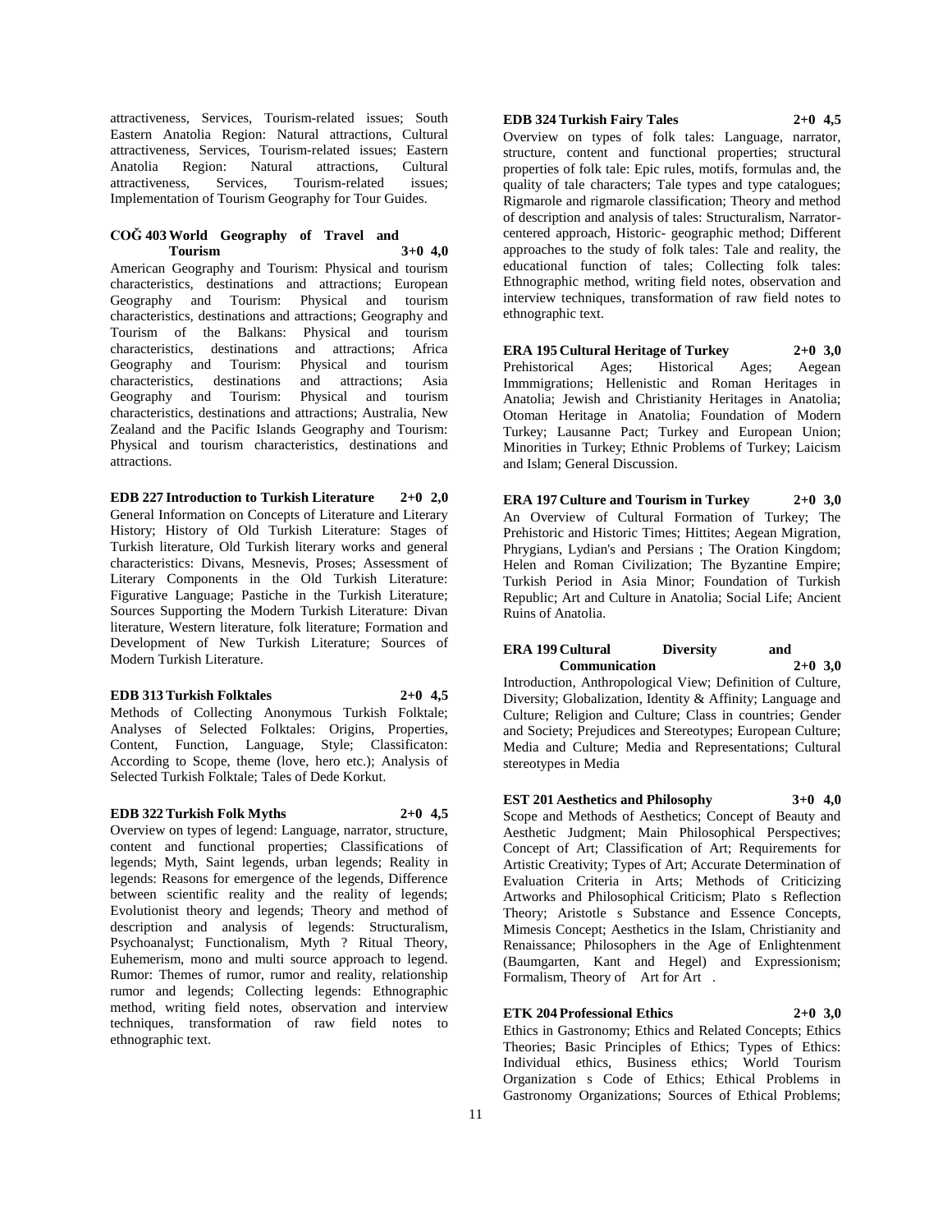attractiveness, Services, Tourism-related issues; South Eastern Anatolia Region: Natural attractions, Cultural attractiveness, Services, Tourism-related issues; Eastern Anatolia Region: Natural attractions, Cultural attractiveness, Services, Tourism-related issues; Implementation of Tourism Geography for Tour Guides.

**COĞ 403 World Geography of Travel and Tourism 3+0 4,0**

American Geography and Tourism: Physical and tourism characteristics, destinations and attractions; European Geography and Tourism: Physical and tourism characteristics, destinations and attractions; Geography and Tourism of the Balkans: Physical and tourism characteristics, destinations and attractions; Africa Geography and Tourism: Physical and tourism characteristics, destinations and attractions; Asia Geography and Tourism: Physical and tourism characteristics, destinations and attractions; Australia, New Zealand and the Pacific Islands Geography and Tourism: Physical and tourism characteristics, destinations and attractions.

**EDB 227 Introduction to Turkish Literature 2+0 2,0**

General Information on Concepts of Literature and Literary History; History of Old Turkish Literature: Stages of Turkish literature, Old Turkish literary works and general characteristics: Divans, Mesnevis, Proses; Assessment of Literary Components in the Old Turkish Literature: Figurative Language; Pastiche in the Turkish Literature; Sources Supporting the Modern Turkish Literature: Divan literature, Western literature, folk literature; Formation and Development of New Turkish Literature; Sources of Modern Turkish Literature.

**EDB 313 Turkish Folktales 2+0 4,5**

Methods of Collecting Anonymous Turkish Folktale; Analyses of Selected Folktales: Origins, Properties, Content, Function, Language, Style; Classificaton: According to Scope, theme (love, hero etc.); Analysis of Selected Turkish Folktale; Tales of Dede Korkut.

**EDB 322 Turkish Folk Myths 2+0 4,5**

Overview on types of legend: Language, narrator, structure, content and functional properties; Classifications of legends; Myth, Saint legends, urban legends; Reality in legends: Reasons for emergence of the legends, Difference between scientific reality and the reality of legends; Evolutionist theory and legends; Theory and method of description and analysis of legends: Structuralism, Psychoanalyst; Functionalism, Myth ? Ritual Theory, Euhemerism, mono and multi source approach to legend. Rumor: Themes of rumor, rumor and reality, relationship rumor and legends; Collecting legends: Ethnographic method, writing field notes, observation and interview techniques, transformation of raw field notes to ethnographic text.

**EDB 324 Turkish Fairy Tales 2+0 4,5**

Overview on types of folk tales: Language, narrator, structure, content and functional properties; structural properties of folk tale: Epic rules, motifs, formulas and, the quality of tale characters; Tale types and type catalogues; Rigmarole and rigmarole classification; Theory and method of description and analysis of tales: Structuralism, Narrator-centered approach, Historic- geographic method; Different approaches to the study of folk tales: Tale and reality, the educational function of tales; Collecting folk tales: Ethnographic method, writing field notes, observation and interview techniques, transformation of raw field notes to ethnographic text.

**ERA 195 Cultural Heritage of Turkey 2+0 3,0**

Prehistorical Ages; Historical Ages; Aegean Immmigrations; Hellenistic and Roman Heritages in Anatolia; Jewish and Christianity Heritages in Anatolia; Otoman Heritage in Anatolia; Foundation of Modern Turkey; Lausanne Pact; Turkey and European Union; Minorities in Turkey; Ethnic Problems of Turkey; Laicism and Islam; General Discussion.

**ERA 197 Culture and Tourism in Turkey 2+0 3,0**

An Overview of Cultural Formation of Turkey; The Prehistoric and Historic Times; Hittites; Aegean Migration, Phrygians, Lydian's and Persians ; The Oration Kingdom; Helen and Roman Civilization; The Byzantine Empire; Turkish Period in Asia Minor; Foundation of Turkish Republic; Art and Culture in Anatolia; Social Life; Ancient Ruins of Anatolia.

**ERA 199 Cultural Diversity and Communication 2+0 3,0**

Introduction, Anthropological View; Definition of Culture, Diversity; Globalization, Identity & Affinity; Language and Culture; Religion and Culture; Class in countries; Gender and Society; Prejudices and Stereotypes; European Culture; Media and Culture; Media and Representations; Cultural stereotypes in Media

**EST 201 Aesthetics and Philosophy 3+0 4,0**

Scope and Methods of Aesthetics; Concept of Beauty and Aesthetic Judgment; Main Philosophical Perspectives; Concept of Art; Classification of Art; Requirements for Artistic Creativity; Types of Art; Accurate Determination of Evaluation Criteria in Arts; Methods of Criticizing Artworks and Philosophical Criticism; Plato s Reflection Theory; Aristotle s Substance and Essence Concepts, Mimesis Concept; Aesthetics in the Islam, Christianity and Renaissance; Philosophers in the Age of Enlightenment (Baumgarten, Kant and Hegel) and Expressionism; Formalism, Theory of Art for Art .

**ETK 204 Professional Ethics 2+0 3,0**

Ethics in Gastronomy; Ethics and Related Concepts; Ethics Theories; Basic Principles of Ethics; Types of Ethics: Individual ethics, Business ethics; World Tourism Organization s Code of Ethics; Ethical Problems in Gastronomy Organizations; Sources of Ethical Problems;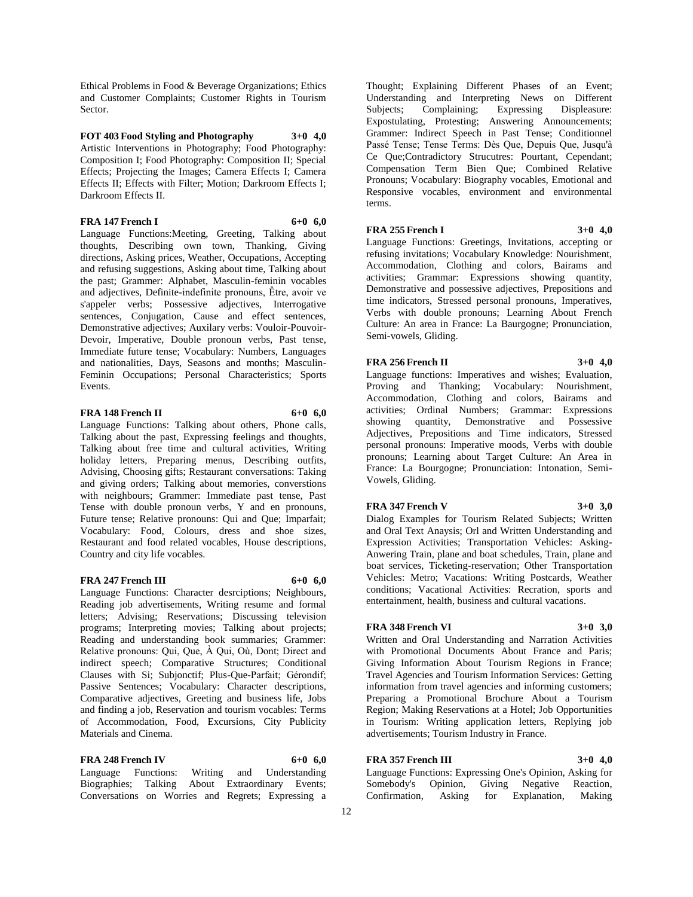Ethical Problems in Food & Beverage Organizations; Ethics and Customer Complaints; Customer Rights in Tourism Sector.

**FOT 403 Food Styling and Photography 3+0 4,0**

Artistic Interventions in Photography; Food Photography: Composition I; Food Photography: Composition II; Special Effects; Projecting the Images; Camera Effects I; Camera Effects II; Effects with Filter; Motion; Darkroom Effects I; Darkroom Effects II.

**FRA 147 French I 6+0 6,0**

Language Functions:Meeting, Greeting, Talking about thoughts, Describing own town, Thanking, Giving directions, Asking prices, Weather, Occupations, Accepting and refusing suggestions, Asking about time, Talking about the past; Grammer: Alphabet, Masculin-feminin vocables and adjectives, Definite-indefinite pronouns, Être, avoir ve s'appeler verbs; Possessive adjectives, Interrogative sentences, Conjugation, Cause and effect sentences, Demonstrative adjectives; Auxilary verbs: Vouloir-Pouvoir-Devoir, Imperative, Double pronoun verbs, Past tense, Immediate future tense; Vocabulary: Numbers, Languages and nationalities, Days, Seasons and months; Masculin-Feminin Occupations; Personal Characteristics; Sports Events.

**FRA 148 French II 6+0 6,0**

Language Functions: Talking about others, Phone calls, Talking about the past, Expressing feelings and thoughts, Talking about free time and cultural activities, Writing holiday letters, Preparing menus, Describing outfits, Advising, Choosing gifts; Restaurant conversations: Taking and giving orders; Talking about memories, converstions with neighbours; Grammer: Immediate past tense, Past Tense with double pronoun verbs, Y and en pronouns, Future tense; Relative pronouns: Qui and Que; Imparfait; Vocabulary: Food, Colours, dress and shoe sizes, Restaurant and food related vocables, House descriptions, Country and city life vocables.

**FRA 247 French III 6+0 6,0**

Language Functions: Character desrciptions; Neighbours, Reading job advertisements, Writing resume and formal letters; Advising; Reservations; Discussing television programs; Interpreting movies; Talking about projects; Reading and understanding book summaries; Grammer: Relative pronouns: Qui, Que, À Qui, Où, Dont; Direct and indirect speech; Comparative Structures; Conditional Clauses with Si; Subjonctif; Plus-Que-Parfait; Gérondif; Passive Sentences; Vocabulary: Character descriptions, Comparative adjectives, Greeting and business life, Jobs and finding a job, Reservation and tourism vocables: Terms of Accommodation, Food, Excursions, City Publicity Materials and Cinema.

**FRA 248 French IV 6+0 6,0**

Language Functions: Writing and Understanding Biographies; Talking About Extraordinary Events; Conversations on Worries and Regrets; Expressing a Thought; Explaining Different Phases of an Event; Understanding and Interpreting News on Different Subjects; Complaining; Expressing Displeasure: Expostulating, Protesting; Answering Announcements; Grammer: Indirect Speech in Past Tense; Conditionnel Passé Tense; Tense Terms: Dès Que, Depuis Que, Jusqu'à Ce Que;Contradictory Strucutres: Pourtant, Cependant; Compensation Term Bien Que; Combined Relative Pronouns; Vocabulary: Biography vocables, Emotional and Responsive vocables, environment and environmental terms.

**FRA 255 French I 3+0 4,0**

Language Functions: Greetings, Invitations, accepting or refusing invitations; Vocabulary Knowledge: Nourishment, Accommodation, Clothing and colors, Bairams and activities; Grammar: Expressions showing quantity, Demonstrative and possessive adjectives, Prepositions and time indicators, Stressed personal pronouns, Imperatives, Verbs with double pronouns; Learning About French Culture: An area in France: La Baurgogne; Pronunciation, Semi-vowels, Gliding.

**FRA 256 French II 3+0 4,0**

Language functions: Imperatives and wishes; Evaluation, Proving and Thanking; Vocabulary: Nourishment, Accommodation, Clothing and colors, Bairams and activities; Ordinal Numbers; Grammar: Expressions showing quantity, Demonstrative and Possessive Adjectives, Prepositions and Time indicators, Stressed personal pronouns: Imperative moods, Verbs with double pronouns; Learning about Target Culture: An Area in France: La Bourgogne; Pronunciation: Intonation, Semi-Vowels, Gliding.

**FRA 347 French V 3+0 3,0**

Dialog Examples for Tourism Related Subjects; Written and Oral Text Anaysis; Orl and Written Understanding and Expression Activities; Transportation Vehicles: Asking-Anwering Train, plane and boat schedules, Train, plane and boat services, Ticketing-reservation; Other Transportation Vehicles: Metro; Vacations: Writing Postcards, Weather conditions; Vacational Activities: Recration, sports and entertainment, health, business and cultural vacations.

**FRA 348 French VI 3+0 3,0**

Written and Oral Understanding and Narration Activities with Promotional Documents About France and Paris; Giving Information About Tourism Regions in France; Travel Agencies and Tourism Information Services: Getting information from travel agencies and informing customers; Preparing a Promotional Brochure About a Tourism Region; Making Reservations at a Hotel; Job Opportunities in Tourism: Writing application letters, Replying job advertisements; Tourism Industry in France.

**FRA 357 French III 3+0 4,0**

Language Functions: Expressing One's Opinion, Asking for Somebody's Opinion, Giving Negative Reaction, Confirmation, Asking for Explanation, Making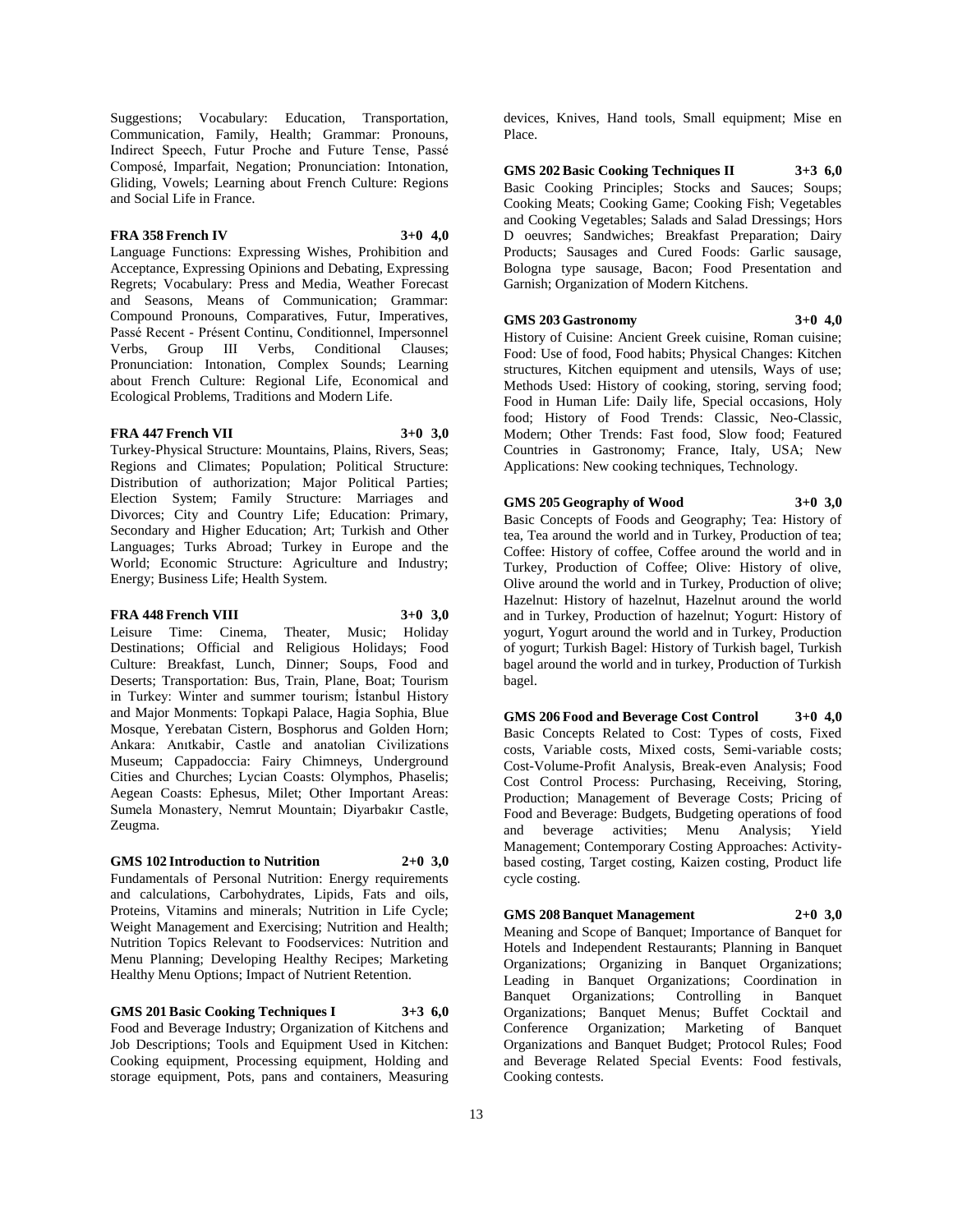Suggestions; Vocabulary: Education, Transportation, Communication, Family, Health; Grammar: Pronouns, Indirect Speech, Futur Proche and Future Tense, Passé Composé, Imparfait, Negation; Pronunciation: Intonation, Gliding, Vowels; Learning about French Culture: Regions and Social Life in France.

**FRA 358 French IV 3+0 4,0**

Language Functions: Expressing Wishes, Prohibition and Acceptance, Expressing Opinions and Debating, Expressing Regrets; Vocabulary: Press and Media, Weather Forecast and Seasons, Means of Communication; Grammar: Compound Pronouns, Comparatives, Futur, Imperatives, Passé Recent - Présent Continu, Conditionnel, Impersonnel Verbs, Group III Verbs, Conditional Clauses; Pronunciation: Intonation, Complex Sounds; Learning about French Culture: Regional Life, Economical and Ecological Problems, Traditions and Modern Life.

**FRA 447 French VII 3+0 3,0**

Turkey-Physical Structure: Mountains, Plains, Rivers, Seas; Regions and Climates; Population; Political Structure: Distribution of authorization; Major Political Parties; Election System; Family Structure: Marriages and Divorces; City and Country Life; Education: Primary, Secondary and Higher Education; Art; Turkish and Other Languages; Turks Abroad; Turkey in Europe and the World; Economic Structure: Agriculture and Industry; Energy; Business Life; Health System.

**FRA 448 French VIII 3+0 3,0**

Leisure Time: Cinema, Theater, Music; Holiday Destinations; Official and Religious Holidays; Food Culture: Breakfast, Lunch, Dinner; Soups, Food and Deserts; Transportation: Bus, Train, Plane, Boat; Tourism in Turkey: Winter and summer tourism; İstanbul History and Major Monments: Topkapi Palace, Hagia Sophia, Blue Mosque, Yerebatan Cistern, Bosphorus and Golden Horn; Ankara: Anıtkabir, Castle and anatolian Civilizations Museum; Cappadoccia: Fairy Chimneys, Underground Cities and Churches; Lycian Coasts: Olymphos, Phaselis; Aegean Coasts: Ephesus, Milet; Other Important Areas: Sumela Monastery, Nemrut Mountain; Diyarbakır Castle, Zeugma.

**GMS 102 Introduction to Nutrition 2+0 3,0**

Fundamentals of Personal Nutrition: Energy requirements and calculations, Carbohydrates, Lipids, Fats and oils, Proteins, Vitamins and minerals; Nutrition in Life Cycle; Weight Management and Exercising; Nutrition and Health; Nutrition Topics Relevant to Foodservices: Nutrition and Menu Planning; Developing Healthy Recipes; Marketing Healthy Menu Options; Impact of Nutrient Retention.

**GMS 201 Basic Cooking Techniques I 3+3 6,0**

Food and Beverage Industry; Organization of Kitchens and Job Descriptions; Tools and Equipment Used in Kitchen: Cooking equipment, Processing equipment, Holding and storage equipment, Pots, pans and containers, Measuring devices, Knives, Hand tools, Small equipment; Mise en Place.

**GMS 202 Basic Cooking Techniques II 3+3 6,0**

Basic Cooking Principles; Stocks and Sauces; Soups; Cooking Meats; Cooking Game; Cooking Fish; Vegetables and Cooking Vegetables; Salads and Salad Dressings; Hors D oeuvres; Sandwiches; Breakfast Preparation; Dairy Products; Sausages and Cured Foods: Garlic sausage, Bologna type sausage, Bacon; Food Presentation and Garnish; Organization of Modern Kitchens.

**GMS 203 Gastronomy 3+0 4,0**

History of Cuisine: Ancient Greek cuisine, Roman cuisine; Food: Use of food, Food habits; Physical Changes: Kitchen structures, Kitchen equipment and utensils, Ways of use; Methods Used: History of cooking, storing, serving food; Food in Human Life: Daily life, Special occasions, Holy food; History of Food Trends: Classic, Neo-Classic, Modern; Other Trends: Fast food, Slow food; Featured Countries in Gastronomy; France, Italy, USA; New Applications: New cooking techniques, Technology.

**GMS 205 Geography of Wood 3+0 3,0**

Basic Concepts of Foods and Geography; Tea: History of tea, Tea around the world and in Turkey, Production of tea; Coffee: History of coffee, Coffee around the world and in Turkey, Production of Coffee; Olive: History of olive, Olive around the world and in Turkey, Production of olive; Hazelnut: History of hazelnut, Hazelnut around the world and in Turkey, Production of hazelnut; Yogurt: History of yogurt, Yogurt around the world and in Turkey, Production of yogurt; Turkish Bagel: History of Turkish bagel, Turkish bagel around the world and in turkey, Production of Turkish bagel.

**GMS 206 Food and Beverage Cost Control 3+0 4,0**

Basic Concepts Related to Cost: Types of costs, Fixed costs, Variable costs, Mixed costs, Semi-variable costs; Cost-Volume-Profit Analysis, Break-even Analysis; Food Cost Control Process: Purchasing, Receiving, Storing, Production; Management of Beverage Costs; Pricing of Food and Beverage: Budgets, Budgeting operations of food and beverage activities; Menu Analysis; Yield Management; Contemporary Costing Approaches: Activity-based costing, Target costing, Kaizen costing, Product life cycle costing.

**GMS 208 Banquet Management 2+0 3,0**

Meaning and Scope of Banquet; Importance of Banquet for Hotels and Independent Restaurants; Planning in Banquet Organizations; Organizing in Banquet Organizations; Leading in Banquet Organizations; Coordination in Banquet Organizations; Controlling in Banquet Organizations; Banquet Menus; Buffet Cocktail and Conference Organization; Marketing of Banquet Organizations and Banquet Budget; Protocol Rules; Food and Beverage Related Special Events: Food festivals, Cooking contests.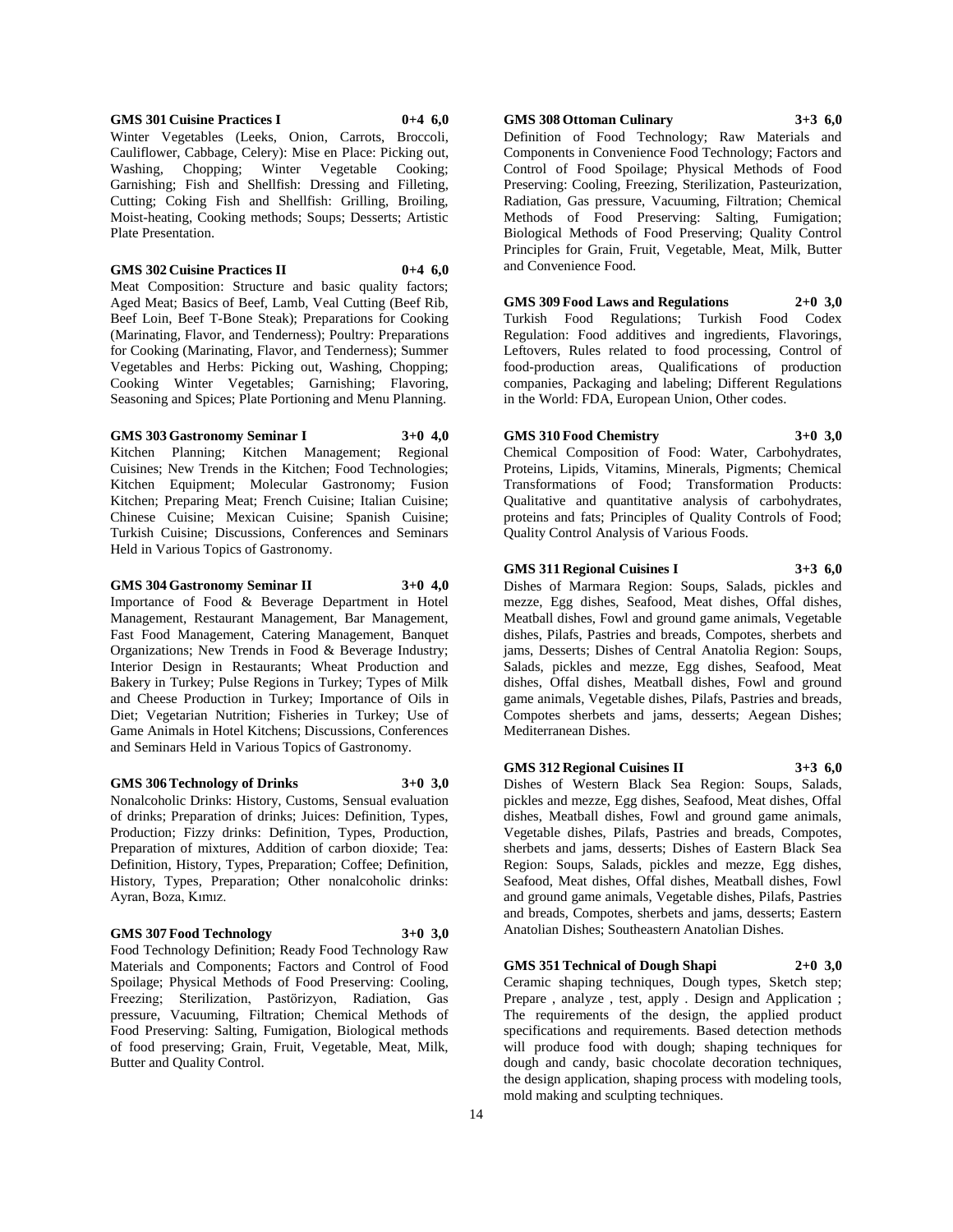**GMS 301 Cuisine Practices I 0+4 6,0**

Winter Vegetables (Leeks, Onion, Carrots, Broccoli, Cauliflower, Cabbage, Celery): Mise en Place: Picking out, Washing, Chopping; Winter Vegetable Cooking; Garnishing; Fish and Shellfish: Dressing and Filleting, Cutting; Coking Fish and Shellfish: Grilling, Broiling, Moist-heating, Cooking methods; Soups; Desserts; Artistic Plate Presentation.

**GMS 302 Cuisine Practices II 0+4 6,0**

Meat Composition: Structure and basic quality factors; Aged Meat; Basics of Beef, Lamb, Veal Cutting (Beef Rib, Beef Loin, Beef T-Bone Steak); Preparations for Cooking (Marinating, Flavor, and Tenderness); Poultry: Preparations for Cooking (Marinating, Flavor, and Tenderness); Summer Vegetables and Herbs: Picking out, Washing, Chopping; Cooking Winter Vegetables; Garnishing; Flavoring, Seasoning and Spices; Plate Portioning and Menu Planning.

**GMS 303 Gastronomy Seminar I 3+0 4,0**

Kitchen Planning; Kitchen Management; Regional Cuisines; New Trends in the Kitchen; Food Technologies; Kitchen Equipment; Molecular Gastronomy; Fusion Kitchen; Preparing Meat; French Cuisine; Italian Cuisine; Chinese Cuisine; Mexican Cuisine; Spanish Cuisine; Turkish Cuisine; Discussions, Conferences and Seminars Held in Various Topics of Gastronomy.

**GMS 304 Gastronomy Seminar II 3+0 4,0**

Importance of Food & Beverage Department in Hotel Management, Restaurant Management, Bar Management, Fast Food Management, Catering Management, Banquet Organizations; New Trends in Food & Beverage Industry; Interior Design in Restaurants; Wheat Production and Bakery in Turkey; Pulse Regions in Turkey; Types of Milk and Cheese Production in Turkey; Importance of Oils in Diet; Vegetarian Nutrition; Fisheries in Turkey; Use of Game Animals in Hotel Kitchens; Discussions, Conferences and Seminars Held in Various Topics of Gastronomy.

**GMS 306 Technology of Drinks 3+0 3,0**

Nonalcoholic Drinks: History, Customs, Sensual evaluation of drinks; Preparation of drinks; Juices: Definition, Types, Production; Fizzy drinks: Definition, Types, Production, Preparation of mixtures, Addition of carbon dioxide; Tea: Definition, History, Types, Preparation; Coffee; Definition, History, Types, Preparation; Other nonalcoholic drinks: Ayran, Boza, Kımız.

**GMS 307 Food Technology 3+0 3,0**

Food Technology Definition; Ready Food Technology Raw Materials and Components; Factors and Control of Food Spoilage; Physical Methods of Food Preserving: Cooling, Freezing; Sterilization, Pastörizyon, Radiation, Gas pressure, Vacuuming, Filtration; Chemical Methods of Food Preserving: Salting, Fumigation, Biological methods of food preserving; Grain, Fruit, Vegetable, Meat, Milk, Butter and Quality Control.

**GMS 308 Ottoman Culinary 3+3 6,0**

Definition of Food Technology; Raw Materials and Components in Convenience Food Technology; Factors and Control of Food Spoilage; Physical Methods of Food Preserving: Cooling, Freezing, Sterilization, Pasteurization, Radiation, Gas pressure, Vacuuming, Filtration; Chemical Methods of Food Preserving: Salting, Fumigation; Biological Methods of Food Preserving; Quality Control Principles for Grain, Fruit, Vegetable, Meat, Milk, Butter and Convenience Food.

**GMS 309 Food Laws and Regulations 2+0 3,0**

Turkish Food Regulations; Turkish Food Codex Regulation: Food additives and ingredients, Flavorings, Leftovers, Rules related to food processing, Control of food-production areas, Qualifications of production companies, Packaging and labeling; Different Regulations in the World: FDA, European Union, Other codes.

**GMS 310 Food Chemistry 3+0 3,0**

Chemical Composition of Food: Water, Carbohydrates, Proteins, Lipids, Vitamins, Minerals, Pigments; Chemical Transformations of Food; Transformation Products: Qualitative and quantitative analysis of carbohydrates, proteins and fats; Principles of Quality Controls of Food; Quality Control Analysis of Various Foods.

**GMS 311 Regional Cuisines I 3+3 6,0**

Dishes of Marmara Region: Soups, Salads, pickles and mezze, Egg dishes, Seafood, Meat dishes, Offal dishes, Meatball dishes, Fowl and ground game animals, Vegetable dishes, Pilafs, Pastries and breads, Compotes, sherbets and jams, Desserts; Dishes of Central Anatolia Region: Soups, Salads, pickles and mezze, Egg dishes, Seafood, Meat dishes, Offal dishes, Meatball dishes, Fowl and ground game animals, Vegetable dishes, Pilafs, Pastries and breads, Compotes sherbets and jams, desserts; Aegean Dishes; Mediterranean Dishes.

**GMS 312 Regional Cuisines II 3+3 6,0**

Dishes of Western Black Sea Region: Soups, Salads, pickles and mezze, Egg dishes, Seafood, Meat dishes, Offal dishes, Meatball dishes, Fowl and ground game animals, Vegetable dishes, Pilafs, Pastries and breads, Compotes, sherbets and jams, desserts; Dishes of Eastern Black Sea Region: Soups, Salads, pickles and mezze, Egg dishes, Seafood, Meat dishes, Offal dishes, Meatball dishes, Fowl and ground game animals, Vegetable dishes, Pilafs, Pastries and breads, Compotes, sherbets and jams, desserts; Eastern Anatolian Dishes; Southeastern Anatolian Dishes.

**GMS 351 Technical of Dough Shapi 2+0 3,0**

Ceramic shaping techniques, Dough types, Sketch step; Prepare , analyze , test, apply . Design and Application ; The requirements of the design, the applied product specifications and requirements. Based detection methods will produce food with dough; shaping techniques for dough and candy, basic chocolate decoration techniques, the design application, shaping process with modeling tools, mold making and sculpting techniques.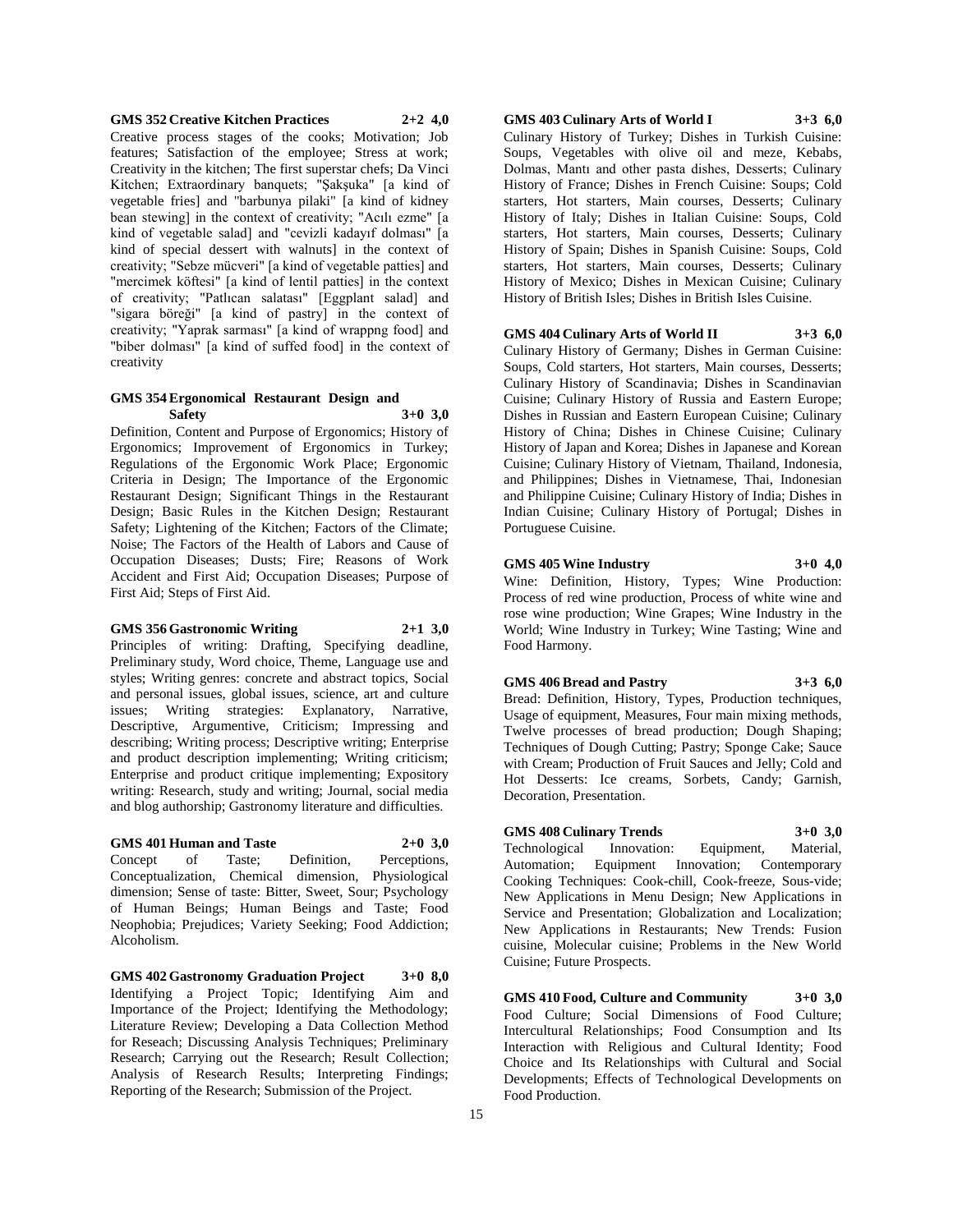**GMS 352 Creative Kitchen Practices 2+2 4,0**

Creative process stages of the cooks; Motivation; Job features; Satisfaction of the employee; Stress at work; Creativity in the kitchen; The first superstar chefs; Da Vinci Kitchen; Extraordinary banquets; "Şakşuka" [a kind of vegetable fries] and "barbunya pilaki" [a kind of kidney bean stewing] in the context of creativity; "Acılı ezme" [a kind of vegetable salad] and "cevizli kadayıf dolması" [a kind of special dessert with walnuts] in the context of creativity; "Sebze mücveri" [a kind of vegetable patties] and "mercimek köftesi" [a kind of lentil patties] in the context of creativity; "Patlıcan salatası" [Eggplant salad] and "sigara böreği" [a kind of pastry] in the context of creativity; "Yaprak sarması" [a kind of wrappng food] and "biber dolması" [a kind of suffed food] in the context of creativity

**GMS 354 Ergonomical Restaurant Design and Safety 3+0 3,0**

Definition, Content and Purpose of Ergonomics; History of Ergonomics; Improvement of Ergonomics in Turkey; Regulations of the Ergonomic Work Place; Ergonomic Criteria in Design; The Importance of the Ergonomic Restaurant Design; Significant Things in the Restaurant Design; Basic Rules in the Kitchen Design; Restaurant Safety; Lightening of the Kitchen; Factors of the Climate; Noise; The Factors of the Health of Labors and Cause of Occupation Diseases; Dusts; Fire; Reasons of Work Accident and First Aid; Occupation Diseases; Purpose of First Aid; Steps of First Aid.

**GMS 356 Gastronomic Writing 2+1 3,0**

Principles of writing: Drafting, Specifying deadline, Preliminary study, Word choice, Theme, Language use and styles; Writing genres: concrete and abstract topics, Social and personal issues, global issues, science, art and culture issues; Writing strategies: Explanatory, Narrative, Descriptive, Argumentive, Criticism; Impressing and describing; Writing process; Descriptive writing; Enterprise and product description implementing; Writing criticism; Enterprise and product critique implementing; Expository writing: Research, study and writing; Journal, social media and blog authorship; Gastronomy literature and difficulties.

**GMS 401 Human and Taste 2+0 3,0**

Concept of Taste; Definition, Perceptions, Conceptualization, Chemical dimension, Physiological dimension; Sense of taste: Bitter, Sweet, Sour; Psychology of Human Beings; Human Beings and Taste; Food Neophobia; Prejudices; Variety Seeking; Food Addiction; Alcoholism.

**GMS 402 Gastronomy Graduation Project 3+0 8,0**

Identifying a Project Topic; Identifying Aim and Importance of the Project; Identifying the Methodology; Literature Review; Developing a Data Collection Method for Reseach; Discussing Analysis Techniques; Preliminary Research; Carrying out the Research; Result Collection; Analysis of Research Results; Interpreting Findings; Reporting of the Research; Submission of the Project.

**GMS 403 Culinary Arts of World I 3+3 6,0**

Culinary History of Turkey; Dishes in Turkish Cuisine: Soups, Vegetables with olive oil and meze, Kebabs, Dolmas, Mantı and other pasta dishes, Desserts; Culinary History of France; Dishes in French Cuisine: Soups; Cold starters, Hot starters, Main courses, Desserts; Culinary History of Italy; Dishes in Italian Cuisine: Soups, Cold starters, Hot starters, Main courses, Desserts; Culinary History of Spain; Dishes in Spanish Cuisine: Soups, Cold starters, Hot starters, Main courses, Desserts; Culinary History of Mexico; Dishes in Mexican Cuisine; Culinary History of British Isles; Dishes in British Isles Cuisine.

**GMS 404 Culinary Arts of World II 3+3 6,0**

Culinary History of Germany; Dishes in German Cuisine: Soups, Cold starters, Hot starters, Main courses, Desserts; Culinary History of Scandinavia; Dishes in Scandinavian Cuisine; Culinary History of Russia and Eastern Europe; Dishes in Russian and Eastern European Cuisine; Culinary History of China; Dishes in Chinese Cuisine; Culinary History of Japan and Korea; Dishes in Japanese and Korean Cuisine; Culinary History of Vietnam, Thailand, Indonesia, and Philippines; Dishes in Vietnamese, Thai, Indonesian and Philippine Cuisine; Culinary History of India; Dishes in Indian Cuisine; Culinary History of Portugal; Dishes in Portuguese Cuisine.

**GMS 405 Wine Industry 3+0 4,0**

Wine: Definition, History, Types; Wine Production: Process of red wine production, Process of white wine and rose wine production; Wine Grapes; Wine Industry in the World; Wine Industry in Turkey; Wine Tasting; Wine and Food Harmony.

**GMS 406 Bread and Pastry 3+3 6,0**

Bread: Definition, History, Types, Production techniques, Usage of equipment, Measures, Four main mixing methods, Twelve processes of bread production; Dough Shaping; Techniques of Dough Cutting; Pastry; Sponge Cake; Sauce with Cream; Production of Fruit Sauces and Jelly; Cold and Hot Desserts: Ice creams, Sorbets, Candy; Garnish, Decoration, Presentation.

**GMS 408 Culinary Trends 3+0 3,0**

Technological Innovation: Equipment, Material, Automation; Equipment Innovation; Contemporary Cooking Techniques: Cook-chill, Cook-freeze, Sous-vide; New Applications in Menu Design; New Applications in Service and Presentation; Globalization and Localization; New Applications in Restaurants; New Trends: Fusion cuisine, Molecular cuisine; Problems in the New World Cuisine; Future Prospects.

**GMS 410 Food, Culture and Community 3+0 3,0**

Food Culture; Social Dimensions of Food Culture; Intercultural Relationships; Food Consumption and Its Interaction with Religious and Cultural Identity; Food Choice and Its Relationships with Cultural and Social Developments; Effects of Technological Developments on Food Production.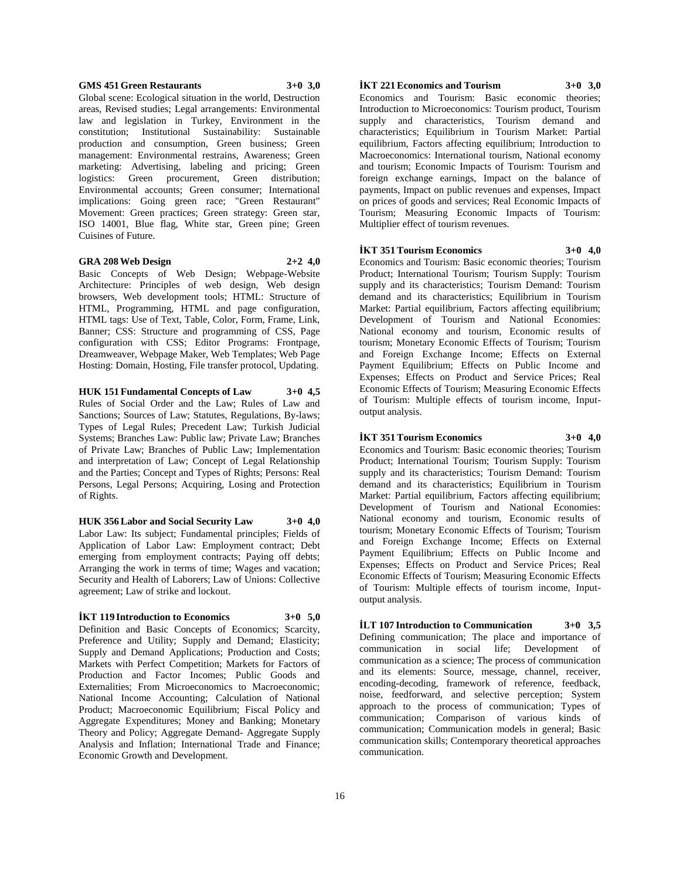**GMS 451 Green Restaurants 3+0 3,0**

Global scene: Ecological situation in the world, Destruction areas, Revised studies; Legal arrangements: Environmental law and legislation in Turkey, Environment in the constitution; Institutional Sustainability: Sustainable production and consumption, Green business; Green management: Environmental restrains, Awareness; Green marketing: Advertising, labeling and pricing; Green logistics: Green procurement, Green distribution; Environmental accounts; Green consumer; International implications: Going green race; "Green Restaurant" Movement: Green practices; Green strategy: Green star, ISO 14001, Blue flag, White star, Green pine; Green Cuisines of Future.

**GRA 208 Web Design 2+2 4,0**

Basic Concepts of Web Design; Webpage-Website Architecture: Principles of web design, Web design browsers, Web development tools; HTML: Structure of HTML, Programming, HTML and page configuration, HTML tags: Use of Text, Table, Color, Form, Frame, Link, Banner; CSS: Structure and programming of CSS, Page configuration with CSS; Editor Programs: Frontpage, Dreamweaver, Webpage Maker, Web Templates; Web Page Hosting: Domain, Hosting, File transfer protocol, Updating.

**HUK 151 Fundamental Concepts of Law 3+0 4,5**

Rules of Social Order and the Law; Rules of Law and Sanctions; Sources of Law; Statutes, Regulations, By-laws; Types of Legal Rules; Precedent Law; Turkish Judicial Systems; Branches Law: Public law; Private Law; Branches of Private Law; Branches of Public Law; Implementation and interpretation of Law; Concept of Legal Relationship and the Parties; Concept and Types of Rights; Persons: Real Persons, Legal Persons; Acquiring, Losing and Protection of Rights.

**HUK 356 Labor and Social Security Law 3+0 4,0**

Labor Law: Its subject; Fundamental principles; Fields of Application of Labor Law: Employment contract; Debt emerging from employment contracts; Paying off debts; Arranging the work in terms of time; Wages and vacation; Security and Health of Laborers; Law of Unions: Collective agreement; Law of strike and lockout.

**İKT 119 Introduction to Economics 3+0 5,0**

Definition and Basic Concepts of Economics; Scarcity, Preference and Utility; Supply and Demand; Elasticity; Supply and Demand Applications; Production and Costs; Markets with Perfect Competition; Markets for Factors of Production and Factor Incomes; Public Goods and Externalities; From Microeconomics to Macroeconomic; National Income Accounting; Calculation of National Product; Macroeconomic Equilibrium; Fiscal Policy and Aggregate Expenditures; Money and Banking; Monetary Theory and Policy; Aggregate Demand- Aggregate Supply Analysis and Inflation; International Trade and Finance; Economic Growth and Development.

**İKT 221 Economics and Tourism 3+0 3,0**

Economics and Tourism: Basic economic theories; Introduction to Microeconomics: Tourism product, Tourism supply and characteristics, Tourism demand and characteristics; Equilibrium in Tourism Market: Partial equilibrium, Factors affecting equilibrium; Introduction to Macroeconomics: International tourism, National economy and tourism; Economic Impacts of Tourism: Tourism and foreign exchange earnings, Impact on the balance of payments, Impact on public revenues and expenses, Impact on prices of goods and services; Real Economic Impacts of Tourism; Measuring Economic Impacts of Tourism: Multiplier effect of tourism revenues.

**İKT 351 Tourism Economics 3+0 4,0**

Economics and Tourism: Basic economic theories; Tourism Product; International Tourism; Tourism Supply: Tourism supply and its characteristics; Tourism Demand: Tourism demand and its characteristics; Equilibrium in Tourism Market: Partial equilibrium, Factors affecting equilibrium; Development of Tourism and National Economies: National economy and tourism, Economic results of tourism; Monetary Economic Effects of Tourism; Tourism and Foreign Exchange Income; Effects on External Payment Equilibrium; Effects on Public Income and Expenses; Effects on Product and Service Prices; Real Economic Effects of Tourism; Measuring Economic Effects of Tourism: Multiple effects of tourism income, Input-output analysis.

**İKT 351 Tourism Economics 3+0 4,0**

Economics and Tourism: Basic economic theories; Tourism Product; International Tourism; Tourism Supply: Tourism supply and its characteristics; Tourism Demand: Tourism demand and its characteristics; Equilibrium in Tourism Market: Partial equilibrium, Factors affecting equilibrium; Development of Tourism and National Economies: National economy and tourism, Economic results of tourism; Monetary Economic Effects of Tourism; Tourism and Foreign Exchange Income; Effects on External Payment Equilibrium; Effects on Public Income and Expenses; Effects on Product and Service Prices; Real Economic Effects of Tourism; Measuring Economic Effects of Tourism: Multiple effects of tourism income, Input-output analysis.

**İLT 107 Introduction to Communication 3+0 3,5**

Defining communication; The place and importance of communication in social life; Development of communication as a science; The process of communication and its elements: Source, message, channel, receiver, encoding-decoding, framework of reference, feedback, noise, feedforward, and selective perception; System approach to the process of communication; Types of communication; Comparison of various kinds of communication; Communication models in general; Basic communication skills; Contemporary theoretical approaches communication.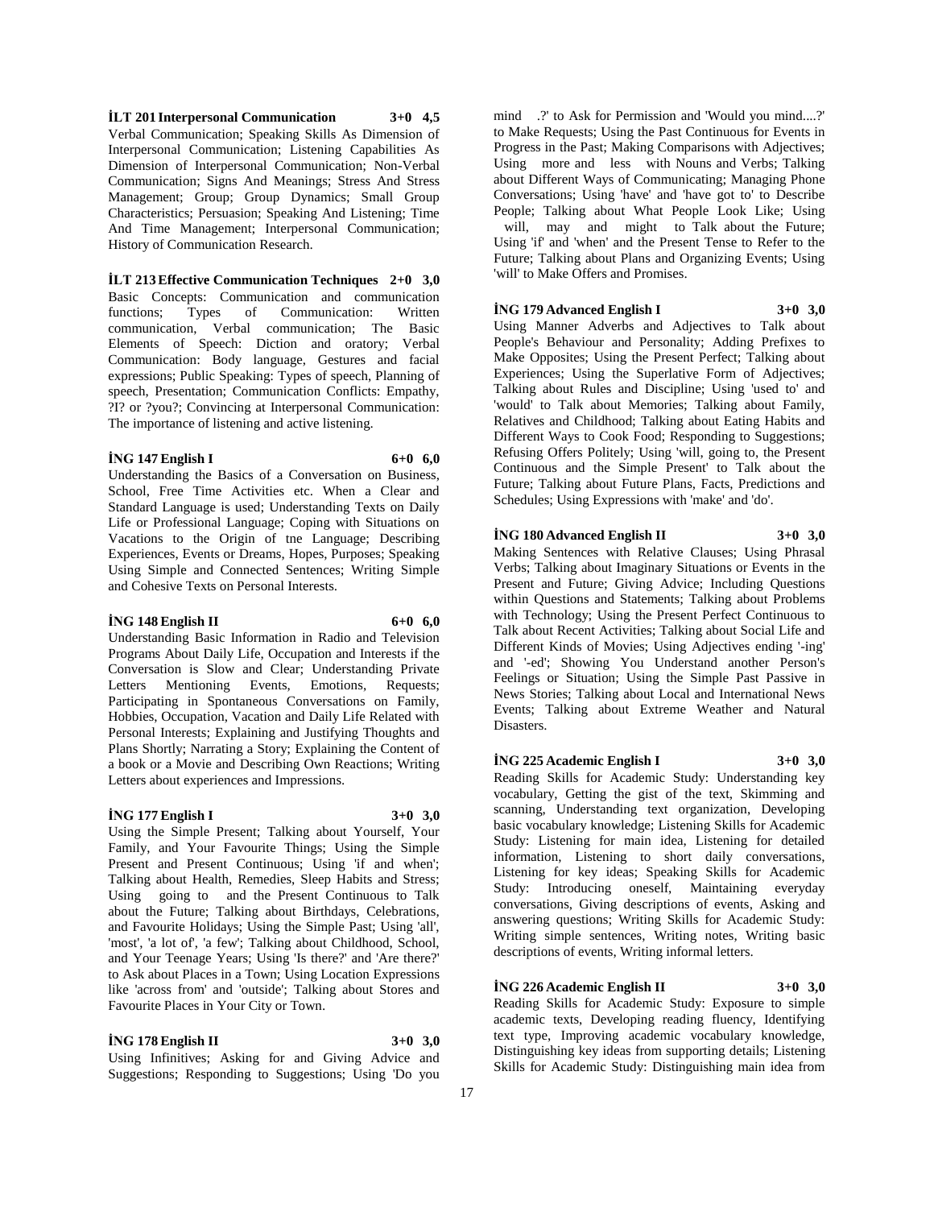**İLT 201 Interpersonal Communication 3+0 4,5**

Verbal Communication; Speaking Skills As Dimension of Interpersonal Communication; Listening Capabilities As Dimension of Interpersonal Communication; Non-Verbal Communication; Signs And Meanings; Stress And Stress Management; Group; Group Dynamics; Small Group Characteristics; Persuasion; Speaking And Listening; Time And Time Management; Interpersonal Communication; History of Communication Research.

**İLT 213 Effective Communication Techniques 2+0 3,0**

Basic Concepts: Communication and communication functions; Types of Communication: Written communication, Verbal communication; The Basic Elements of Speech: Diction and oratory; Verbal Communication: Body language, Gestures and facial expressions; Public Speaking: Types of speech, Planning of speech, Presentation; Communication Conflicts: Empathy, ?I? or ?you?; Convincing at Interpersonal Communication: The importance of listening and active listening.

**İNG 147 English I 6+0 6,0**

Understanding the Basics of a Conversation on Business, School, Free Time Activities etc. When a Clear and Standard Language is used; Understanding Texts on Daily Life or Professional Language; Coping with Situations on Vacations to the Origin of tne Language; Describing Experiences, Events or Dreams, Hopes, Purposes; Speaking Using Simple and Connected Sentences; Writing Simple and Cohesive Texts on Personal Interests.

**İNG 148 English II 6+0 6,0**

Understanding Basic Information in Radio and Television Programs About Daily Life, Occupation and Interests if the Conversation is Slow and Clear; Understanding Private Letters Mentioning Events, Emotions, Requests; Participating in Spontaneous Conversations on Family, Hobbies, Occupation, Vacation and Daily Life Related with Personal Interests; Explaining and Justifying Thoughts and Plans Shortly; Narrating a Story; Explaining the Content of a book or a Movie and Describing Own Reactions; Writing Letters about experiences and Impressions.

**İNG 177 English I 3+0 3,0**

Using the Simple Present; Talking about Yourself, Your Family, and Your Favourite Things; Using the Simple Present and Present Continuous; Using 'if and when'; Talking about Health, Remedies, Sleep Habits and Stress; Using going to and the Present Continuous to Talk about the Future; Talking about Birthdays, Celebrations, and Favourite Holidays; Using the Simple Past; Using 'all', 'most', 'a lot of', 'a few'; Talking about Childhood, School, and Your Teenage Years; Using 'Is there?' and 'Are there?' to Ask about Places in a Town; Using Location Expressions like 'across from' and 'outside'; Talking about Stores and Favourite Places in Your City or Town.

**İNG 178 English II 3+0 3,0**

Using Infinitives; Asking for and Giving Advice and Suggestions; Responding to Suggestions; Using 'Do you mind .?' to Ask for Permission and 'Would you mind....?' to Make Requests; Using the Past Continuous for Events in Progress in the Past; Making Comparisons with Adjectives; Using more and less with Nouns and Verbs; Talking about Different Ways of Communicating; Managing Phone Conversations; Using 'have' and 'have got to' to Describe People; Talking about What People Look Like; Using will, may and might to Talk about the Future; Using 'if' and 'when' and the Present Tense to Refer to the Future; Talking about Plans and Organizing Events; Using 'will' to Make Offers and Promises.

**İNG 179 Advanced English I 3+0 3,0**

Using Manner Adverbs and Adjectives to Talk about People's Behaviour and Personality; Adding Prefixes to Make Opposites; Using the Present Perfect; Talking about Experiences; Using the Superlative Form of Adjectives; Talking about Rules and Discipline; Using 'used to' and 'would' to Talk about Memories; Talking about Family, Relatives and Childhood; Talking about Eating Habits and Different Ways to Cook Food; Responding to Suggestions; Refusing Offers Politely; Using 'will, going to, the Present Continuous and the Simple Present' to Talk about the Future; Talking about Future Plans, Facts, Predictions and Schedules; Using Expressions with 'make' and 'do'.

**İNG 180 Advanced English II 3+0 3,0**

Making Sentences with Relative Clauses; Using Phrasal Verbs; Talking about Imaginary Situations or Events in the Present and Future; Giving Advice; Including Questions within Questions and Statements; Talking about Problems with Technology; Using the Present Perfect Continuous to Talk about Recent Activities; Talking about Social Life and Different Kinds of Movies; Using Adjectives ending '-ing' and '-ed'; Showing You Understand another Person's Feelings or Situation; Using the Simple Past Passive in News Stories; Talking about Local and International News Events; Talking about Extreme Weather and Natural Disasters.

**İNG 225 Academic English I 3+0 3,0**

Reading Skills for Academic Study: Understanding key vocabulary, Getting the gist of the text, Skimming and scanning, Understanding text organization, Developing basic vocabulary knowledge; Listening Skills for Academic Study: Listening for main idea, Listening for detailed information, Listening to short daily conversations, Listening for key ideas; Speaking Skills for Academic Study: Introducing oneself, Maintaining everyday conversations, Giving descriptions of events, Asking and answering questions; Writing Skills for Academic Study: Writing simple sentences, Writing notes, Writing basic descriptions of events, Writing informal letters.

**İNG 226 Academic English II 3+0 3,0**

Reading Skills for Academic Study: Exposure to simple academic texts, Developing reading fluency, Identifying text type, Improving academic vocabulary knowledge, Distinguishing key ideas from supporting details; Listening Skills for Academic Study: Distinguishing main idea from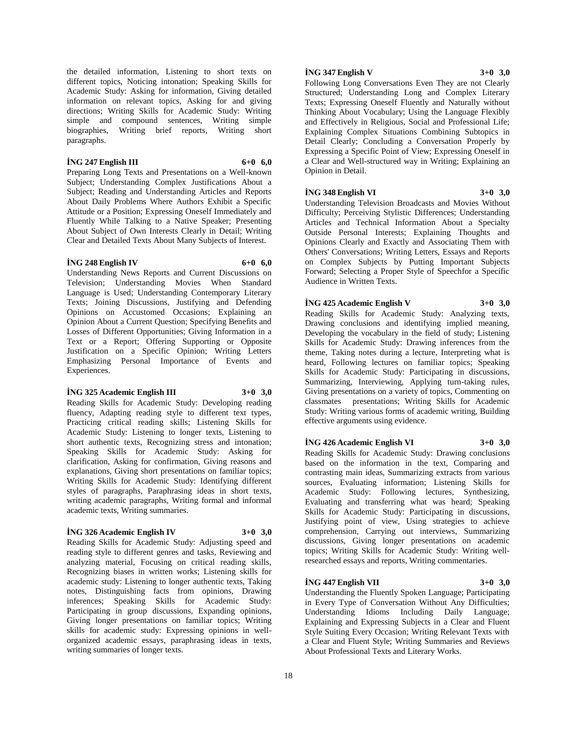the detailed information, Listening to short texts on different topics, Noticing intonation; Speaking Skills for Academic Study: Asking for information, Giving detailed information on relevant topics, Asking for and giving directions; Writing Skills for Academic Study: Writing simple and compound sentences, Writing simple biographies, Writing brief reports, Writing short paragraphs.

**İNG 247 English III 6+0 6,0**

Preparing Long Texts and Presentations on a Well-known Subject; Understanding Complex Justifications About a Subject; Reading and Understanding Articles and Reports About Daily Problems Where Authors Exhibit a Specific Attitude or a Position; Expressing Oneself Immediately and Fluently While Talking to a Native Speaker; Presenting About Subject of Own Interests Clearly in Detail; Writing Clear and Detailed Texts About Many Subjects of Interest.

**İNG 248 English IV 6+0 6,0**

Understanding News Reports and Current Discussions on Television; Understanding Movies When Standard Language is Used; Understanding Contemporary Literary Texts; Joining Discussions, Justifying and Defending Opinions on Accustomed Occasions; Explaining an Opinion About a Current Question; Specifying Benefits and Losses of Different Opportunities; Giving Information in a Text or a Report; Offering Supporting or Opposite Justification on a Specific Opinion; Writing Letters Emphasizing Personal Importance of Events and Experiences.

**İNG 325 Academic English III 3+0 3,0**

Reading Skills for Academic Study: Developing reading fluency, Adapting reading style to different text types, Practicing critical reading skills; Listening Skills for Academic Study: Listening to longer texts, Listening to short authentic texts, Recognizing stress and intonation; Speaking Skills for Academic Study: Asking for clarification, Asking for confirmation, Giving reasons and explanations, Giving short presentations on familiar topics; Writing Skills for Academic Study: Identifying different styles of paragraphs, Paraphrasing ideas in short texts, writing academic paragraphs, Writing formal and informal academic texts, Writing summaries.

**İNG 326 Academic English IV 3+0 3,0**

Reading Skills for Academic Study: Adjusting speed and reading style to different genres and tasks, Reviewing and analyzing material, Focusing on critical reading skills, Recognizing biases in written works; Listening skills for academic study: Listening to longer authentic texts, Taking notes, Distinguishing facts from opinions, Drawing inferences; Speaking Skills for Academic Study: Participating in group discussions, Expanding opinions, Giving longer presentations on familiar topics; Writing skills for academic study: Expressing opinions in well-organized academic essays, paraphrasing ideas in texts, writing summaries of longer texts.

**İNG 347 English V 3+0 3,0**

Following Long Conversations Even They are not Clearly Structured; Understanding Long and Complex Literary Texts; Expressing Oneself Fluently and Naturally without Thinking About Vocabulary; Using the Language Flexibly and Effectively in Religious, Social and Professional Life; Explaining Complex Situations Combining Subtopics in Detail Clearly; Concluding a Conversation Properly by Expressing a Specific Point of View; Expressing Oneself in a Clear and Well-structured way in Writing; Explaining an Opinion in Detail.

**İNG 348 English VI 3+0 3,0**

Understanding Television Broadcasts and Movies Without Difficulty; Perceiving Stylistic Differences; Understanding Articles and Technical Information About a Specialty Outside Personal Interests; Explaining Thoughts and Opinions Clearly and Exactly and Associating Them with Others' Conversations; Writing Letters, Essays and Reports on Complex Subjects by Putting Important Subjects Forward; Selecting a Proper Style of Speechfor a Specific Audience in Written Texts.

**İNG 425 Academic English V 3+0 3,0**

Reading Skills for Academic Study: Analyzing texts, Drawing conclusions and identifying implied meaning, Developing the vocabulary in the field of study; Listening Skills for Academic Study: Drawing inferences from the theme, Taking notes during a lecture, Interpreting what is heard, Following lectures on familiar topics; Speaking Skills for Academic Study: Participating in discussions, Summarizing, Interviewing, Applying turn-taking rules, Giving presentations on a variety of topics, Commenting on classmates presentations; Writing Skills for Academic Study: Writing various forms of academic writing, Building effective arguments using evidence.

**İNG 426 Academic English VI 3+0 3,0**

Reading Skills for Academic Study: Drawing conclusions based on the information in the text, Comparing and contrasting main ideas, Summarizing extracts from various sources, Evaluating information; Listening Skills for Academic Study: Following lectures, Synthesizing, Evaluating and transferring what was heard; Speaking Skills for Academic Study: Participating in discussions, Justifying point of view, Using strategies to achieve comprehension, Carrying out interviews, Summarizing discussions, Giving longer presentations on academic topics; Writing Skills for Academic Study: Writing well-researched essays and reports, Writing commentaries.

**İNG 447 English VII 3+0 3,0**

Understanding the Fluently Spoken Language; Participating in Every Type of Conversation Without Any Difficulties; Understanding Idioms Including Daily Language; Explaining and Expressing Subjects in a Clear and Fluent Style Suiting Every Occasion; Writing Relevant Texts with a Clear and Fluent Style; Writing Summaries and Reviews About Professional Texts and Literary Works.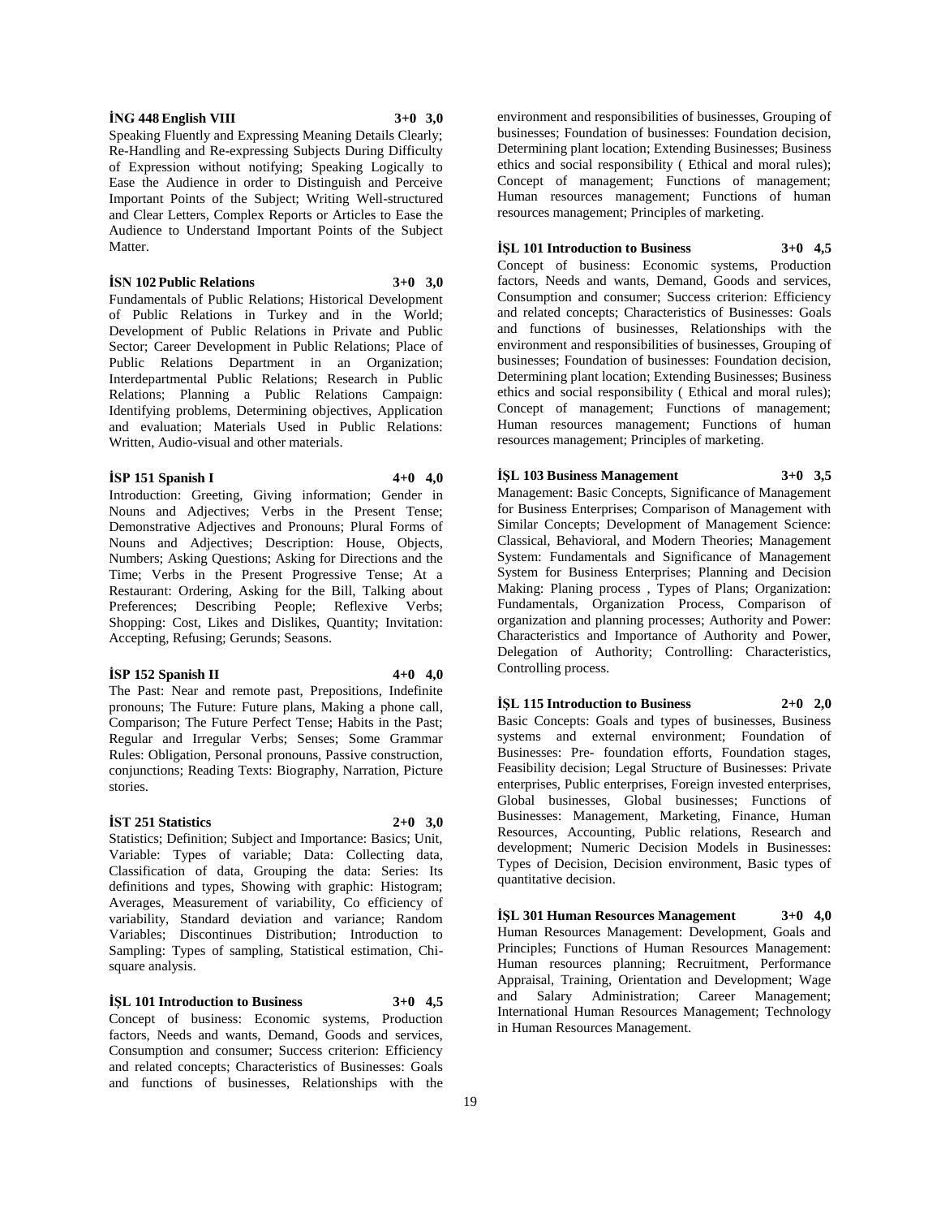**İNG 448 English VIII 3+0 3,0**

Speaking Fluently and Expressing Meaning Details Clearly; Re-Handling and Re-expressing Subjects During Difficulty of Expression without notifying; Speaking Logically to Ease the Audience in order to Distinguish and Perceive Important Points of the Subject; Writing Well-structured and Clear Letters, Complex Reports or Articles to Ease the Audience to Understand Important Points of the Subject Matter.

**İSN 102 Public Relations 3+0 3,0**

Fundamentals of Public Relations; Historical Development of Public Relations in Turkey and in the World; Development of Public Relations in Private and Public Sector; Career Development in Public Relations; Place of Public Relations Department in an Organization; Interdepartmental Public Relations; Research in Public Relations; Planning a Public Relations Campaign: Identifying problems, Determining objectives, Application and evaluation; Materials Used in Public Relations: Written, Audio-visual and other materials.

**İSP 151 Spanish I 4+0 4,0**

Introduction: Greeting, Giving information; Gender in Nouns and Adjectives; Verbs in the Present Tense; Demonstrative Adjectives and Pronouns; Plural Forms of Nouns and Adjectives; Description: House, Objects, Numbers; Asking Questions; Asking for Directions and the Time; Verbs in the Present Progressive Tense; At a Restaurant: Ordering, Asking for the Bill, Talking about Preferences; Describing People; Reflexive Verbs; Shopping: Cost, Likes and Dislikes, Quantity; Invitation: Accepting, Refusing; Gerunds; Seasons.

**İSP 152 Spanish II 4+0 4,0**

The Past: Near and remote past, Prepositions, Indefinite pronouns; The Future: Future plans, Making a phone call, Comparison; The Future Perfect Tense; Habits in the Past; Regular and Irregular Verbs; Senses; Some Grammar Rules: Obligation, Personal pronouns, Passive construction, conjunctions; Reading Texts: Biography, Narration, Picture stories.

**İST 251 Statistics 2+0 3,0**

Statistics; Definition; Subject and Importance: Basics; Unit, Variable: Types of variable; Data: Collecting data, Classification of data, Grouping the data: Series: Its definitions and types, Showing with graphic: Histogram; Averages, Measurement of variability, Co efficiency of variability, Standard deviation and variance; Random Variables; Discontinues Distribution; Introduction to Sampling: Types of sampling, Statistical estimation, Chi-square analysis.

**İŞL 101 Introduction to Business 3+0 4,5**

Concept of business: Economic systems, Production factors, Needs and wants, Demand, Goods and services, Consumption and consumer; Success criterion: Efficiency and related concepts; Characteristics of Businesses: Goals and functions of businesses, Relationships with the environment and responsibilities of businesses, Grouping of businesses; Foundation of businesses: Foundation decision, Determining plant location; Extending Businesses; Business ethics and social responsibility ( Ethical and moral rules); Concept of management; Functions of management; Human resources management; Functions of human resources management; Principles of marketing.

**İŞL 101 Introduction to Business 3+0 4,5**

Concept of business: Economic systems, Production factors, Needs and wants, Demand, Goods and services, Consumption and consumer; Success criterion: Efficiency and related concepts; Characteristics of Businesses: Goals and functions of businesses, Relationships with the environment and responsibilities of businesses, Grouping of businesses; Foundation of businesses: Foundation decision, Determining plant location; Extending Businesses; Business ethics and social responsibility ( Ethical and moral rules); Concept of management; Functions of management; Human resources management; Functions of human resources management; Principles of marketing.

**İŞL 103 Business Management 3+0 3,5**

Management: Basic Concepts, Significance of Management for Business Enterprises; Comparison of Management with Similar Concepts; Development of Management Science: Classical, Behavioral, and Modern Theories; Management System: Fundamentals and Significance of Management System for Business Enterprises; Planning and Decision Making: Planing process , Types of Plans; Organization: Fundamentals, Organization Process, Comparison of organization and planning processes; Authority and Power: Characteristics and Importance of Authority and Power, Delegation of Authority; Controlling: Characteristics, Controlling process.

**İŞL 115 Introduction to Business 2+0 2,0**

Basic Concepts: Goals and types of businesses, Business systems and external environment; Foundation of Businesses: Pre- foundation efforts, Foundation stages, Feasibility decision; Legal Structure of Businesses: Private enterprises, Public enterprises, Foreign invested enterprises, Global businesses, Global businesses; Functions of Businesses: Management, Marketing, Finance, Human Resources, Accounting, Public relations, Research and development; Numeric Decision Models in Businesses: Types of Decision, Decision environment, Basic types of quantitative decision.

**İŞL 301 Human Resources Management 3+0 4,0**

Human Resources Management: Development, Goals and Principles; Functions of Human Resources Management: Human resources planning; Recruitment, Performance Appraisal, Training, Orientation and Development; Wage and Salary Administration; Career Management; International Human Resources Management; Technology in Human Resources Management.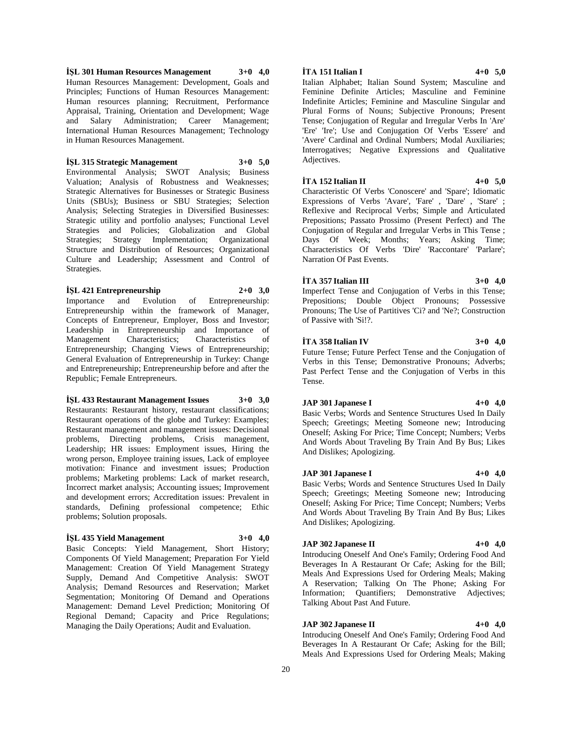**İŞL 301 Human Resources Management 3+0 4,0**
Human Resources Management: Development, Goals and Principles; Functions of Human Resources Management: Human resources planning; Recruitment, Performance Appraisal, Training, Orientation and Development; Wage and Salary Administration; Career Management; International Human Resources Management; Technology in Human Resources Management.

**İŞL 315 Strategic Management 3+0 5,0**
Environmental Analysis; SWOT Analysis; Business Valuation; Analysis of Robustness and Weaknesses; Strategic Alternatives for Businesses or Strategic Business Units (SBUs); Business or SBU Strategies; Selection Analysis; Selecting Strategies in Diversified Businesses: Strategic utility and portfolio analyses; Functional Level Strategies and Policies; Globalization and Global Strategies; Strategy Implementation; Organizational Structure and Distribution of Resources; Organizational Culture and Leadership; Assessment and Control of Strategies.

**İŞL 421 Entrepreneurship 2+0 3,0**
Importance and Evolution of Entrepreneurship: Entrepreneurship within the framework of Manager, Concepts of Entrepreneur, Employer, Boss and Investor; Leadership in Entrepreneurship and Importance of Management Characteristics; Characteristics of Entrepreneurship; Changing Views of Entrepreneurship; General Evaluation of Entrepreneurship in Turkey: Change and Entrepreneurship; Entrepreneurship before and after the Republic; Female Entrepreneurs.

**İŞL 433 Restaurant Management Issues 3+0 3,0**
Restaurants: Restaurant history, restaurant classifications; Restaurant operations of the globe and Turkey: Examples; Restaurant management and management issues: Decisional problems, Directing problems, Crisis management, Leadership; HR issues: Employment issues, Hiring the wrong person, Employee training issues, Lack of employee motivation: Finance and investment issues; Production problems; Marketing problems: Lack of market research, Incorrect market analysis; Accounting issues; Improvement and development errors; Accreditation issues: Prevalent in standards, Defining professional competence; Ethic problems; Solution proposals.

**İŞL 435 Yield Management 3+0 4,0**
Basic Concepts: Yield Management, Short History; Components Of Yield Management; Preparation For Yield Management: Creation Of Yield Management Strategy Supply, Demand And Competitive Analysis: SWOT Analysis; Demand Resources and Reservation; Market Segmentation; Monitoring Of Demand and Operations Management: Demand Level Prediction; Monitoring Of Regional Demand; Capacity and Price Regulations; Managing the Daily Operations; Audit and Evaluation.

**İTA 151 Italian I 4+0 5,0**
Italian Alphabet; Italian Sound System; Masculine and Feminine Definite Articles; Masculine and Feminine Indefinite Articles; Feminine and Masculine Singular and Plural Forms of Nouns; Subjective Pronouns; Present Tense; Conjugation of Regular and Irregular Verbs In 'Are' 'Ere' 'Ire'; Use and Conjugation Of Verbs 'Essere' and 'Avere' Cardinal and Ordinal Numbers; Modal Auxiliaries; Interrogatives; Negative Expressions and Qualitative Adjectives.

**İTA 152 Italian II 4+0 5,0**
Characteristic Of Verbs 'Conoscere' and 'Spare'; Idiomatic Expressions of Verbs 'Avare', 'Fare' , 'Dare' , 'Stare' ; Reflexive and Reciprocal Verbs; Simple and Articulated Prepositions; Passato Prossimo (Present Perfect) and The Conjugation of Regular and Irregular Verbs in This Tense ; Days Of Week; Months; Years; Asking Time; Characteristics Of Verbs 'Dire' 'Raccontare' 'Parlare'; Narration Of Past Events.

**İTA 357 Italian III 3+0 4,0**
Imperfect Tense and Conjugation of Verbs in this Tense; Prepositions; Double Object Pronouns; Possessive Pronouns; The Use of Partitives 'Ci? and 'Ne?; Construction of Passive with 'Si!?.

**İTA 358 Italian IV 3+0 4,0**
Future Tense; Future Perfect Tense and the Conjugation of Verbs in this Tense; Demonstrative Pronouns; Adverbs; Past Perfect Tense and the Conjugation of Verbs in this Tense.

**JAP 301 Japanese I 4+0 4,0**
Basic Verbs; Words and Sentence Structures Used In Daily Speech; Greetings; Meeting Someone new; Introducing Oneself; Asking For Price; Time Concept; Numbers; Verbs And Words About Traveling By Train And By Bus; Likes And Dislikes; Apologizing.

**JAP 301 Japanese I 4+0 4,0**
Basic Verbs; Words and Sentence Structures Used In Daily Speech; Greetings; Meeting Someone new; Introducing Oneself; Asking For Price; Time Concept; Numbers; Verbs And Words About Traveling By Train And By Bus; Likes And Dislikes; Apologizing.

**JAP 302 Japanese II 4+0 4,0**
Introducing Oneself And One's Family; Ordering Food And Beverages In A Restaurant Or Cafe; Asking for the Bill; Meals And Expressions Used for Ordering Meals; Making A Reservation; Talking On The Phone; Asking For Information; Quantifiers; Demonstrative Adjectives; Talking About Past And Future.

**JAP 302 Japanese II 4+0 4,0**
Introducing Oneself And One's Family; Ordering Food And Beverages In A Restaurant Or Cafe; Asking for the Bill; Meals And Expressions Used for Ordering Meals; Making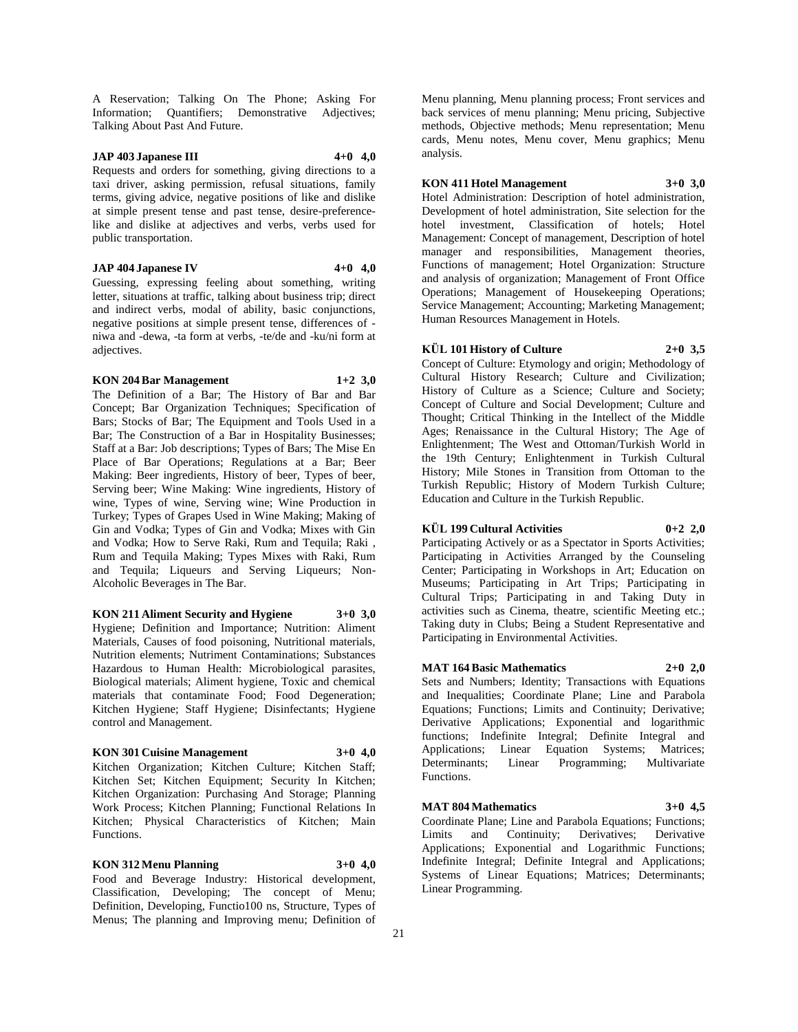A Reservation; Talking On The Phone; Asking For Information; Quantifiers; Demonstrative Adjectives; Talking About Past And Future.

**JAP 403 Japanese III 4+0 4,0**

Requests and orders for something, giving directions to a taxi driver, asking permission, refusal situations, family terms, giving advice, negative positions of like and dislike at simple present tense and past tense, desire-preference-like and dislike at adjectives and verbs, verbs used for public transportation.

**JAP 404 Japanese IV 4+0 4,0**

Guessing, expressing feeling about something, writing letter, situations at traffic, talking about business trip; direct and indirect verbs, modal of ability, basic conjunctions, negative positions at simple present tense, differences of -niwa and -dewa, -ta form at verbs, -te/de and -ku/ni form at adjectives.

**KON 204 Bar Management 1+2 3,0**

The Definition of a Bar; The History of Bar and Bar Concept; Bar Organization Techniques; Specification of Bars; Stocks of Bar; The Equipment and Tools Used in a Bar; The Construction of a Bar in Hospitality Businesses; Staff at a Bar: Job descriptions; Types of Bars; The Mise En Place of Bar Operations; Regulations at a Bar; Beer Making: Beer ingredients, History of beer, Types of beer, Serving beer; Wine Making: Wine ingredients, History of wine, Types of wine, Serving wine; Wine Production in Turkey; Types of Grapes Used in Wine Making; Making of Gin and Vodka; Types of Gin and Vodka; Mixes with Gin and Vodka; How to Serve Raki, Rum and Tequila; Raki , Rum and Tequila Making; Types Mixes with Raki, Rum and Tequila; Liqueurs and Serving Liqueurs; Non-Alcoholic Beverages in The Bar.

**KON 211 Aliment Security and Hygiene 3+0 3,0**

Hygiene; Definition and Importance; Nutrition: Aliment Materials, Causes of food poisoning, Nutritional materials, Nutrition elements; Nutriment Contaminations; Substances Hazardous to Human Health: Microbiological parasites, Biological materials; Aliment hygiene, Toxic and chemical materials that contaminate Food; Food Degeneration; Kitchen Hygiene; Staff Hygiene; Disinfectants; Hygiene control and Management.

**KON 301 Cuisine Management 3+0 4,0**

Kitchen Organization; Kitchen Culture; Kitchen Staff; Kitchen Set; Kitchen Equipment; Security In Kitchen; Kitchen Organization: Purchasing And Storage; Planning Work Process; Kitchen Planning; Functional Relations In Kitchen; Physical Characteristics of Kitchen; Main Functions.

**KON 312 Menu Planning 3+0 4,0**

Food and Beverage Industry: Historical development, Classification, Developing; The concept of Menu; Definition, Developing, Functio100 ns, Structure, Types of Menus; The planning and Improving menu; Definition of Menu planning, Menu planning process; Front services and back services of menu planning; Menu pricing, Subjective methods, Objective methods; Menu representation; Menu cards, Menu notes, Menu cover, Menu graphics; Menu analysis.

**KON 411 Hotel Management 3+0 3,0**

Hotel Administration: Description of hotel administration, Development of hotel administration, Site selection for the hotel investment, Classification of hotels; Hotel Management: Concept of management, Description of hotel manager and responsibilities, Management theories, Functions of management; Hotel Organization: Structure and analysis of organization; Management of Front Office Operations; Management of Housekeeping Operations; Service Management; Accounting; Marketing Management; Human Resources Management in Hotels.

**KÜL 101 History of Culture 2+0 3,5**

Concept of Culture: Etymology and origin; Methodology of Cultural History Research; Culture and Civilization; History of Culture as a Science; Culture and Society; Concept of Culture and Social Development; Culture and Thought; Critical Thinking in the Intellect of the Middle Ages; Renaissance in the Cultural History; The Age of Enlightenment; The West and Ottoman/Turkish World in the 19th Century; Enlightenment in Turkish Cultural History; Mile Stones in Transition from Ottoman to the Turkish Republic; History of Modern Turkish Culture; Education and Culture in the Turkish Republic.

**KÜL 199 Cultural Activities 0+2 2,0**

Participating Actively or as a Spectator in Sports Activities; Participating in Activities Arranged by the Counseling Center; Participating in Workshops in Art; Education on Museums; Participating in Art Trips; Participating in Cultural Trips; Participating in and Taking Duty in activities such as Cinema, theatre, scientific Meeting etc.; Taking duty in Clubs; Being a Student Representative and Participating in Environmental Activities.

**MAT 164 Basic Mathematics 2+0 2,0**

Sets and Numbers; Identity; Transactions with Equations and Inequalities; Coordinate Plane; Line and Parabola Equations; Functions; Limits and Continuity; Derivative; Derivative Applications; Exponential and logarithmic functions; Indefinite Integral; Definite Integral and Applications; Linear Equation Systems; Matrices; Determinants; Linear Programming; Multivariate Functions.

**MAT 804 Mathematics 3+0 4,5**

Coordinate Plane; Line and Parabola Equations; Functions; Limits and Continuity; Derivatives; Derivative Applications; Exponential and Logarithmic Functions; Indefinite Integral; Definite Integral and Applications; Systems of Linear Equations; Matrices; Determinants; Linear Programming.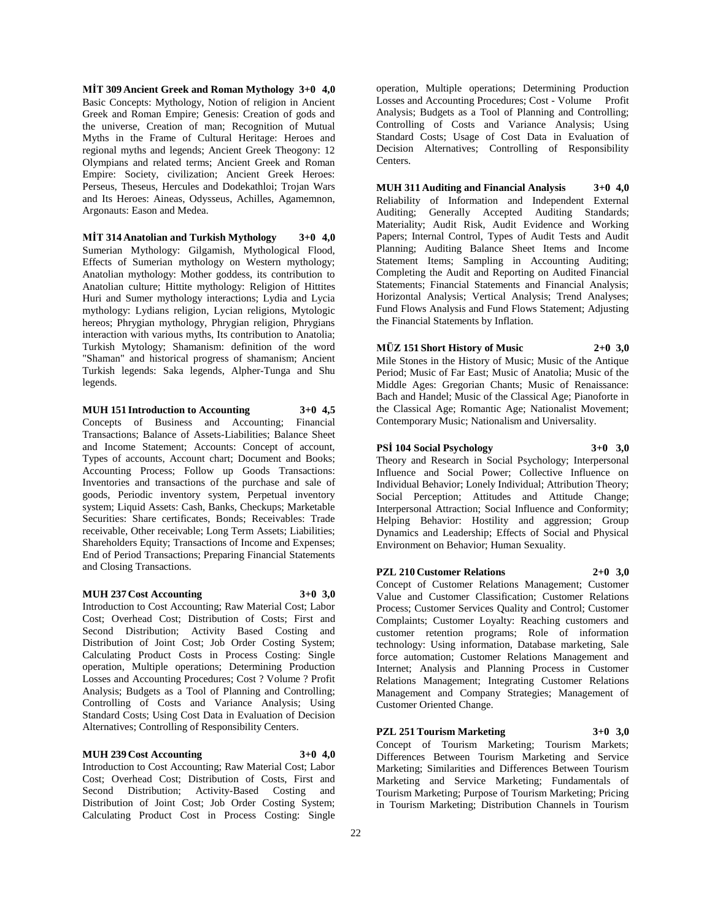**MİT 309 Ancient Greek and Roman Mythology 3+0 4,0**
Basic Concepts: Mythology, Notion of religion in Ancient Greek and Roman Empire; Genesis: Creation of gods and the universe, Creation of man; Recognition of Mutual Myths in the Frame of Cultural Heritage: Heroes and regional myths and legends; Ancient Greek Theogony: 12 Olympians and related terms; Ancient Greek and Roman Empire: Society, civilization; Ancient Greek Heroes: Perseus, Theseus, Hercules and Dodekathloi; Trojan Wars and Its Heroes: Aineas, Odysseus, Achilles, Agamemnon, Argonauts: Eason and Medea.

**MİT 314 Anatolian and Turkish Mythology 3+0 4,0**
Sumerian Mythology: Gilgamish, Mythological Flood, Effects of Sumerian mythology on Western mythology; Anatolian mythology: Mother goddess, its contribution to Anatolian culture; Hittite mythology: Religion of Hittites Huri and Sumer mythology interactions; Lydia and Lycia mythology: Lydians religion, Lycian religions, Mytologic hereos; Phrygian mythology, Phrygian religion, Phrygians interaction with various myths, Its contribution to Anatolia; Turkish Mytology; Shamanism: definition of the word "Shaman" and historical progress of shamanism; Ancient Turkish legends: Saka legends, Alpher-Tunga and Shu legends.

**MUH 151 Introduction to Accounting 3+0 4,5**
Concepts of Business and Accounting; Financial Transactions; Balance of Assets-Liabilities; Balance Sheet and Income Statement; Accounts: Concept of account, Types of accounts, Account chart; Document and Books; Accounting Process; Follow up Goods Transactions: Inventories and transactions of the purchase and sale of goods, Periodic inventory system, Perpetual inventory system; Liquid Assets: Cash, Banks, Checkups; Marketable Securities: Share certificates, Bonds; Receivables: Trade receivable, Other receivable; Long Term Assets; Liabilities; Shareholders Equity; Transactions of Income and Expenses; End of Period Transactions; Preparing Financial Statements and Closing Transactions.

**MUH 237 Cost Accounting 3+0 3,0**
Introduction to Cost Accounting; Raw Material Cost; Labor Cost; Overhead Cost; Distribution of Costs; First and Second Distribution; Activity Based Costing and Distribution of Joint Cost; Job Order Costing System; Calculating Product Costs in Process Costing: Single operation, Multiple operations; Determining Production Losses and Accounting Procedures; Cost ? Volume ? Profit Analysis; Budgets as a Tool of Planning and Controlling; Controlling of Costs and Variance Analysis; Using Standard Costs; Using Cost Data in Evaluation of Decision Alternatives; Controlling of Responsibility Centers.

**MUH 239 Cost Accounting 3+0 4,0**
Introduction to Cost Accounting; Raw Material Cost; Labor Cost; Overhead Cost; Distribution of Costs, First and Second Distribution; Activity-Based Costing and Distribution of Joint Cost; Job Order Costing System; Calculating Product Cost in Process Costing: Single operation, Multiple operations; Determining Production Losses and Accounting Procedures; Cost - Volume Profit Analysis; Budgets as a Tool of Planning and Controlling; Controlling of Costs and Variance Analysis; Using Standard Costs; Usage of Cost Data in Evaluation of Decision Alternatives; Controlling of Responsibility Centers.

**MUH 311 Auditing and Financial Analysis 3+0 4,0**
Reliability of Information and Independent External Auditing; Generally Accepted Auditing Standards; Materiality; Audit Risk, Audit Evidence and Working Papers; Internal Control, Types of Audit Tests and Audit Planning; Auditing Balance Sheet Items and Income Statement Items; Sampling in Accounting Auditing; Completing the Audit and Reporting on Audited Financial Statements; Financial Statements and Financial Analysis; Horizontal Analysis; Vertical Analysis; Trend Analyses; Fund Flows Analysis and Fund Flows Statement; Adjusting the Financial Statements by Inflation.

**MÜZ 151 Short History of Music 2+0 3,0**
Mile Stones in the History of Music; Music of the Antique Period; Music of Far East; Music of Anatolia; Music of the Middle Ages: Gregorian Chants; Music of Renaissance: Bach and Handel; Music of the Classical Age; Pianoforte in the Classical Age; Romantic Age; Nationalist Movement; Contemporary Music; Nationalism and Universality.

**PSİ 104 Social Psychology 3+0 3,0**
Theory and Research in Social Psychology; Interpersonal Influence and Social Power; Collective Influence on Individual Behavior; Lonely Individual; Attribution Theory; Social Perception; Attitudes and Attitude Change; Interpersonal Attraction; Social Influence and Conformity; Helping Behavior: Hostility and aggression; Group Dynamics and Leadership; Effects of Social and Physical Environment on Behavior; Human Sexuality.

**PZL 210 Customer Relations 2+0 3,0**
Concept of Customer Relations Management; Customer Value and Customer Classification; Customer Relations Process; Customer Services Quality and Control; Customer Complaints; Customer Loyalty: Reaching customers and customer retention programs; Role of information technology: Using information, Database marketing, Sale force automation; Customer Relations Management and Internet; Analysis and Planning Process in Customer Relations Management; Integrating Customer Relations Management and Company Strategies; Management of Customer Oriented Change.

**PZL 251 Tourism Marketing 3+0 3,0**
Concept of Tourism Marketing; Tourism Markets; Differences Between Tourism Marketing and Service Marketing; Similarities and Differences Between Tourism Marketing and Service Marketing; Fundamentals of Tourism Marketing; Purpose of Tourism Marketing; Pricing in Tourism Marketing; Distribution Channels in Tourism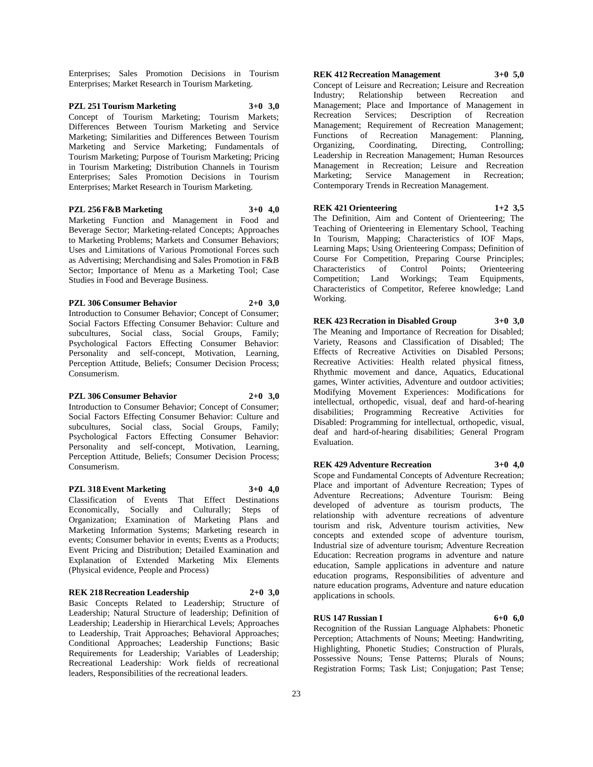Enterprises; Sales Promotion Decisions in Tourism Enterprises; Market Research in Tourism Marketing.

**PZL 251 Tourism Marketing 3+0 3,0**

Concept of Tourism Marketing; Tourism Markets; Differences Between Tourism Marketing and Service Marketing; Similarities and Differences Between Tourism Marketing and Service Marketing; Fundamentals of Tourism Marketing; Purpose of Tourism Marketing; Pricing in Tourism Marketing; Distribution Channels in Tourism Enterprises; Sales Promotion Decisions in Tourism Enterprises; Market Research in Tourism Marketing.

**PZL 256 F&B Marketing 3+0 4,0**

Marketing Function and Management in Food and Beverage Sector; Marketing-related Concepts; Approaches to Marketing Problems; Markets and Consumer Behaviors; Uses and Limitations of Various Promotional Forces such as Advertising; Merchandising and Sales Promotion in F&B Sector; Importance of Menu as a Marketing Tool; Case Studies in Food and Beverage Business.

**PZL 306 Consumer Behavior 2+0 3,0**

Introduction to Consumer Behavior; Concept of Consumer; Social Factors Effecting Consumer Behavior: Culture and subcultures, Social class, Social Groups, Family; Psychological Factors Effecting Consumer Behavior: Personality and self-concept, Motivation, Learning, Perception Attitude, Beliefs; Consumer Decision Process; Consumerism.

**PZL 306 Consumer Behavior 2+0 3,0**

Introduction to Consumer Behavior; Concept of Consumer; Social Factors Effecting Consumer Behavior: Culture and subcultures, Social class, Social Groups, Family; Psychological Factors Effecting Consumer Behavior: Personality and self-concept, Motivation, Learning, Perception Attitude, Beliefs; Consumer Decision Process; Consumerism.

**PZL 318 Event Marketing 3+0 4,0**

Classification of Events That Effect Destinations Economically, Socially and Culturally; Steps of Organization; Examination of Marketing Plans and Marketing Information Systems; Marketing research in events; Consumer behavior in events; Events as a Products; Event Pricing and Distribution; Detailed Examination and Explanation of Extended Marketing Mix Elements (Physical evidence, People and Process)

**REK 218 Recreation Leadership 2+0 3,0**

Basic Concepts Related to Leadership; Structure of Leadership; Natural Structure of leadership; Definition of Leadership; Leadership in Hierarchical Levels; Approaches to Leadership, Trait Approaches; Behavioral Approaches; Conditional Approaches; Leadership Functions; Basic Requirements for Leadership; Variables of Leadership; Recreational Leadership: Work fields of recreational leaders, Responsibilities of the recreational leaders.

**REK 412 Recreation Management 3+0 5,0**

Concept of Leisure and Recreation; Leisure and Recreation Industry; Relationship between Recreation and Management; Place and Importance of Management in Recreation Services; Description of Recreation Management; Requirement of Recreation Management; Functions of Recreation Management: Planning, Organizing, Coordinating, Directing, Controlling; Leadership in Recreation Management; Human Resources Management in Recreation; Leisure and Recreation Marketing; Service Management in Recreation; Contemporary Trends in Recreation Management.

**REK 421 Orienteering 1+2 3,5**

The Definition, Aim and Content of Orienteering; The Teaching of Orienteering in Elementary School, Teaching In Tourism, Mapping; Characteristics of IOF Maps, Learning Maps; Using Orienteering Compass; Definition of Course For Competition, Preparing Course Principles; Characteristics of Control Points; Orienteering Competition; Land Workings; Team Equipments, Characteristics of Competitor, Referee knowledge; Land Working.

**REK 423 Recration in Disabled Group 3+0 3,0**

The Meaning and Importance of Recreation for Disabled; Variety, Reasons and Classification of Disabled; The Effects of Recreative Activities on Disabled Persons; Recreative Activities: Health related physical fitness, Rhythmic movement and dance, Aquatics, Educational games, Winter activities, Adventure and outdoor activities; Modifying Movement Experiences: Modifications for intellectual, orthopedic, visual, deaf and hard-of-hearing disabilities; Programming Recreative Activities for Disabled: Programming for intellectual, orthopedic, visual, deaf and hard-of-hearing disabilities; General Program Evaluation.

**REK 429 Adventure Recreation 3+0 4,0**

Scope and Fundamental Concepts of Adventure Recreation; Place and important of Adventure Recreation; Types of Adventure Recreations; Adventure Tourism: Being developed of adventure as tourism products, The relationship with adventure recreations of adventure tourism and risk, Adventure tourism activities, New concepts and extended scope of adventure tourism, Industrial size of adventure tourism; Adventure Recreation Education: Recreation programs in adventure and nature education, Sample applications in adventure and nature education programs, Responsibilities of adventure and nature education programs, Adventure and nature education applications in schools.

**RUS 147 Russian I 6+0 6,0**

Recognition of the Russian Language Alphabets: Phonetic Perception; Attachments of Nouns; Meeting: Handwriting, Highlighting, Phonetic Studies; Construction of Plurals, Possessive Nouns; Tense Patterns; Plurals of Nouns; Registration Forms; Task List; Conjugation; Past Tense;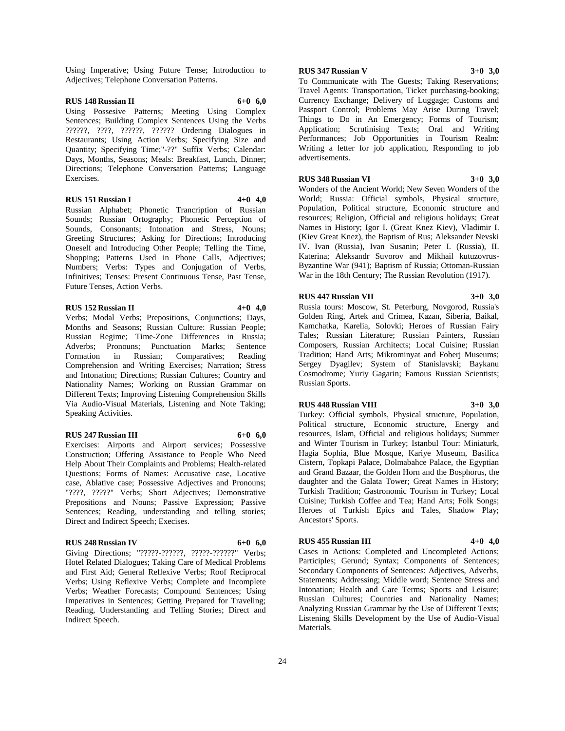Using Imperative; Using Future Tense; Introduction to Adjectives; Telephone Conversation Patterns.

**RUS 148 Russian II 6+0 6,0**

Using Possesive Patterns; Meeting Using Complex Sentences; Building Complex Sentences Using the Verbs ??????, ????, ??????, ?????? Ordering Dialogues in Restaurants; Using Action Verbs; Specifying Size and Quantity; Specifying Time;"-??" Suffix Verbs; Calendar: Days, Months, Seasons; Meals: Breakfast, Lunch, Dinner; Directions; Telephone Conversation Patterns; Language Exercises.

**RUS 151 Russian I 4+0 4,0**

Russian Alphabet; Phonetic Trancription of Russian Sounds; Russian Ortography; Phonetic Perception of Sounds, Consonants; Intonation and Stress, Nouns; Greeting Structures; Asking for Directions; Introducing Oneself and Introducing Other People; Telling the Time, Shopping; Patterns Used in Phone Calls, Adjectives; Numbers; Verbs: Types and Conjugation of Verbs, Infinitives; Tenses: Present Continuous Tense, Past Tense, Future Tenses, Action Verbs.

**RUS 152 Russian II 4+0 4,0**

Verbs; Modal Verbs; Prepositions, Conjunctions; Days, Months and Seasons; Russian Culture: Russian People; Russian Regime; Time-Zone Differences in Russia; Adverbs; Pronouns; Punctuation Marks; Sentence Formation in Russian; Comparatives; Reading Comprehension and Writing Exercises; Narration; Stress and Intonation; Directions; Russian Cultures; Country and Nationality Names; Working on Russian Grammar on Different Texts; Improving Listening Comprehension Skills Via Audio-Visual Materials, Listening and Note Taking; Speaking Activities.

**RUS 247 Russian III 6+0 6,0**

Exercises: Airports and Airport services; Possessive Construction; Offering Assistance to People Who Need Help About Their Complaints and Problems; Health-related Questions; Forms of Names: Accusative case, Locative case, Ablative case; Possessive Adjectives and Pronouns; "????, ?????" Verbs; Short Adjectives; Demonstrative Prepositions and Nouns; Passive Expression; Passive Sentences; Reading, understanding and telling stories; Direct and Indirect Speech; Execises.

**RUS 248 Russian IV 6+0 6,0**

Giving Directions; "?????-??????, ?????-??????" Verbs; Hotel Related Dialogues; Taking Care of Medical Problems and First Aid; General Reflexive Verbs; Roof Reciprocal Verbs; Using Reflexive Verbs; Complete and Incomplete Verbs; Weather Forecasts; Compound Sentences; Using Imperatives in Sentences; Getting Prepared for Traveling; Reading, Understanding and Telling Stories; Direct and Indirect Speech.

**RUS 347 Russian V 3+0 3,0**

To Communicate with The Guests; Taking Reservations; Travel Agents: Transportation, Ticket purchasing-booking; Currency Exchange; Delivery of Luggage; Customs and Passport Control; Problems May Arise During Travel; Things to Do in An Emergency; Forms of Tourism; Application; Scrutinising Texts; Oral and Writing Performances; Job Opportunities in Tourism Realm: Writing a letter for job application, Responding to job advertisements.

**RUS 348 Russian VI 3+0 3,0**

Wonders of the Ancient World; New Seven Wonders of the World; Russia: Official symbols, Physical structure, Population, Political structure, Economic structure and resources; Religion, Official and religious holidays; Great Names in History; Igor I. (Great Knez Kiev), Vladimir I. (Kiev Great Knez), the Baptism of Rus; Aleksander Nevski IV. Ivan (Russia), Ivan Susanin; Peter I. (Russia), II. Katerina; Aleksandr Suvorov and Mikhail kutuzovrus-Byzantine War (941); Baptism of Russia; Ottoman-Russian War in the 18th Century; The Russian Revolution (1917).

**RUS 447 Russian VII 3+0 3,0**

Russia tours: Moscow, St. Peterburg, Novgorod, Russia's Golden Ring, Artek and Crimea, Kazan, Siberia, Baikal, Kamchatka, Karelia, Solovki; Heroes of Russian Fairy Tales; Russian Literature; Russian Painters, Russian Composers, Russian Architects; Local Cuisine; Russian Tradition; Hand Arts; Mikrominyat and Foberj Museums; Sergey Dyagilev; System of Stanislavski; Baykanu Cosmodrome; Yuriy Gagarin; Famous Russian Scientists; Russian Sports.

**RUS 448 Russian VIII 3+0 3,0**

Turkey: Official symbols, Physical structure, Population, Political structure, Economic structure, Energy and resources, Islam, Official and religious holidays; Summer and Winter Tourism in Turkey; Istanbul Tour: Miniaturk, Hagia Sophia, Blue Mosque, Kariye Museum, Basilica Cistern, Topkapi Palace, Dolmabahce Palace, the Egyptian and Grand Bazaar, the Golden Horn and the Bosphorus, the daughter and the Galata Tower; Great Names in History; Turkish Tradition; Gastronomic Tourism in Turkey; Local Cuisine; Turkish Coffee and Tea; Hand Arts; Folk Songs; Heroes of Turkish Epics and Tales, Shadow Play; Ancestors' Sports.

**RUS 455 Russian III 4+0 4,0**

Cases in Actions: Completed and Uncompleted Actions; Participles; Gerund; Syntax; Components of Sentences; Secondary Components of Sentences: Adjectives, Adverbs, Statements; Addressing; Middle word; Sentence Stress and Intonation; Health and Care Terms; Sports and Leisure; Russian Cultures; Countries and Nationality Names; Analyzing Russian Grammar by the Use of Different Texts; Listening Skills Development by the Use of Audio-Visual Materials.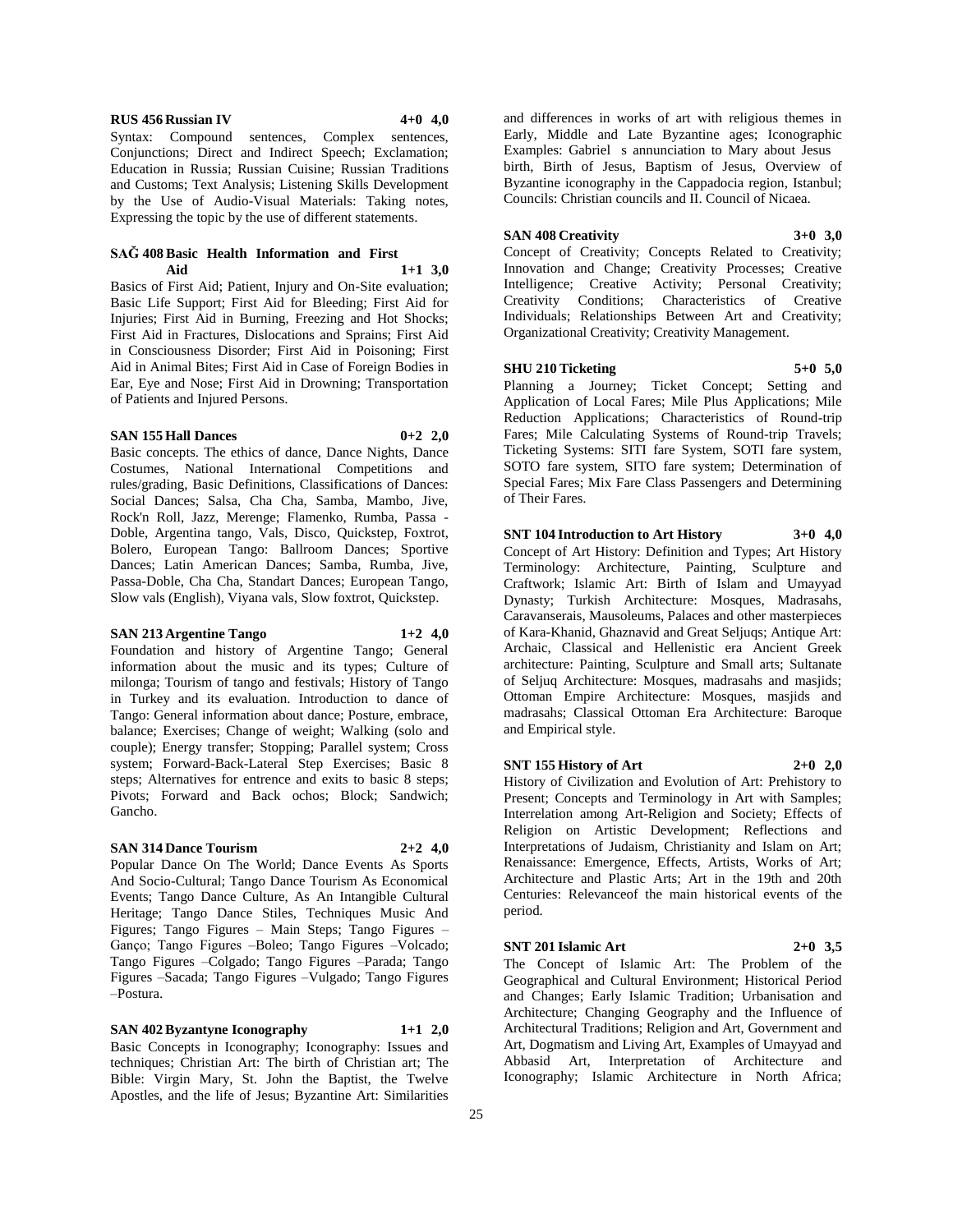**RUS 456 Russian IV 4+0 4,0**

Syntax: Compound sentences, Complex sentences, Conjunctions; Direct and Indirect Speech; Exclamation; Education in Russia; Russian Cuisine; Russian Traditions and Customs; Text Analysis; Listening Skills Development by the Use of Audio-Visual Materials: Taking notes, Expressing the topic by the use of different statements.

**SAĞ 408 Basic Health Information and First Aid 1+1 3,0**

Basics of First Aid; Patient, Injury and On-Site evaluation; Basic Life Support; First Aid for Bleeding; First Aid for Injuries; First Aid in Burning, Freezing and Hot Shocks; First Aid in Fractures, Dislocations and Sprains; First Aid in Consciousness Disorder; First Aid in Poisoning; First Aid in Animal Bites; First Aid in Case of Foreign Bodies in Ear, Eye and Nose; First Aid in Drowning; Transportation of Patients and Injured Persons.

**SAN 155 Hall Dances 0+2 2,0**

Basic concepts. The ethics of dance, Dance Nights, Dance Costumes, National International Competitions and rules/grading, Basic Definitions, Classifications of Dances: Social Dances; Salsa, Cha Cha, Samba, Mambo, Jive, Rock'n Roll, Jazz, Merenge; Flamenko, Rumba, Passa - Doble, Argentina tango, Vals, Disco, Quickstep, Foxtrot, Bolero, European Tango: Ballroom Dances; Sportive Dances; Latin American Dances; Samba, Rumba, Jive, Passa-Doble, Cha Cha, Standart Dances; European Tango, Slow vals (English), Viyana vals, Slow foxtrot, Quickstep.

**SAN 213 Argentine Tango 1+2 4,0**

Foundation and history of Argentine Tango; General information about the music and its types; Culture of milonga; Tourism of tango and festivals; History of Tango in Turkey and its evaluation. Introduction to dance of Tango: General information about dance; Posture, embrace, balance; Exercises; Change of weight; Walking (solo and couple); Energy transfer; Stopping; Parallel system; Cross system; Forward-Back-Lateral Step Exercises; Basic 8 steps; Alternatives for entrence and exits to basic 8 steps; Pivots; Forward and Back ochos; Block; Sandwich; Gancho.

**SAN 314 Dance Tourism 2+2 4,0**

Popular Dance On The World; Dance Events As Sports And Socio-Cultural; Tango Dance Tourism As Economical Events; Tango Dance Culture, As An Intangible Cultural Heritage; Tango Dance Stiles, Techniques Music And Figures; Tango Figures – Main Steps; Tango Figures – Ganço; Tango Figures –Boleo; Tango Figures –Volcado; Tango Figures –Colgado; Tango Figures –Parada; Tango Figures –Sacada; Tango Figures –Vulgado; Tango Figures –Postura.

**SAN 402 Byzantyne Iconography 1+1 2,0**

Basic Concepts in Iconography; Iconography: Issues and techniques; Christian Art: The birth of Christian art; The Bible: Virgin Mary, St. John the Baptist, the Twelve Apostles, and the life of Jesus; Byzantine Art: Similarities and differences in works of art with religious themes in Early, Middle and Late Byzantine ages; Iconographic Examples: Gabriel s annunciation to Mary about Jesus birth, Birth of Jesus, Baptism of Jesus, Overview of Byzantine iconography in the Cappadocia region, Istanbul; Councils: Christian councils and II. Council of Nicaea.

**SAN 408 Creativity 3+0 3,0**

Concept of Creativity; Concepts Related to Creativity; Innovation and Change; Creativity Processes; Creative Intelligence; Creative Activity; Personal Creativity; Creativity Conditions; Characteristics of Creative Individuals; Relationships Between Art and Creativity; Organizational Creativity; Creativity Management.

**SHU 210 Ticketing 5+0 5,0**

Planning a Journey; Ticket Concept; Setting and Application of Local Fares; Mile Plus Applications; Mile Reduction Applications; Characteristics of Round-trip Fares; Mile Calculating Systems of Round-trip Travels; Ticketing Systems: SITI fare System, SOTI fare system, SOTO fare system, SITO fare system; Determination of Special Fares; Mix Fare Class Passengers and Determining of Their Fares.

**SNT 104 Introduction to Art History 3+0 4,0**

Concept of Art History: Definition and Types; Art History Terminology: Architecture, Painting, Sculpture and Craftwork; Islamic Art: Birth of Islam and Umayyad Dynasty; Turkish Architecture: Mosques, Madrasahs, Caravanserais, Mausoleums, Palaces and other masterpieces of Kara-Khanid, Ghaznavid and Great Seljuqs; Antique Art: Archaic, Classical and Hellenistic era Ancient Greek architecture: Painting, Sculpture and Small arts; Sultanate of Seljuq Architecture: Mosques, madrasahs and masjids; Ottoman Empire Architecture: Mosques, masjids and madrasahs; Classical Ottoman Era Architecture: Baroque and Empirical style.

**SNT 155 History of Art 2+0 2,0**

History of Civilization and Evolution of Art: Prehistory to Present; Concepts and Terminology in Art with Samples; Interrelation among Art-Religion and Society; Effects of Religion on Artistic Development; Reflections and Interpretations of Judaism, Christianity and Islam on Art; Renaissance: Emergence, Effects, Artists, Works of Art; Architecture and Plastic Arts; Art in the 19th and 20th Centuries: Relevanceof the main historical events of the period.

**SNT 201 Islamic Art 2+0 3,5**

The Concept of Islamic Art: The Problem of the Geographical and Cultural Environment; Historical Period and Changes; Early Islamic Tradition; Urbanisation and Architecture; Changing Geography and the Influence of Architectural Traditions; Religion and Art, Government and Art, Dogmatism and Living Art, Examples of Umayyad and Abbasid Art, Interpretation of Architecture and Iconography; Islamic Architecture in North Africa;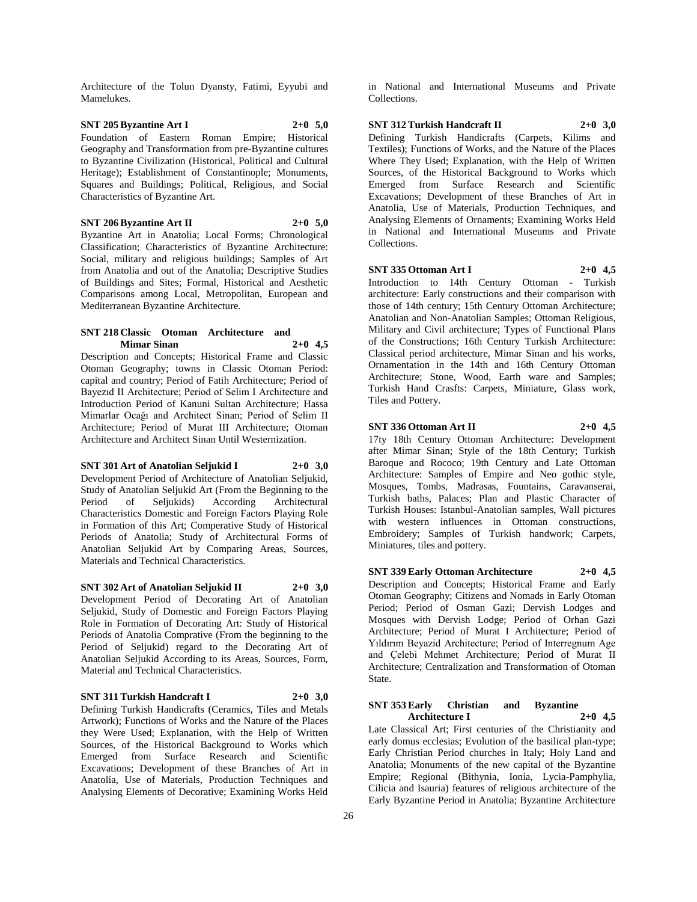Architecture of the Tolun Dyansty, Fatimi, Eyyubi and Mamelukes.

**SNT 205 Byzantine Art I 2+0 5,0**

Foundation of Eastern Roman Empire; Historical Geography and Transformation from pre-Byzantine cultures to Byzantine Civilization (Historical, Political and Cultural Heritage); Establishment of Constantinople; Monuments, Squares and Buildings; Political, Religious, and Social Characteristics of Byzantine Art.

**SNT 206 Byzantine Art II 2+0 5,0**

Byzantine Art in Anatolia; Local Forms; Chronological Classification; Characteristics of Byzantine Architecture: Social, military and religious buildings; Samples of Art from Anatolia and out of the Anatolia; Descriptive Studies of Buildings and Sites; Formal, Historical and Aesthetic Comparisons among Local, Metropolitan, European and Mediterranean Byzantine Architecture.

**SNT 218 Classic Otoman Architecture and Mimar Sinan 2+0 4,5**

Description and Concepts; Historical Frame and Classic Otoman Geography; towns in Classic Otoman Period: capital and country; Period of Fatih Architecture; Period of Bayezıd II Architecture; Period of Selim I Architecture and Introduction Period of Kanuni Sultan Architecture; Hassa Mimarlar Ocağı and Architect Sinan; Period of Selim II Architecture; Period of Murat III Architecture; Otoman Architecture and Architect Sinan Until Westernization.

**SNT 301 Art of Anatolian Seljukid I 2+0 3,0**

Development Period of Architecture of Anatolian Seljukid, Study of Anatolian Seljukid Art (From the Beginning to the Period of Seljukids) According Architectural Characteristics Domestic and Foreign Factors Playing Role in Formation of this Art; Comperative Study of Historical Periods of Anatolia; Study of Architectural Forms of Anatolian Seljukid Art by Comparing Areas, Sources, Materials and Technical Characteristics.

**SNT 302 Art of Anatolian Seljukid II 2+0 3,0**

Development Period of Decorating Art of Anatolian Seljukid, Study of Domestic and Foreign Factors Playing Role in Formation of Decorating Art: Study of Historical Periods of Anatolia Comprative (From the beginning to the Period of Seljukid) regard to the Decorating Art of Anatolian Seljukid According to its Areas, Sources, Form, Material and Technical Characteristics.

**SNT 311 Turkish Handcraft I 2+0 3,0**

Defining Turkish Handicrafts (Ceramics, Tiles and Metals Artwork); Functions of Works and the Nature of the Places they Were Used; Explanation, with the Help of Written Sources, of the Historical Background to Works which Emerged from Surface Research and Scientific Excavations; Development of these Branches of Art in Anatolia, Use of Materials, Production Techniques and Analysing Elements of Decorative; Examining Works Held in National and International Museums and Private Collections.

**SNT 312 Turkish Handcraft II 2+0 3,0**

Defining Turkish Handicrafts (Carpets, Kilims and Textiles); Functions of Works, and the Nature of the Places Where They Used; Explanation, with the Help of Written Sources, of the Historical Background to Works which Emerged from Surface Research and Scientific Excavations; Development of these Branches of Art in Anatolia, Use of Materials, Production Techniques, and Analysing Elements of Ornaments; Examining Works Held in National and International Museums and Private Collections.

**SNT 335 Ottoman Art I 2+0 4,5**

Introduction to 14th Century Ottoman - Turkish architecture: Early constructions and their comparison with those of 14th century; 15th Century Ottoman Architecture; Anatolian and Non-Anatolian Samples; Ottoman Religious, Military and Civil architecture; Types of Functional Plans of the Constructions; 16th Century Turkish Architecture: Classical period architecture, Mimar Sinan and his works, Ornamentation in the 14th and 16th Century Ottoman Architecture; Stone, Wood, Earth ware and Samples; Turkish Hand Crasfts: Carpets, Miniature, Glass work, Tiles and Pottery.

**SNT 336 Ottoman Art II 2+0 4,5**

17ty 18th Century Ottoman Architecture: Development after Mimar Sinan; Style of the 18th Century; Turkish Baroque and Rococo; 19th Century and Late Ottoman Architecture: Samples of Empire and Neo gothic style, Mosques, Tombs, Madrasas, Fountains, Caravanserai, Turkish baths, Palaces; Plan and Plastic Character of Turkish Houses: Istanbul-Anatolian samples, Wall pictures with western influences in Ottoman constructions, Embroidery; Samples of Turkish handwork; Carpets, Miniatures, tiles and pottery.

**SNT 339 Early Ottoman Architecture 2+0 4,5**

Description and Concepts; Historical Frame and Early Otoman Geography; Citizens and Nomads in Early Otoman Period; Period of Osman Gazi; Dervish Lodges and Mosques with Dervish Lodge; Period of Orhan Gazi Architecture; Period of Murat I Architecture; Period of Yıldırım Beyazid Architecture; Period of Interregnum Age and Çelebi Mehmet Architecture; Period of Murat II Architecture; Centralization and Transformation of Otoman State.

**SNT 353 Early Christian and Byzantine Architecture I 2+0 4,5**

Late Classical Art; First centuries of the Christianity and early domus ecclesias; Evolution of the basilical plan-type; Early Christian Period churches in Italy; Holy Land and Anatolia; Monuments of the new capital of the Byzantine Empire; Regional (Bithynia, Ionia, Lycia-Pamphylia, Cilicia and Isauria) features of religious architecture of the Early Byzantine Period in Anatolia; Byzantine Architecture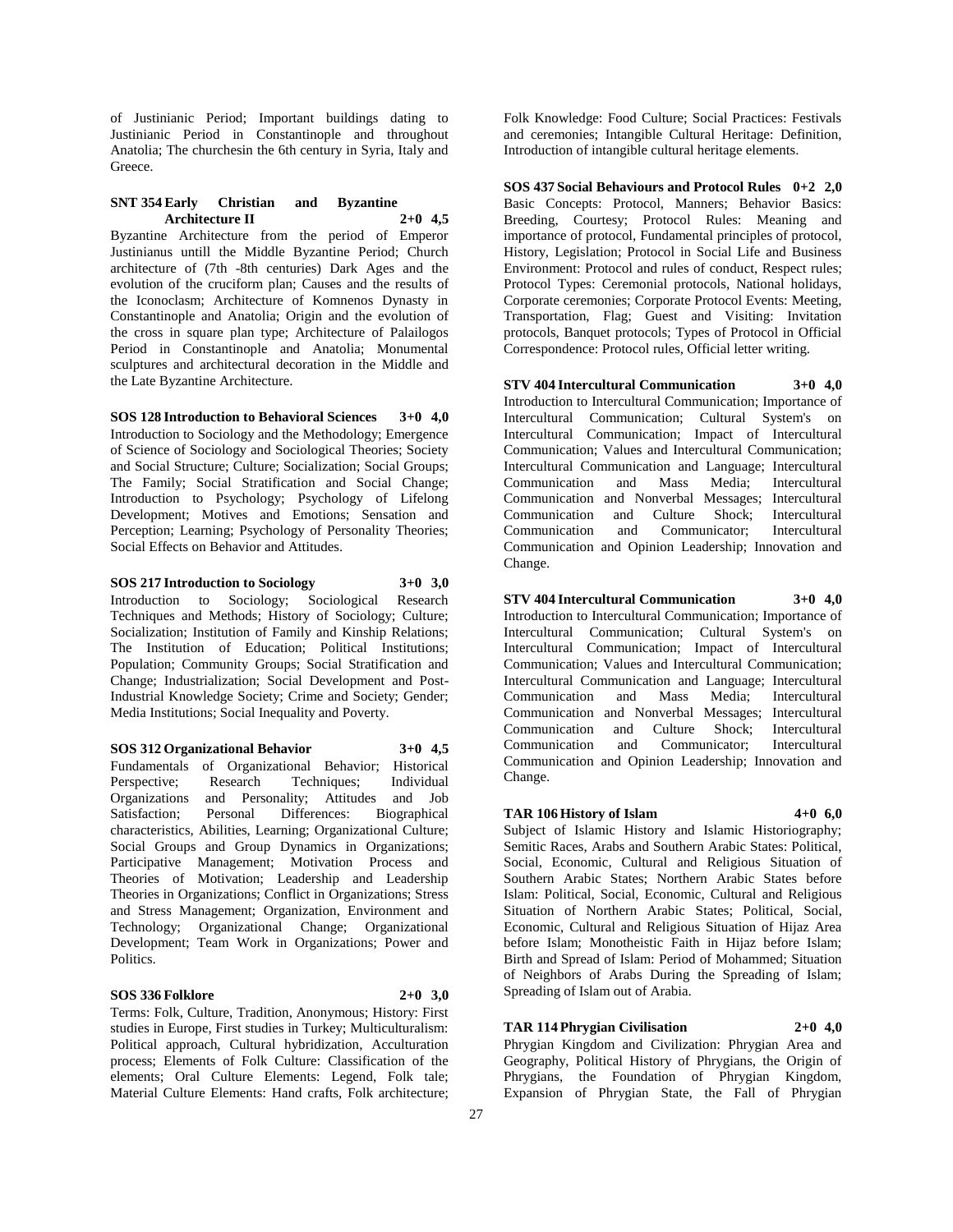of Justinianic Period; Important buildings dating to Justinianic Period in Constantinople and throughout Anatolia; The churchesin the 6th century in Syria, Italy and Greece.

**SNT 354 Early Christian and Byzantine Architecture II 2+0 4,5**

Byzantine Architecture from the period of Emperor Justinianus untill the Middle Byzantine Period; Church architecture of (7th -8th centuries) Dark Ages and the evolution of the cruciform plan; Causes and the results of the Iconoclasm; Architecture of Komnenos Dynasty in Constantinople and Anatolia; Origin and the evolution of the cross in square plan type; Architecture of Palailogos Period in Constantinople and Anatolia; Monumental sculptures and architectural decoration in the Middle and the Late Byzantine Architecture.

**SOS 128 Introduction to Behavioral Sciences 3+0 4,0**

Introduction to Sociology and the Methodology; Emergence of Science of Sociology and Sociological Theories; Society and Social Structure; Culture; Socialization; Social Groups; The Family; Social Stratification and Social Change; Introduction to Psychology; Psychology of Lifelong Development; Motives and Emotions; Sensation and Perception; Learning; Psychology of Personality Theories; Social Effects on Behavior and Attitudes.

**SOS 217 Introduction to Sociology 3+0 3,0**

Introduction to Sociology; Sociological Research Techniques and Methods; History of Sociology; Culture; Socialization; Institution of Family and Kinship Relations; The Institution of Education; Political Institutions; Population; Community Groups; Social Stratification and Change; Industrialization; Social Development and Post-Industrial Knowledge Society; Crime and Society; Gender; Media Institutions; Social Inequality and Poverty.

**SOS 312 Organizational Behavior 3+0 4,5**

Fundamentals of Organizational Behavior; Historical Perspective; Research Techniques; Individual Organizations and Personality; Attitudes and Job Satisfaction; Personal Differences: Biographical characteristics, Abilities, Learning; Organizational Culture; Social Groups and Group Dynamics in Organizations; Participative Management; Motivation Process and Theories of Motivation; Leadership and Leadership Theories in Organizations; Conflict in Organizations; Stress and Stress Management; Organization, Environment and Technology; Organizational Change; Organizational Development; Team Work in Organizations; Power and Politics.

**SOS 336 Folklore 2+0 3,0**

Terms: Folk, Culture, Tradition, Anonymous; History: First studies in Europe, First studies in Turkey; Multiculturalism: Political approach, Cultural hybridization, Acculturation process; Elements of Folk Culture: Classification of the elements; Oral Culture Elements: Legend, Folk tale; Material Culture Elements: Hand crafts, Folk architecture; Folk Knowledge: Food Culture; Social Practices: Festivals and ceremonies; Intangible Cultural Heritage: Definition, Introduction of intangible cultural heritage elements.

**SOS 437 Social Behaviours and Protocol Rules 0+2 2,0**

Basic Concepts: Protocol, Manners; Behavior Basics: Breeding, Courtesy; Protocol Rules: Meaning and importance of protocol, Fundamental principles of protocol, History, Legislation; Protocol in Social Life and Business Environment: Protocol and rules of conduct, Respect rules; Protocol Types: Ceremonial protocols, National holidays, Corporate ceremonies; Corporate Protocol Events: Meeting, Transportation, Flag; Guest and Visiting: Invitation protocols, Banquet protocols; Types of Protocol in Official Correspondence: Protocol rules, Official letter writing.

**STV 404 Intercultural Communication 3+0 4,0**

Introduction to Intercultural Communication; Importance of Intercultural Communication; Cultural System's on Intercultural Communication; Impact of Intercultural Communication; Values and Intercultural Communication; Intercultural Communication and Language; Intercultural Communication and Mass Media; Intercultural Communication and Nonverbal Messages; Intercultural Communication and Culture Shock; Intercultural Communication and Communicator; Intercultural Communication and Opinion Leadership; Innovation and Change.

**STV 404 Intercultural Communication 3+0 4,0**

Introduction to Intercultural Communication; Importance of Intercultural Communication; Cultural System's on Intercultural Communication; Impact of Intercultural Communication; Values and Intercultural Communication; Intercultural Communication and Language; Intercultural Communication and Mass Media; Intercultural Communication and Nonverbal Messages; Intercultural Communication and Culture Shock; Intercultural Communication and Communicator; Intercultural Communication and Opinion Leadership; Innovation and Change.

**TAR 106 History of Islam 4+0 6,0**

Subject of Islamic History and Islamic Historiography; Semitic Races, Arabs and Southern Arabic States: Political, Social, Economic, Cultural and Religious Situation of Southern Arabic States; Northern Arabic States before Islam: Political, Social, Economic, Cultural and Religious Situation of Northern Arabic States; Political, Social, Economic, Cultural and Religious Situation of Hijaz Area before Islam; Monotheistic Faith in Hijaz before Islam; Birth and Spread of Islam: Period of Mohammed; Situation of Neighbors of Arabs During the Spreading of Islam; Spreading of Islam out of Arabia.

**TAR 114 Phrygian Civilisation 2+0 4,0**

Phrygian Kingdom and Civilization: Phrygian Area and Geography, Political History of Phrygians, the Origin of Phrygians, the Foundation of Phrygian Kingdom, Expansion of Phrygian State, the Fall of Phrygian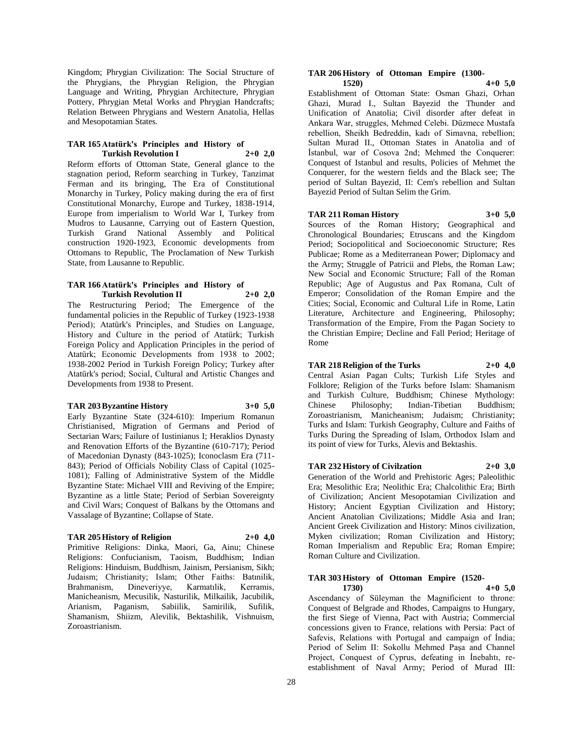Kingdom; Phrygian Civilization: The Social Structure of the Phrygians, the Phrygian Religion, the Phrygian Language and Writing, Phrygian Architecture, Phrygian Pottery, Phrygian Metal Works and Phrygian Handcrafts; Relation Between Phrygians and Western Anatolia, Hellas and Mesopotamian States.

#### TAR 165 Atatürk's Principles and History of Turkish Revolution I 2+0 2,0

Reform efforts of Ottoman State, General glance to the stagnation period, Reform searching in Turkey, Tanzimat Ferman and its bringing, The Era of Constitutional Monarchy in Turkey, Policy making during the era of first Constitutional Monarchy, Europe and Turkey, 1838-1914, Europe from imperialism to World War I, Turkey from Mudros to Lausanne, Carrying out of Eastern Question, Turkish Grand National Assembly and Political construction 1920-1923, Economic developments from Ottomans to Republic, The Proclamation of New Turkish State, from Lausanne to Republic.

#### TAR 166 Atatürk's Principles and History of Turkish Revolution II 2+0 2,0

The Restructuring Period; The Emergence of the fundamental policies in the Republic of Turkey (1923-1938 Period); Atatürk's Principles, and Studies on Language, History and Culture in the period of Atatürk; Turkish Foreign Policy and Application Principles in the period of Atatürk; Economic Developments from 1938 to 2002; 1938-2002 Period in Turkish Foreign Policy; Turkey after Atatürk's period; Social, Cultural and Artistic Changes and Developments from 1938 to Present.

#### TAR 203 Byzantine History 3+0 5,0

Early Byzantine State (324-610): Imperium Romanun Christianised, Migration of Germans and Period of Sectarian Wars; Failure of Iustinianus I; Heraklios Dynasty and Renovation Efforts of the Byzantine (610-717); Period of Macedonian Dynasty (843-1025); Iconoclasm Era (711-843); Period of Officials Nobility Class of Capital (1025-1081); Falling of Administrative System of the Middle Byzantine State: Michael VIII and Reviving of the Empire; Byzantine as a little State; Period of Serbian Sovereignty and Civil Wars; Conquest of Balkans by the Ottomans and Vassalage of Byzantine; Collapse of State.

#### TAR 205 History of Religion 2+0 4,0

Primitive Religions: Dinka, Maori, Ga, Ainu; Chinese Religions: Confucianism, Taoism, Buddhism; Indian Religions: Hinduism, Buddhism, Jainism, Persianism, Sikh; Judaism; Christianity; Islam; Other Faiths: Batınilik, Brahmanism, Dineveriyye, Karmatılik, Kerramis, Manicheanism, Mecusilik, Nasturilik, Milkailik, Jacubilik, Arianism, Paganism, Sabiilik, Samirilik, Sufilik, Shamanism, Shiizm, Alevilik, Bektashilik, Vishnuism, Zoroastrianism.

#### TAR 206 History of Ottoman Empire (1300-1520) 4+0 5,0

Establishment of Ottoman State: Osman Ghazi, Orhan Ghazi, Murad I., Sultan Bayezid the Thunder and Unification of Anatolia; Civil disorder after defeat in Ankara War, struggles, Mehmed Celebi. Düzmece Mustafa rebellion, Sheikh Bedreddin, kadı of Simavna, rebellion; Sultan Murad II., Ottoman States in Anatolia and of İstanbul, war of Cosova 2nd; Mehmed the Conquerer: Conquest of Istanbul and results, Policies of Mehmet the Conquerer, for the western fields and the Black see; The period of Sultan Bayezid, II: Cem's rebellion and Sultan Bayezid Period of Sultan Selim the Grim.

#### TAR 211 Roman History 3+0 5,0

Sources of the Roman History; Geographical and Chronological Boundaries; Etruscans and the Kingdom Period; Sociopolitical and Socioeconomic Structure; Res Publicae; Rome as a Mediterranean Power; Diplomacy and the Army; Struggle of Patricii and Plebs, the Roman Law; New Social and Economic Structure; Fall of the Roman Republic; Age of Augustus and Pax Romana, Cult of Emperor; Consolidation of the Roman Empire and the Cities; Social, Economic and Cultural Life in Rome, Latin Literature, Architecture and Engineering, Philosophy; Transformation of the Empire, From the Pagan Society to the Christian Empire; Decline and Fall Period; Heritage of Rome

#### TAR 218 Religion of the Turks 2+0 4,0

Central Asian Pagan Cults; Turkish Life Styles and Folklore; Religion of the Turks before Islam: Shamanism and Turkish Culture, Buddhism; Chinese Mythology: Chinese Philosophy; Indian-Tibetian Buddhism; Zoroastrianism, Manicheanism; Judaism; Christianity; Turks and Islam: Turkish Geography, Culture and Faiths of Turks During the Spreading of Islam, Orthodox Islam and its point of view for Turks, Alevis and Bektashis.

#### TAR 232 History of Civilzation 2+0 3,0

Generation of the World and Prehistoric Ages; Paleolithic Era; Mesolithic Era; Neolithic Era; Chalcolithic Era; Birth of Civilization; Ancient Mesopotamian Civilization and History; Ancient Egyptian Civilization and History; Ancient Anatolian Civilizations; Middle Asia and Iran; Ancient Greek Civilization and History: Minos civilization, Myken civilization; Roman Civilization and History; Roman Imperialism and Republic Era; Roman Empire; Roman Culture and Civilization.

#### TAR 303 History of Ottoman Empire (1520-1730) 4+0 5,0

Ascendancy of Süleyman the Magnificient to throne: Conquest of Belgrade and Rhodes, Campaigns to Hungary, the first Siege of Vienna, Pact with Austria; Commercial concessions given to France, relations with Persia: Pact of Safevis, Relations with Portugal and campaign of İndia; Period of Selim II: Sokollu Mehmed Paşa and Channel Project, Conquest of Cyprus, defeating in İnebahtı, re-establishment of Naval Army; Period of Murad III: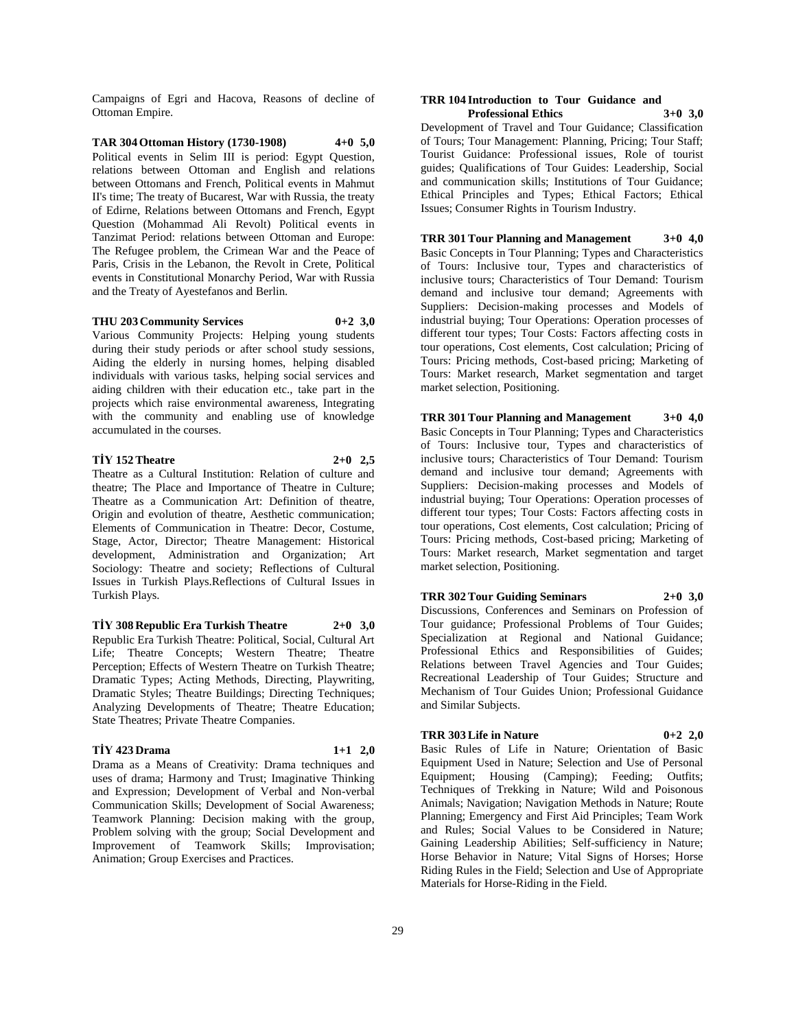Campaigns of Egri and Hacova, Reasons of decline of Ottoman Empire.

**TAR 304 Ottoman History (1730-1908) 4+0 5,0**

Political events in Selim III is period: Egypt Question, relations between Ottoman and English and relations between Ottomans and French, Political events in Mahmut II's time; The treaty of Bucarest, War with Russia, the treaty of Edirne, Relations between Ottomans and French, Egypt Question (Mohammad Ali Revolt) Political events in Tanzimat Period: relations between Ottoman and Europe: The Refugee problem, the Crimean War and the Peace of Paris, Crisis in the Lebanon, the Revolt in Crete, Political events in Constitutional Monarchy Period, War with Russia and the Treaty of Ayestefanos and Berlin.

**THU 203 Community Services 0+2 3,0**

Various Community Projects: Helping young students during their study periods or after school study sessions, Aiding the elderly in nursing homes, helping disabled individuals with various tasks, helping social services and aiding children with their education etc., take part in the projects which raise environmental awareness, Integrating with the community and enabling use of knowledge accumulated in the courses.

**TİY 152 Theatre 2+0 2,5**

Theatre as a Cultural Institution: Relation of culture and theatre; The Place and Importance of Theatre in Culture; Theatre as a Communication Art: Definition of theatre, Origin and evolution of theatre, Aesthetic communication; Elements of Communication in Theatre: Decor, Costume, Stage, Actor, Director; Theatre Management: Historical development, Administration and Organization; Art Sociology: Theatre and society; Reflections of Cultural Issues in Turkish Plays.Reflections of Cultural Issues in Turkish Plays.

**TİY 308 Republic Era Turkish Theatre 2+0 3,0**

Republic Era Turkish Theatre: Political, Social, Cultural Art Life; Theatre Concepts; Western Theatre; Theatre Perception; Effects of Western Theatre on Turkish Theatre; Dramatic Types; Acting Methods, Directing, Playwriting, Dramatic Styles; Theatre Buildings; Directing Techniques; Analyzing Developments of Theatre; Theatre Education; State Theatres; Private Theatre Companies.

**TİY 423 Drama 1+1 2,0**

Drama as a Means of Creativity: Drama techniques and uses of drama; Harmony and Trust; Imaginative Thinking and Expression; Development of Verbal and Non-verbal Communication Skills; Development of Social Awareness; Teamwork Planning: Decision making with the group, Problem solving with the group; Social Development and Improvement of Teamwork Skills; Improvisation; Animation; Group Exercises and Practices.

**TRR 104 Introduction to Tour Guidance and Professional Ethics 3+0 3,0**

Development of Travel and Tour Guidance; Classification of Tours; Tour Management: Planning, Pricing; Tour Staff; Tourist Guidance: Professional issues, Role of tourist guides; Qualifications of Tour Guides: Leadership, Social and communication skills; Institutions of Tour Guidance; Ethical Principles and Types; Ethical Factors; Ethical Issues; Consumer Rights in Tourism Industry.

**TRR 301 Tour Planning and Management 3+0 4,0**

Basic Concepts in Tour Planning; Types and Characteristics of Tours: Inclusive tour, Types and characteristics of inclusive tours; Characteristics of Tour Demand: Tourism demand and inclusive tour demand; Agreements with Suppliers: Decision-making processes and Models of industrial buying; Tour Operations: Operation processes of different tour types; Tour Costs: Factors affecting costs in tour operations, Cost elements, Cost calculation; Pricing of Tours: Pricing methods, Cost-based pricing; Marketing of Tours: Market research, Market segmentation and target market selection, Positioning.

**TRR 301 Tour Planning and Management 3+0 4,0**

Basic Concepts in Tour Planning; Types and Characteristics of Tours: Inclusive tour, Types and characteristics of inclusive tours; Characteristics of Tour Demand: Tourism demand and inclusive tour demand; Agreements with Suppliers: Decision-making processes and Models of industrial buying; Tour Operations: Operation processes of different tour types; Tour Costs: Factors affecting costs in tour operations, Cost elements, Cost calculation; Pricing of Tours: Pricing methods, Cost-based pricing; Marketing of Tours: Market research, Market segmentation and target market selection, Positioning.

**TRR 302 Tour Guiding Seminars 2+0 3,0**

Discussions, Conferences and Seminars on Profession of Tour guidance; Professional Problems of Tour Guides; Specialization at Regional and National Guidance; Professional Ethics and Responsibilities of Guides; Relations between Travel Agencies and Tour Guides; Recreational Leadership of Tour Guides; Structure and Mechanism of Tour Guides Union; Professional Guidance and Similar Subjects.

**TRR 303 Life in Nature 0+2 2,0**

Basic Rules of Life in Nature; Orientation of Basic Equipment Used in Nature; Selection and Use of Personal Equipment; Housing (Camping); Feeding; Outfits; Techniques of Trekking in Nature; Wild and Poisonous Animals; Navigation; Navigation Methods in Nature; Route Planning; Emergency and First Aid Principles; Team Work and Rules; Social Values to be Considered in Nature; Gaining Leadership Abilities; Self-sufficiency in Nature; Horse Behavior in Nature; Vital Signs of Horses; Horse Riding Rules in the Field; Selection and Use of Appropriate Materials for Horse-Riding in the Field.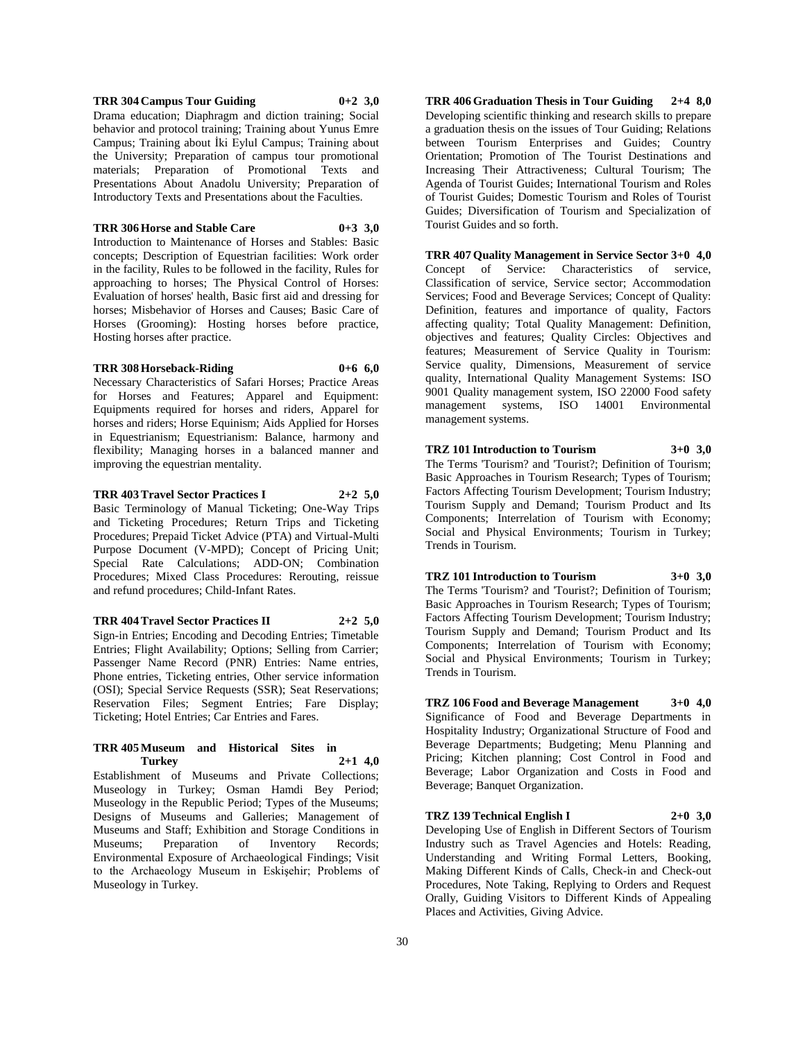**TRR 304 Campus Tour Guiding 0+2 3,0**
Drama education; Diaphragm and diction training; Social behavior and protocol training; Training about Yunus Emre Campus; Training about İki Eylul Campus; Training about the University; Preparation of campus tour promotional materials; Preparation of Promotional Texts and Presentations About Anadolu University; Preparation of Introductory Texts and Presentations about the Faculties.

**TRR 306 Horse and Stable Care 0+3 3,0**
Introduction to Maintenance of Horses and Stables: Basic concepts; Description of Equestrian facilities: Work order in the facility, Rules to be followed in the facility, Rules for approaching to horses; The Physical Control of Horses: Evaluation of horses' health, Basic first aid and dressing for horses; Misbehavior of Horses and Causes; Basic Care of Horses (Grooming): Hosting horses before practice, Hosting horses after practice.

**TRR 308 Horseback-Riding 0+6 6,0**
Necessary Characteristics of Safari Horses; Practice Areas for Horses and Features; Apparel and Equipment: Equipments required for horses and riders, Apparel for horses and riders; Horse Equinism; Aids Applied for Horses in Equestrianism; Equestrianism: Balance, harmony and flexibility; Managing horses in a balanced manner and improving the equestrian mentality.

**TRR 403 Travel Sector Practices I 2+2 5,0**
Basic Terminology of Manual Ticketing; One-Way Trips and Ticketing Procedures; Return Trips and Ticketing Procedures; Prepaid Ticket Advice (PTA) and Virtual-Multi Purpose Document (V-MPD); Concept of Pricing Unit; Special Rate Calculations; ADD-ON; Combination Procedures; Mixed Class Procedures: Rerouting, reissue and refund procedures; Child-Infant Rates.

**TRR 404 Travel Sector Practices II 2+2 5,0**
Sign-in Entries; Encoding and Decoding Entries; Timetable Entries; Flight Availability; Options; Selling from Carrier; Passenger Name Record (PNR) Entries: Name entries, Phone entries, Ticketing entries, Other service information (OSI); Special Service Requests (SSR); Seat Reservations; Reservation Files; Segment Entries; Fare Display; Ticketing; Hotel Entries; Car Entries and Fares.

**TRR 405 Museum and Historical Sites in Turkey 2+1 4,0**
Establishment of Museums and Private Collections; Museology in Turkey; Osman Hamdi Bey Period; Museology in the Republic Period; Types of the Museums; Designs of Museums and Galleries; Management of Museums and Staff; Exhibition and Storage Conditions in Museums; Preparation of Inventory Records; Environmental Exposure of Archaeological Findings; Visit to the Archaeology Museum in Eskişehir; Problems of Museology in Turkey.

**TRR 406 Graduation Thesis in Tour Guiding 2+4 8,0**
Developing scientific thinking and research skills to prepare a graduation thesis on the issues of Tour Guiding; Relations between Tourism Enterprises and Guides; Country Orientation; Promotion of The Tourist Destinations and Increasing Their Attractiveness; Cultural Tourism; The Agenda of Tourist Guides; International Tourism and Roles of Tourist Guides; Domestic Tourism and Roles of Tourist Guides; Diversification of Tourism and Specialization of Tourist Guides and so forth.

**TRR 407 Quality Management in Service Sector 3+0 4,0**
Concept of Service: Characteristics of service, Classification of service, Service sector; Accommodation Services; Food and Beverage Services; Concept of Quality: Definition, features and importance of quality, Factors affecting quality; Total Quality Management: Definition, objectives and features; Quality Circles: Objectives and features; Measurement of Service Quality in Tourism: Service quality, Dimensions, Measurement of service quality, International Quality Management Systems: ISO 9001 Quality management system, ISO 22000 Food safety management systems, ISO 14001 Environmental management systems.

**TRZ 101 Introduction to Tourism 3+0 3,0**
The Terms 'Tourism? and 'Tourist?; Definition of Tourism; Basic Approaches in Tourism Research; Types of Tourism; Factors Affecting Tourism Development; Tourism Industry; Tourism Supply and Demand; Tourism Product and Its Components; Interrelation of Tourism with Economy; Social and Physical Environments; Tourism in Turkey; Trends in Tourism.

**TRZ 101 Introduction to Tourism 3+0 3,0**
The Terms 'Tourism? and 'Tourist?; Definition of Tourism; Basic Approaches in Tourism Research; Types of Tourism; Factors Affecting Tourism Development; Tourism Industry; Tourism Supply and Demand; Tourism Product and Its Components; Interrelation of Tourism with Economy; Social and Physical Environments; Tourism in Turkey; Trends in Tourism.

**TRZ 106 Food and Beverage Management 3+0 4,0**
Significance of Food and Beverage Departments in Hospitality Industry; Organizational Structure of Food and Beverage Departments; Budgeting; Menu Planning and Pricing; Kitchen planning; Cost Control in Food and Beverage; Labor Organization and Costs in Food and Beverage; Banquet Organization.

**TRZ 139 Technical English I 2+0 3,0**
Developing Use of English in Different Sectors of Tourism Industry such as Travel Agencies and Hotels: Reading, Understanding and Writing Formal Letters, Booking, Making Different Kinds of Calls, Check-in and Check-out Procedures, Note Taking, Replying to Orders and Request Orally, Guiding Visitors to Different Kinds of Appealing Places and Activities, Giving Advice.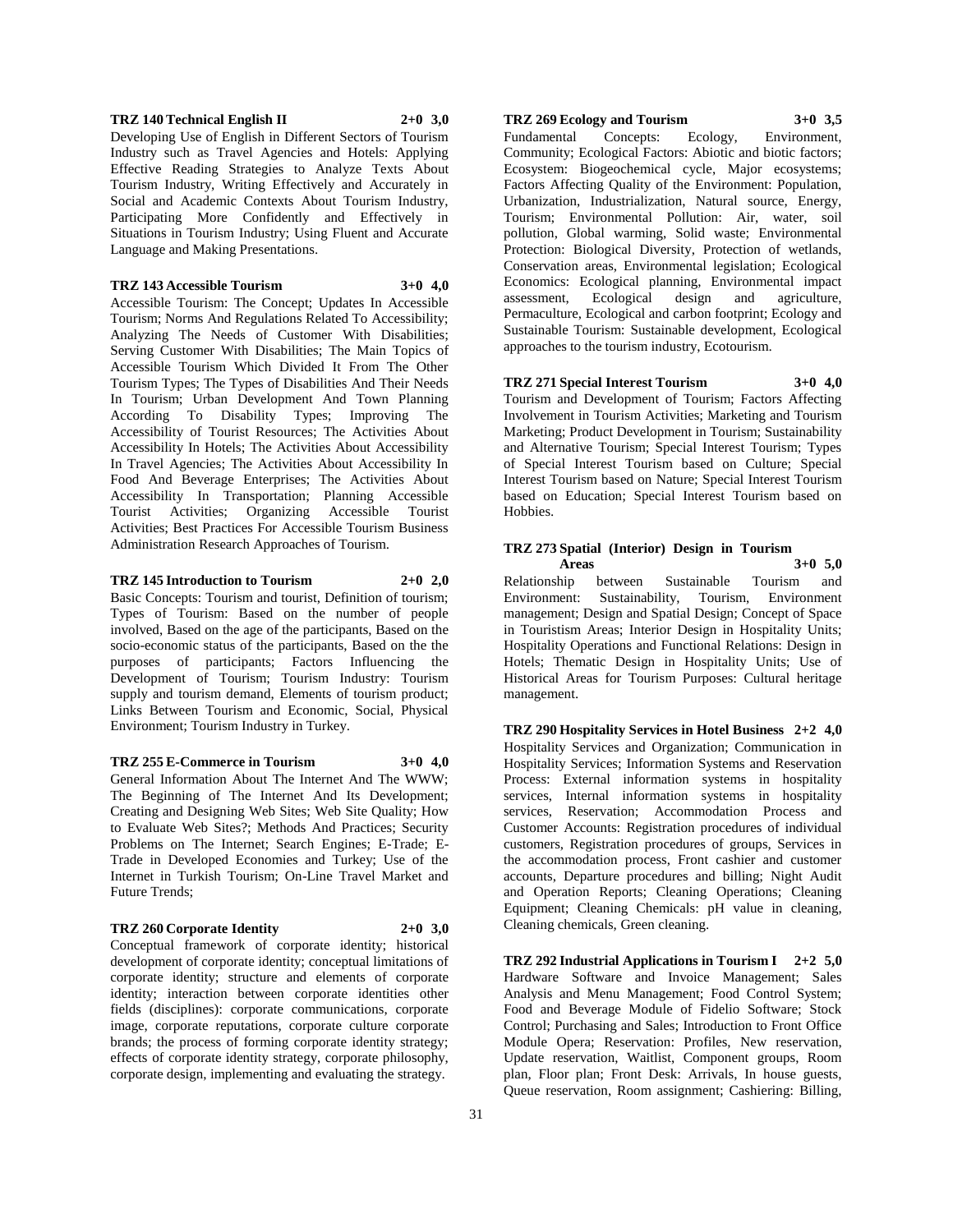**TRZ 140 Technical English II 2+0 3,0**

Developing Use of English in Different Sectors of Tourism Industry such as Travel Agencies and Hotels: Applying Effective Reading Strategies to Analyze Texts About Tourism Industry, Writing Effectively and Accurately in Social and Academic Contexts About Tourism Industry, Participating More Confidently and Effectively in Situations in Tourism Industry; Using Fluent and Accurate Language and Making Presentations.

**TRZ 143 Accessible Tourism 3+0 4,0**

Accessible Tourism: The Concept; Updates In Accessible Tourism; Norms And Regulations Related To Accessibility; Analyzing The Needs of Customer With Disabilities; Serving Customer With Disabilities; The Main Topics of Accessible Tourism Which Divided It From The Other Tourism Types; The Types of Disabilities And Their Needs In Tourism; Urban Development And Town Planning According To Disability Types; Improving The Accessibility of Tourist Resources; The Activities About Accessibility In Hotels; The Activities About Accessibility In Travel Agencies; The Activities About Accessibility In Food And Beverage Enterprises; The Activities About Accessibility In Transportation; Planning Accessible Tourist Activities; Organizing Accessible Tourist Activities; Best Practices For Accessible Tourism Business Administration Research Approaches of Tourism.

**TRZ 145 Introduction to Tourism 2+0 2,0**

Basic Concepts: Tourism and tourist, Definition of tourism; Types of Tourism: Based on the number of people involved, Based on the age of the participants, Based on the socio-economic status of the participants, Based on the the purposes of participants; Factors Influencing the Development of Tourism; Tourism Industry: Tourism supply and tourism demand, Elements of tourism product; Links Between Tourism and Economic, Social, Physical Environment; Tourism Industry in Turkey.

**TRZ 255 E-Commerce in Tourism 3+0 4,0**

General Information About The Internet And The WWW; The Beginning of The Internet And Its Development; Creating and Designing Web Sites; Web Site Quality; How to Evaluate Web Sites?; Methods And Practices; Security Problems on The Internet; Search Engines; E-Trade; E-Trade in Developed Economies and Turkey; Use of the Internet in Turkish Tourism; On-Line Travel Market and Future Trends;

**TRZ 260 Corporate Identity 2+0 3,0**

Conceptual framework of corporate identity; historical development of corporate identity; conceptual limitations of corporate identity; structure and elements of corporate identity; interaction between corporate identities other fields (disciplines): corporate communications, corporate image, corporate reputations, corporate culture corporate brands; the process of forming corporate identity strategy; effects of corporate identity strategy, corporate philosophy, corporate design, implementing and evaluating the strategy.

**TRZ 269 Ecology and Tourism 3+0 3,5**

Fundamental Concepts: Ecology, Environment, Community; Ecological Factors: Abiotic and biotic factors; Ecosystem: Biogeochemical cycle, Major ecosystems; Factors Affecting Quality of the Environment: Population, Urbanization, Industrialization, Natural source, Energy, Tourism; Environmental Pollution: Air, water, soil pollution, Global warming, Solid waste; Environmental Protection: Biological Diversity, Protection of wetlands, Conservation areas, Environmental legislation; Ecological Economics: Ecological planning, Environmental impact assessment, Ecological design and agriculture, Permaculture, Ecological and carbon footprint; Ecology and Sustainable Tourism: Sustainable development, Ecological approaches to the tourism industry, Ecotourism.

**TRZ 271 Special Interest Tourism 3+0 4,0**

Tourism and Development of Tourism; Factors Affecting Involvement in Tourism Activities; Marketing and Tourism Marketing; Product Development in Tourism; Sustainability and Alternative Tourism; Special Interest Tourism; Types of Special Interest Tourism based on Culture; Special Interest Tourism based on Nature; Special Interest Tourism based on Education; Special Interest Tourism based on Hobbies.

**TRZ 273 Spatial (Interior) Design in Tourism Areas 3+0 5,0**

Relationship between Sustainable Tourism and Environment: Sustainability, Tourism, Environment management; Design and Spatial Design; Concept of Space in Touristism Areas; Interior Design in Hospitality Units; Hospitality Operations and Functional Relations: Design in Hotels; Thematic Design in Hospitality Units; Use of Historical Areas for Tourism Purposes: Cultural heritage management.

**TRZ 290 Hospitality Services in Hotel Business 2+2 4,0**

Hospitality Services and Organization; Communication in Hospitality Services; Information Systems and Reservation Process: External information systems in hospitality services, Internal information systems in hospitality services, Reservation; Accommodation Process and Customer Accounts: Registration procedures of individual customers, Registration procedures of groups, Services in the accommodation process, Front cashier and customer accounts, Departure procedures and billing; Night Audit and Operation Reports; Cleaning Operations; Cleaning Equipment; Cleaning Chemicals: pH value in cleaning, Cleaning chemicals, Green cleaning.

**TRZ 292 Industrial Applications in Tourism I 2+2 5,0**

Hardware Software and Invoice Management; Sales Analysis and Menu Management; Food Control System; Food and Beverage Module of Fidelio Software; Stock Control; Purchasing and Sales; Introduction to Front Office Module Opera; Reservation: Profiles, New reservation, Update reservation, Waitlist, Component groups, Room plan, Floor plan; Front Desk: Arrivals, In house guests, Queue reservation, Room assignment; Cashiering: Billing,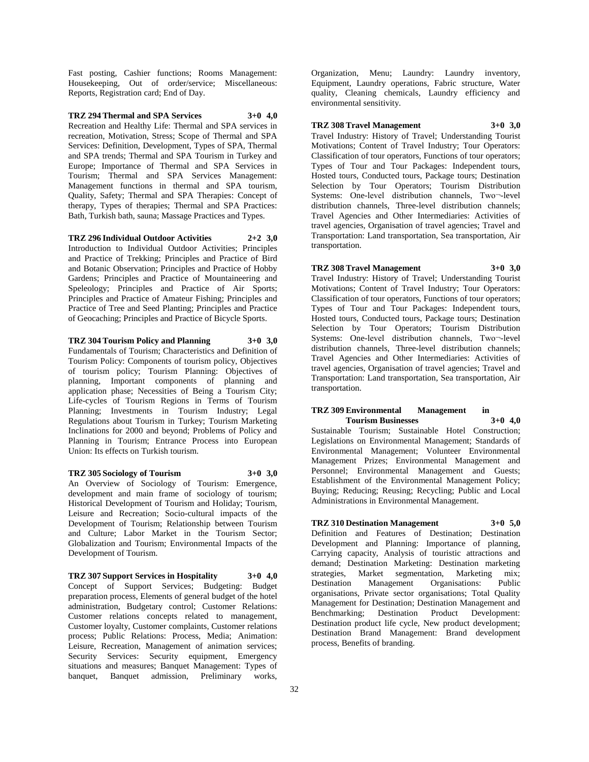Fast posting, Cashier functions; Rooms Management: Housekeeping, Out of order/service; Miscellaneous: Reports, Registration card; End of Day.

**TRZ 294 Thermal and SPA Services 3+0 4,0**
Recreation and Healthy Life: Thermal and SPA services in recreation, Motivation, Stress; Scope of Thermal and SPA Services: Definition, Development, Types of SPA, Thermal and SPA trends; Thermal and SPA Tourism in Turkey and Europe; Importance of Thermal and SPA Services in Tourism; Thermal and SPA Services Management: Management functions in thermal and SPA tourism, Quality, Safety; Thermal and SPA Therapies: Concept of therapy, Types of therapies; Thermal and SPA Practices: Bath, Turkish bath, sauna; Massage Practices and Types.

**TRZ 296 Individual Outdoor Activities 2+2 3,0**
Introduction to Individual Outdoor Activities; Principles and Practice of Trekking; Principles and Practice of Bird and Botanic Observation; Principles and Practice of Hobby Gardens; Principles and Practice of Mountaineering and Speleology; Principles and Practice of Air Sports; Principles and Practice of Amateur Fishing; Principles and Practice of Tree and Seed Planting; Principles and Practice of Geocaching; Principles and Practice of Bicycle Sports.

**TRZ 304 Tourism Policy and Planning 3+0 3,0**
Fundamentals of Tourism; Characteristics and Definition of Tourism Policy: Components of tourism policy, Objectives of tourism policy; Tourism Planning: Objectives of planning, Important components of planning and application phase; Necessities of Being a Tourism City; Life-cycles of Tourism Regions in Terms of Tourism Planning; Investments in Tourism Industry; Legal Regulations about Tourism in Turkey; Tourism Marketing Inclinations for 2000 and beyond; Problems of Policy and Planning in Tourism; Entrance Process into European Union: Its effects on Turkish tourism.

**TRZ 305 Sociology of Tourism 3+0 3,0**
An Overview of Sociology of Tourism: Emergence, development and main frame of sociology of tourism; Historical Development of Tourism and Holiday; Tourism, Leisure and Recreation; Socio-cultural impacts of the Development of Tourism; Relationship between Tourism and Culture; Labor Market in the Tourism Sector; Globalization and Tourism; Environmental Impacts of the Development of Tourism.

**TRZ 307 Support Services in Hospitality 3+0 4,0**
Concept of Support Services; Budgeting: Budget preparation process, Elements of general budget of the hotel administration, Budgetary control; Customer Relations: Customer relations concepts related to management, Customer loyalty, Customer complaints, Customer relations process; Public Relations: Process, Media; Animation: Leisure, Recreation, Management of animation services; Security Services: Security equipment, Emergency situations and measures; Banquet Management: Types of banquet, Banquet admission, Preliminary works, Organization, Menu; Laundry: Laundry inventory, Equipment, Laundry operations, Fabric structure, Water quality, Cleaning chemicals, Laundry efficiency and environmental sensitivity.

**TRZ 308 Travel Management 3+0 3,0**
Travel Industry: History of Travel; Understanding Tourist Motivations; Content of Travel Industry; Tour Operators: Classification of tour operators, Functions of tour operators; Types of Tour and Tour Packages: Independent tours, Hosted tours, Conducted tours, Package tours; Destination Selection by Tour Operators; Tourism Distribution Systems: One-level distribution channels, Two¬-level distribution channels, Three-level distribution channels; Travel Agencies and Other Intermediaries: Activities of travel agencies, Organisation of travel agencies; Travel and Transportation: Land transportation, Sea transportation, Air transportation.

**TRZ 308 Travel Management 3+0 3,0**
Travel Industry: History of Travel; Understanding Tourist Motivations; Content of Travel Industry; Tour Operators: Classification of tour operators, Functions of tour operators; Types of Tour and Tour Packages: Independent tours, Hosted tours, Conducted tours, Package tours; Destination Selection by Tour Operators; Tourism Distribution Systems: One-level distribution channels, Two¬-level distribution channels, Three-level distribution channels; Travel Agencies and Other Intermediaries: Activities of travel agencies, Organisation of travel agencies; Travel and Transportation: Land transportation, Sea transportation, Air transportation.

**TRZ 309 Environmental Management in Tourism Businesses 3+0 4,0**
Sustainable Tourism; Sustainable Hotel Construction; Legislations on Environmental Management; Standards of Environmental Management; Volunteer Environmental Management Prizes; Environmental Management and Personnel; Environmental Management and Guests; Establishment of the Environmental Management Policy; Buying; Reducing; Reusing; Recycling; Public and Local Administrations in Environmental Management.

**TRZ 310 Destination Management 3+0 5,0**
Definition and Features of Destination; Destination Development and Planning: Importance of planning, Carrying capacity, Analysis of touristic attractions and demand; Destination Marketing: Destination marketing strategies, Market segmentation, Marketing mix; Destination Management Organisations: Public organisations, Private sector organisations; Total Quality Management for Destination; Destination Management and Benchmarking; Destination Product Development: Destination product life cycle, New product development; Destination Brand Management: Brand development process, Benefits of branding.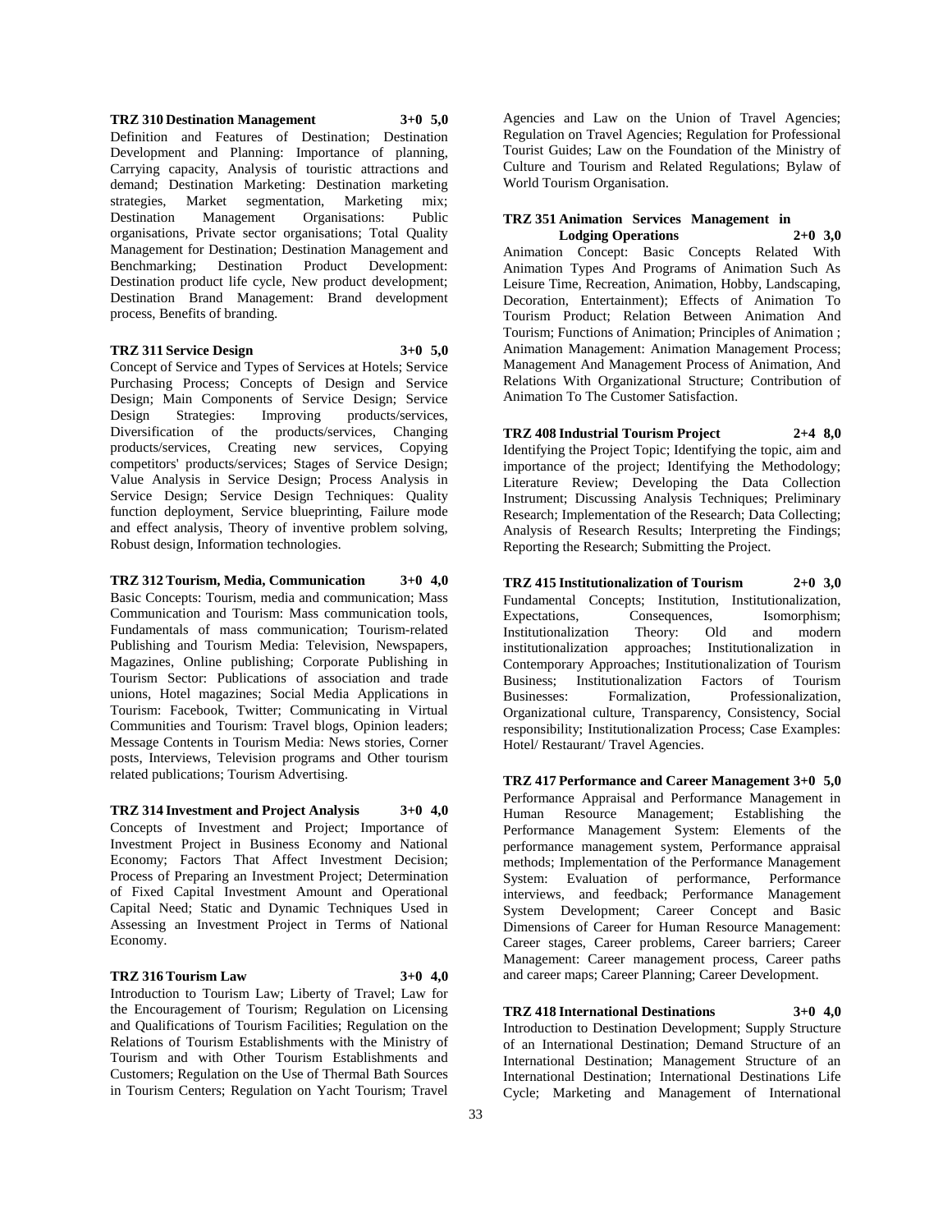**TRZ 310 Destination Management 3+0 5,0**

Definition and Features of Destination; Destination Development and Planning: Importance of planning, Carrying capacity, Analysis of touristic attractions and demand; Destination Marketing: Destination marketing strategies, Market segmentation, Marketing mix; Destination Management Organisations: Public organisations, Private sector organisations; Total Quality Management for Destination; Destination Management and Benchmarking; Destination Product Development: Destination product life cycle, New product development; Destination Brand Management: Brand development process, Benefits of branding.

**TRZ 311 Service Design 3+0 5,0**

Concept of Service and Types of Services at Hotels; Service Purchasing Process; Concepts of Design and Service Design; Main Components of Service Design; Service Design Strategies: Improving products/services, Diversification of the products/services, Changing products/services, Creating new services, Copying competitors' products/services; Stages of Service Design; Value Analysis in Service Design; Process Analysis in Service Design; Service Design Techniques: Quality function deployment, Service blueprinting, Failure mode and effect analysis, Theory of inventive problem solving, Robust design, Information technologies.

**TRZ 312 Tourism, Media, Communication 3+0 4,0**

Basic Concepts: Tourism, media and communication; Mass Communication and Tourism: Mass communication tools, Fundamentals of mass communication; Tourism-related Publishing and Tourism Media: Television, Newspapers, Magazines, Online publishing; Corporate Publishing in Tourism Sector: Publications of association and trade unions, Hotel magazines; Social Media Applications in Tourism: Facebook, Twitter; Communicating in Virtual Communities and Tourism: Travel blogs, Opinion leaders; Message Contents in Tourism Media: News stories, Corner posts, Interviews, Television programs and Other tourism related publications; Tourism Advertising.

**TRZ 314 Investment and Project Analysis 3+0 4,0**

Concepts of Investment and Project; Importance of Investment Project in Business Economy and National Economy; Factors That Affect Investment Decision; Process of Preparing an Investment Project; Determination of Fixed Capital Investment Amount and Operational Capital Need; Static and Dynamic Techniques Used in Assessing an Investment Project in Terms of National Economy.

**TRZ 316 Tourism Law 3+0 4,0**

Introduction to Tourism Law; Liberty of Travel; Law for the Encouragement of Tourism; Regulation on Licensing and Qualifications of Tourism Facilities; Regulation on the Relations of Tourism Establishments with the Ministry of Tourism and with Other Tourism Establishments and Customers; Regulation on the Use of Thermal Bath Sources in Tourism Centers; Regulation on Yacht Tourism; Travel Agencies and Law on the Union of Travel Agencies; Regulation on Travel Agencies; Regulation for Professional Tourist Guides; Law on the Foundation of the Ministry of Culture and Tourism and Related Regulations; Bylaw of World Tourism Organisation.

**TRZ 351 Animation Services Management in Lodging Operations 2+0 3,0**

Animation Concept: Basic Concepts Related With Animation Types And Programs of Animation Such As Leisure Time, Recreation, Animation, Hobby, Landscaping, Decoration, Entertainment); Effects of Animation To Tourism Product; Relation Between Animation And Tourism; Functions of Animation; Principles of Animation ; Animation Management: Animation Management Process; Management And Management Process of Animation, And Relations With Organizational Structure; Contribution of Animation To The Customer Satisfaction.

**TRZ 408 Industrial Tourism Project 2+4 8,0**

Identifying the Project Topic; Identifying the topic, aim and importance of the project; Identifying the Methodology; Literature Review; Developing the Data Collection Instrument; Discussing Analysis Techniques; Preliminary Research; Implementation of the Research; Data Collecting; Analysis of Research Results; Interpreting the Findings; Reporting the Research; Submitting the Project.

**TRZ 415 Institutionalization of Tourism 2+0 3,0**

Fundamental Concepts; Institution, Institutionalization, Expectations, Consequences, Isomorphism; Institutionalization Theory: Old and modern institutionalization approaches; Institutionalization in Contemporary Approaches; Institutionalization of Tourism Business; Institutionalization Factors of Tourism Businesses: Formalization, Professionalization, Organizational culture, Transparency, Consistency, Social responsibility; Institutionalization Process; Case Examples: Hotel/ Restaurant/ Travel Agencies.

**TRZ 417 Performance and Career Management 3+0 5,0**

Performance Appraisal and Performance Management in Human Resource Management; Establishing the Performance Management System: Elements of the performance management system, Performance appraisal methods; Implementation of the Performance Management System: Evaluation of performance, Performance interviews, and feedback; Performance Management System Development; Career Concept and Basic Dimensions of Career for Human Resource Management: Career stages, Career problems, Career barriers; Career Management: Career management process, Career paths and career maps; Career Planning; Career Development.

**TRZ 418 International Destinations 3+0 4,0**

Introduction to Destination Development; Supply Structure of an International Destination; Demand Structure of an International Destination; Management Structure of an International Destination; International Destinations Life Cycle; Marketing and Management of International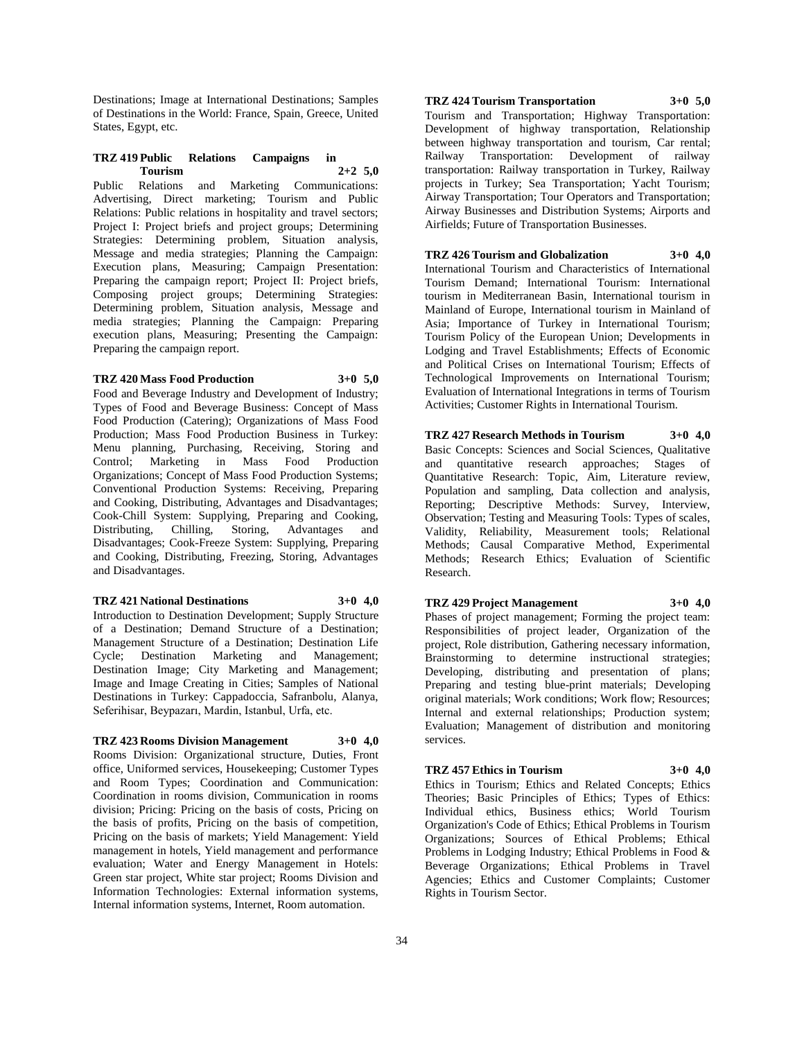Destinations; Image at International Destinations; Samples of Destinations in the World: France, Spain, Greece, United States, Egypt, etc.

**TRZ 419 Public Relations Campaigns in Tourism 2+2 5,0**

Public Relations and Marketing Communications: Advertising, Direct marketing; Tourism and Public Relations: Public relations in hospitality and travel sectors; Project I: Project briefs and project groups; Determining Strategies: Determining problem, Situation analysis, Message and media strategies; Planning the Campaign: Execution plans, Measuring; Campaign Presentation: Preparing the campaign report; Project II: Project briefs, Composing project groups; Determining Strategies: Determining problem, Situation analysis, Message and media strategies; Planning the Campaign: Preparing execution plans, Measuring; Presenting the Campaign: Preparing the campaign report.

**TRZ 420 Mass Food Production 3+0 5,0**

Food and Beverage Industry and Development of Industry; Types of Food and Beverage Business: Concept of Mass Food Production (Catering); Organizations of Mass Food Production; Mass Food Production Business in Turkey: Menu planning, Purchasing, Receiving, Storing and Control; Marketing in Mass Food Production Organizations; Concept of Mass Food Production Systems; Conventional Production Systems: Receiving, Preparing and Cooking, Distributing, Advantages and Disadvantages; Cook-Chill System: Supplying, Preparing and Cooking, Distributing, Chilling, Storing, Advantages and Disadvantages; Cook-Freeze System: Supplying, Preparing and Cooking, Distributing, Freezing, Storing, Advantages and Disadvantages.

**TRZ 421 National Destinations 3+0 4,0**

Introduction to Destination Development; Supply Structure of a Destination; Demand Structure of a Destination; Management Structure of a Destination; Destination Life Cycle; Destination Marketing and Management; Destination Image; City Marketing and Management; Image and Image Creating in Cities; Samples of National Destinations in Turkey: Cappadoccia, Safranbolu, Alanya, Seferihisar, Beypazarı, Mardin, Istanbul, Urfa, etc.

**TRZ 423 Rooms Division Management 3+0 4,0**

Rooms Division: Organizational structure, Duties, Front office, Uniformed services, Housekeeping; Customer Types and Room Types; Coordination and Communication: Coordination in rooms division, Communication in rooms division; Pricing: Pricing on the basis of costs, Pricing on the basis of profits, Pricing on the basis of competition, Pricing on the basis of markets; Yield Management: Yield management in hotels, Yield management and performance evaluation; Water and Energy Management in Hotels: Green star project, White star project; Rooms Division and Information Technologies: External information systems, Internal information systems, Internet, Room automation.

**TRZ 424 Tourism Transportation 3+0 5,0**

Tourism and Transportation; Highway Transportation: Development of highway transportation, Relationship between highway transportation and tourism, Car rental; Railway Transportation: Development of railway transportation: Railway transportation in Turkey, Railway projects in Turkey; Sea Transportation; Yacht Tourism; Airway Transportation; Tour Operators and Transportation; Airway Businesses and Distribution Systems; Airports and Airfields; Future of Transportation Businesses.

**TRZ 426 Tourism and Globalization 3+0 4,0**

International Tourism and Characteristics of International Tourism Demand; International Tourism: International tourism in Mediterranean Basin, International tourism in Mainland of Europe, International tourism in Mainland of Asia; Importance of Turkey in International Tourism; Tourism Policy of the European Union; Developments in Lodging and Travel Establishments; Effects of Economic and Political Crises on International Tourism; Effects of Technological Improvements on International Tourism; Evaluation of International Integrations in terms of Tourism Activities; Customer Rights in International Tourism.

**TRZ 427 Research Methods in Tourism 3+0 4,0**

Basic Concepts: Sciences and Social Sciences, Qualitative and quantitative research approaches; Stages of Quantitative Research: Topic, Aim, Literature review, Population and sampling, Data collection and analysis, Reporting; Descriptive Methods: Survey, Interview, Observation; Testing and Measuring Tools: Types of scales, Validity, Reliability, Measurement tools; Relational Methods; Causal Comparative Method, Experimental Methods; Research Ethics; Evaluation of Scientific Research.

**TRZ 429 Project Management 3+0 4,0**

Phases of project management; Forming the project team: Responsibilities of project leader, Organization of the project, Role distribution, Gathering necessary information, Brainstorming to determine instructional strategies; Developing, distributing and presentation of plans; Preparing and testing blue-print materials; Developing original materials; Work conditions; Work flow; Resources; Internal and external relationships; Production system; Evaluation; Management of distribution and monitoring services.

**TRZ 457 Ethics in Tourism 3+0 4,0**

Ethics in Tourism; Ethics and Related Concepts; Ethics Theories; Basic Principles of Ethics; Types of Ethics: Individual ethics, Business ethics; World Tourism Organization's Code of Ethics; Ethical Problems in Tourism Organizations; Sources of Ethical Problems; Ethical Problems in Lodging Industry; Ethical Problems in Food & Beverage Organizations; Ethical Problems in Travel Agencies; Ethics and Customer Complaints; Customer Rights in Tourism Sector.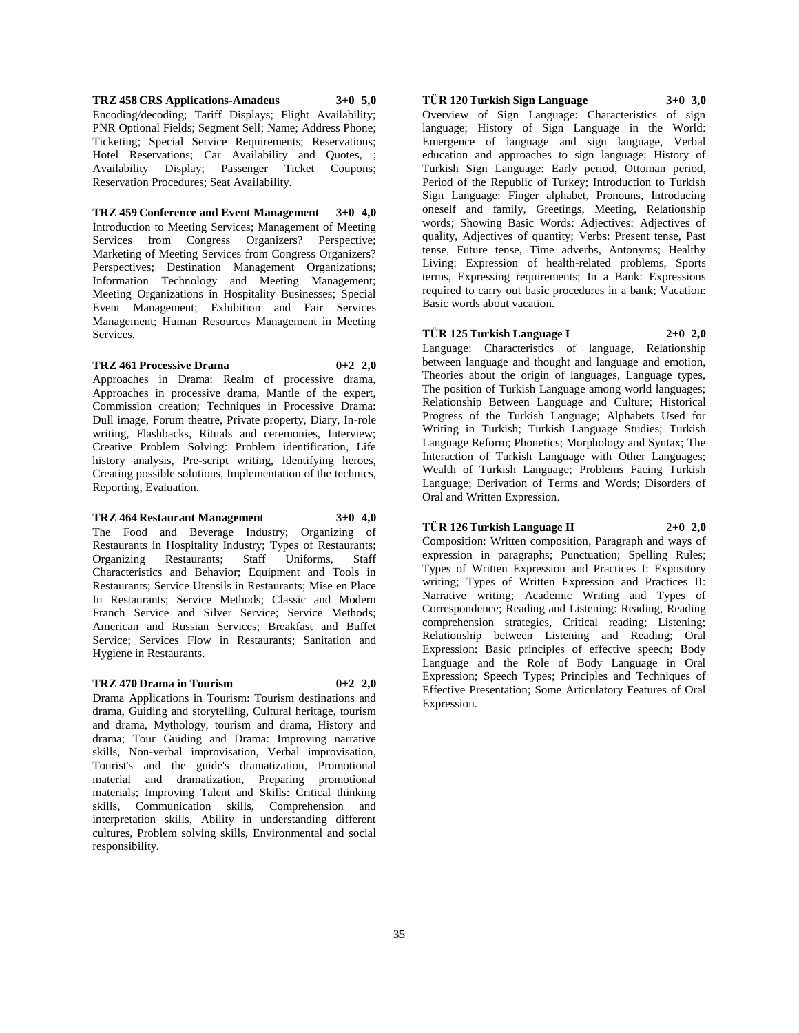**TRZ 458 CRS Applications-Amadeus 3+0 5,0**

Encoding/decoding; Tariff Displays; Flight Availability; PNR Optional Fields; Segment Sell; Name; Address Phone; Ticketing; Special Service Requirements; Reservations; Hotel Reservations; Car Availability and Quotes, ; Availability Display; Passenger Ticket Coupons; Reservation Procedures; Seat Availability.

**TRZ 459 Conference and Event Management 3+0 4,0**

Introduction to Meeting Services; Management of Meeting Services from Congress Organizers? Perspective; Marketing of Meeting Services from Congress Organizers? Perspectives; Destination Management Organizations; Information Technology and Meeting Management; Meeting Organizations in Hospitality Businesses; Special Event Management; Exhibition and Fair Services Management; Human Resources Management in Meeting Services.

**TRZ 461 Processive Drama 0+2 2,0**

Approaches in Drama: Realm of processive drama, Approaches in processive drama, Mantle of the expert, Commission creation; Techniques in Processive Drama: Dull image, Forum theatre, Private property, Diary, In-role writing, Flashbacks, Rituals and ceremonies, Interview; Creative Problem Solving: Problem identification, Life history analysis, Pre-script writing, Identifying heroes, Creating possible solutions, Implementation of the technics, Reporting, Evaluation.

**TRZ 464 Restaurant Management 3+0 4,0**

The Food and Beverage Industry; Organizing of Restaurants in Hospitality Industry; Types of Restaurants; Organizing Restaurants; Staff Uniforms, Staff Characteristics and Behavior; Equipment and Tools in Restaurants; Service Utensils in Restaurants; Mise en Place In Restaurants; Service Methods; Classic and Modern Franch Service and Silver Service; Service Methods; American and Russian Services; Breakfast and Buffet Service; Services Flow in Restaurants; Sanitation and Hygiene in Restaurants.

**TRZ 470 Drama in Tourism 0+2 2,0**

Drama Applications in Tourism: Tourism destinations and drama, Guiding and storytelling, Cultural heritage, tourism and drama, Mythology, tourism and drama, History and drama; Tour Guiding and Drama: Improving narrative skills, Non-verbal improvisation, Verbal improvisation, Tourist's and the guide's dramatization, Promotional material and dramatization, Preparing promotional materials; Improving Talent and Skills: Critical thinking skills, Communication skills, Comprehension and interpretation skills, Ability in understanding different cultures, Problem solving skills, Environmental and social responsibility.

**TÜR 120 Turkish Sign Language 3+0 3,0**

Overview of Sign Language: Characteristics of sign language; History of Sign Language in the World: Emergence of language and sign language, Verbal education and approaches to sign language; History of Turkish Sign Language: Early period, Ottoman period, Period of the Republic of Turkey; Introduction to Turkish Sign Language: Finger alphabet, Pronouns, Introducing oneself and family, Greetings, Meeting, Relationship words; Showing Basic Words: Adjectives: Adjectives of quality, Adjectives of quantity; Verbs: Present tense, Past tense, Future tense, Time adverbs, Antonyms; Healthy Living: Expression of health-related problems, Sports terms, Expressing requirements; In a Bank: Expressions required to carry out basic procedures in a bank; Vacation: Basic words about vacation.

**TÜR 125 Turkish Language I 2+0 2,0**

Language: Characteristics of language, Relationship between language and thought and language and emotion, Theories about the origin of languages, Language types, The position of Turkish Language among world languages; Relationship Between Language and Culture; Historical Progress of the Turkish Language; Alphabets Used for Writing in Turkish; Turkish Language Studies; Turkish Language Reform; Phonetics; Morphology and Syntax; The Interaction of Turkish Language with Other Languages; Wealth of Turkish Language; Problems Facing Turkish Language; Derivation of Terms and Words; Disorders of Oral and Written Expression.

**TÜR 126 Turkish Language II 2+0 2,0**

Composition: Written composition, Paragraph and ways of expression in paragraphs; Punctuation; Spelling Rules; Types of Written Expression and Practices I: Expository writing; Types of Written Expression and Practices II: Narrative writing; Academic Writing and Types of Correspondence; Reading and Listening: Reading, Reading comprehension strategies, Critical reading; Listening; Relationship between Listening and Reading; Oral Expression: Basic principles of effective speech; Body Language and the Role of Body Language in Oral Expression; Speech Types; Principles and Techniques of Effective Presentation; Some Articulatory Features of Oral Expression.